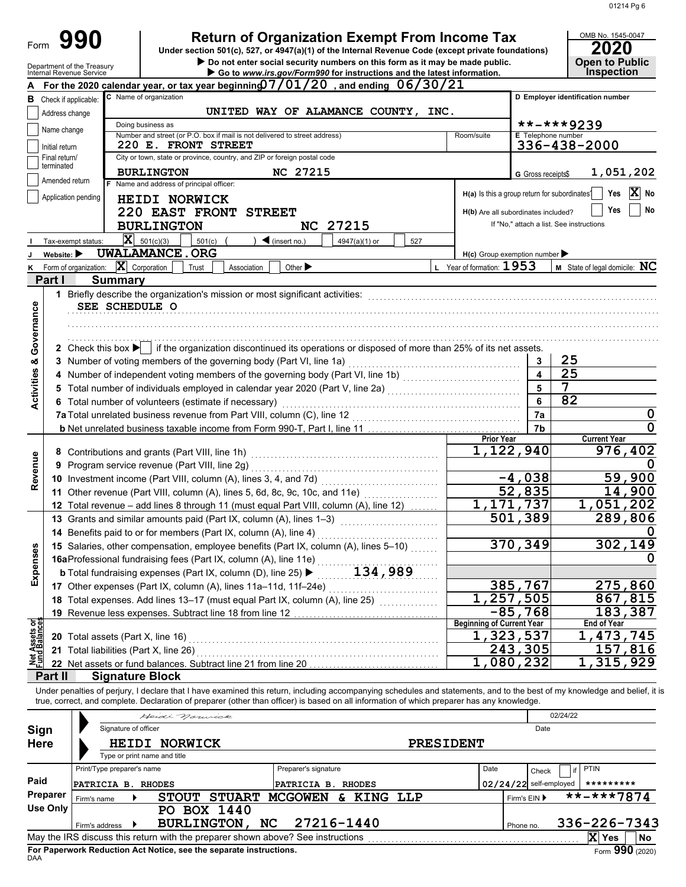# Form 990

## Return of Organization Exempt From Income Tax

Under section 501(c), 527, or 4947(a)(1) of the Internal Revenue Code (except private foundations)

▶ Do not enter social security numbers on this form as it may be made public.

▶ Go to www.irs.gov/Form990 for instructions and the latest information.

Department of the Treasury
Internal Revenue Service

OMB No. 1545-0047

**2020**

**Open to Public Inspection**

**A** For the 2020 calendar year, or tax year beginning 07/01/20, and ending 06/30/21

**B** Check if applicable:
- [ ] Address change
- [ ] Name change
- [ ] Initial return
- [ ] Final return/terminated
- [ ] Amended return
- [ ] Application pending

**C** Name of organization: UNITED WAY OF ALAMANCE COUNTY, INC.

Doing business as:

Number and street (or P.O. box if mail is not delivered to street address): 220 E. FRONT STREET | Room/suite:

City or town, state or province, country, and ZIP or foreign postal code: BURLINGTON NC 27215

**D** Employer identification number: \*\*-\*\*\*9239

**E** Telephone number: 336-438-2000

**G** Gross receipts $ 1,051,202

**F** Name and address of principal officer:
HEIDI NORWICK
220 EAST FRONT STREET
BURLINGTON NC 27215

**H(a)** Is this a group return for subordinates? [ ] Yes [X] No

**H(b)** Are all subordinates included? [ ] Yes [ ] No
If "No," attach a list. See instructions

**H(c)** Group exemption number ▶

**I** Tax-exempt status: [X] 501(c)(3) [ ] 501(c) ( ) ◀ (insert no.) [ ] 4947(a)(1) or [ ] 527

**J** Website: ▶ UWALAMANCE.ORG

**K** Form of organization: [X] Corporation [ ] Trust [ ] Association [ ] Other ▶

**L** Year of formation: 1953

**M** State of legal domicile: NC

## Part I Summary

**Activities & Governance**

1 Briefly describe the organization's mission or most significant activities:
SEE SCHEDULE O

2 Check this box ▶ [ ] if the organization discontinued its operations or disposed of more than 25% of its net assets.

| | | | |
|---|---|---|---|
| 3 | Number of voting members of the governing body (Part VI, line 1a) | 3 | 25 |
| 4 | Number of independent voting members of the governing body (Part VI, line 1b) | 4 | 25 |
| 5 | Total number of individuals employed in calendar year 2020 (Part V, line 2a) | 5 | 7 |
| 6 | Total number of volunteers (estimate if necessary) | 6 | 82 |
| 7a | Total unrelated business revenue from Part VIII, column (C), line 12 | 7a | 0 |
| b | Net unrelated business taxable income from Form 990-T, Part I, line 11 | 7b | 0 |

| | | Prior Year | Current Year |
|---|---|---|---|
| **Revenue** | | | |
| 8 | Contributions and grants (Part VIII, line 1h) | 1,122,940 | 976,402 |
| 9 | Program service revenue (Part VIII, line 2g) | | 0 |
| 10 | Investment income (Part VIII, column (A), lines 3, 4, and 7d) | -4,038 | 59,900 |
| 11 | Other revenue (Part VIII, column (A), lines 5, 6d, 8c, 9c, 10c, and 11e) | 52,835 | 14,900 |
| 12 | Total revenue – add lines 8 through 11 (must equal Part VIII, column (A), line 12) | 1,171,737 | 1,051,202 |
| **Expenses** | | | |
| 13 | Grants and similar amounts paid (Part IX, column (A), lines 1–3) | 501,389 | 289,806 |
| 14 | Benefits paid to or for members (Part IX, column (A), line 4) | | 0 |
| 15 | Salaries, other compensation, employee benefits (Part IX, column (A), lines 5–10) | 370,349 | 302,149 |
| 16a | Professional fundraising fees (Part IX, column (A), line 11e) | | 0 |
| b | Total fundraising expenses (Part IX, column (D), line 25) ▶ 134,989 | | |
| 17 | Other expenses (Part IX, column (A), lines 11a–11d, 11f–24e) | 385,767 | 275,860 |
| 18 | Total expenses. Add lines 13–17 (must equal Part IX, column (A), line 25) | 1,257,505 | 867,815 |
| 19 | Revenue less expenses. Subtract line 18 from line 12 | -85,768 | 183,387 |
| **Net Assets or Fund Balances** | | **Beginning of Current Year** | **End of Year** |
| 20 | Total assets (Part X, line 16) | 1,323,537 | 1,473,745 |
| 21 | Total liabilities (Part X, line 26) | 243,305 | 157,816 |
| 22 | Net assets or fund balances. Subtract line 21 from line 20 | 1,080,232 | 1,315,929 |

## Part II Signature Block

Under penalties of perjury, I declare that I have examined this return, including accompanying schedules and statements, and to the best of my knowledge and belief, it is true, correct, and complete. Declaration of preparer (other than officer) is based on all information of which preparer has any knowledge.

**Sign Here**

Signature of officer: Heidi Norwick | Date: 02/24/22

HEIDI NORWICK PRESIDENT
Type or print name and title

**Paid Preparer Use Only**

| Print/Type preparer's name | Preparer's signature | Date | Check [ ] if self-employed | PTIN |
|---|---|---|---|---|
| PATRICIA B. RHODES | PATRICIA B. RHODES | 02/24/22 | | \*\*\*\*\*\*\*\*\* |

Firm's name ▶ STOUT STUART MCGOWEN & KING LLP | Firm's EIN ▶ \*\*-\*\*\*7874

Firm's address ▶ PO BOX 1440, BURLINGTON, NC 27216-1440 | Phone no. 336-226-7343

May the IRS discuss this return with the preparer shown above? See instructions [X] Yes [ ] No

For Paperwork Reduction Act Notice, see the separate instructions.

DAA Form 990 (2020)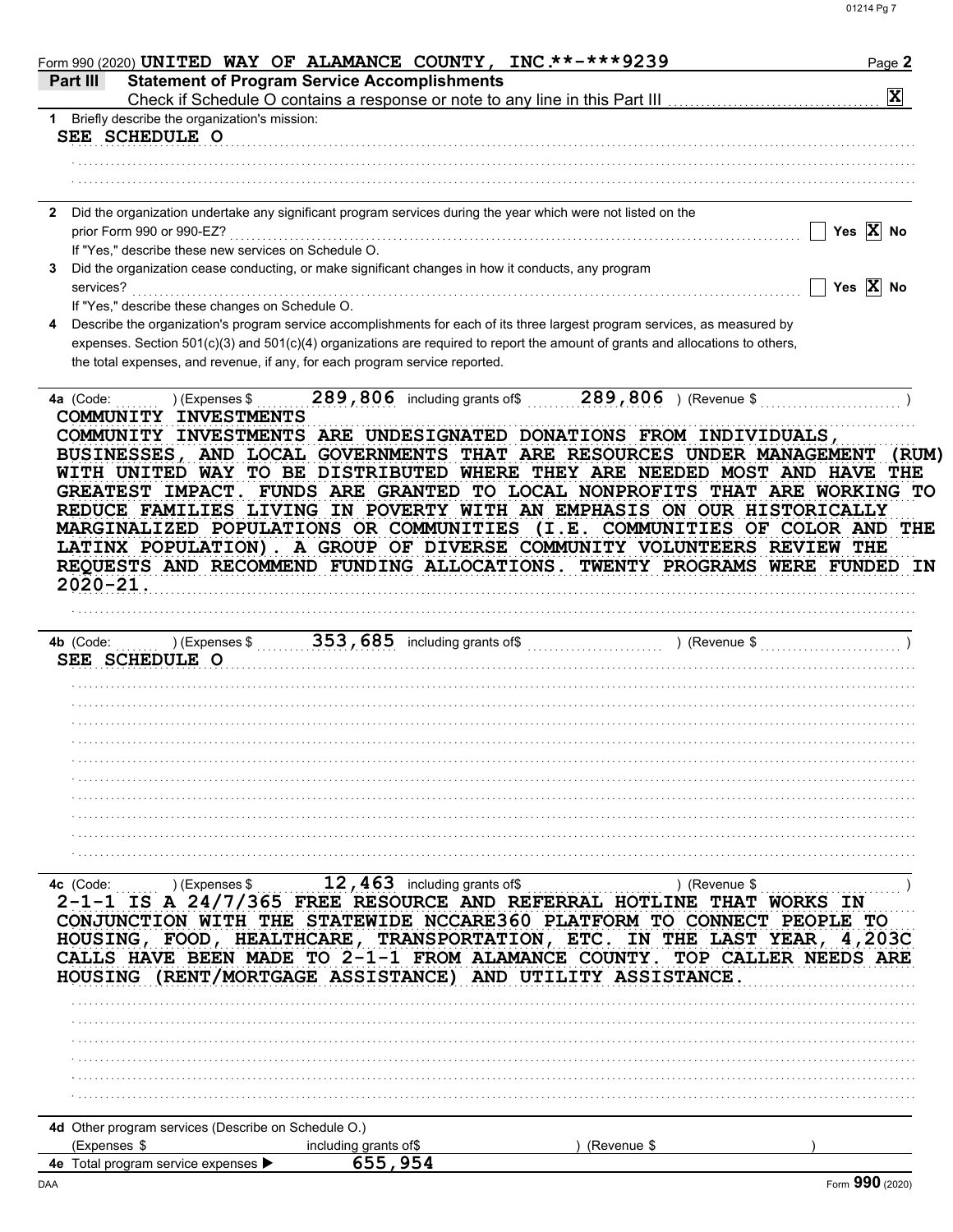Form 990 (2020) UNITED WAY OF ALAMANCE COUNTY, INC.**-***9239

## Part III Statement of Program Service Accomplishments

Check if Schedule O contains a response or note to any line in this Part III [X]

**1** Briefly describe the organization's mission:

SEE SCHEDULE O

**2** Did the organization undertake any significant program services during the year which were not listed on the prior Form 990 or 990-EZ? [ ] Yes [X] No

If "Yes," describe these new services on Schedule O.

**3** Did the organization cease conducting, or make significant changes in how it conducts, any program services? [ ] Yes [X] No

If "Yes," describe these changes on Schedule O.

**4** Describe the organization's program service accomplishments for each of its three largest program services, as measured by expenses. Section 501(c)(3) and 501(c)(4) organizations are required to report the amount of grants and allocations to others, the total expenses, and revenue, if any, for each program service reported.

**4a** (Code: ) (Expenses $ 289,806 including grants of$ 289,806 ) (Revenue $ )

COMMUNITY INVESTMENTS

COMMUNITY INVESTMENTS ARE UNDESIGNATED DONATIONS FROM INDIVIDUALS, BUSINESSES, AND LOCAL GOVERNMENTS THAT ARE RESOURCES UNDER MANAGEMENT (RUM) WITH UNITED WAY TO BE DISTRIBUTED WHERE THEY ARE NEEDED MOST AND HAVE THE GREATEST IMPACT. FUNDS ARE GRANTED TO LOCAL NONPROFITS THAT ARE WORKING TO REDUCE FAMILIES LIVING IN POVERTY WITH AN EMPHASIS ON OUR HISTORICALLY MARGINALIZED POPULATIONS OR COMMUNITIES (I.E. COMMUNITIES OF COLOR AND THE LATINX POPULATION). A GROUP OF DIVERSE COMMUNITY VOLUNTEERS REVIEW THE REQUESTS AND RECOMMEND FUNDING ALLOCATIONS. TWENTY PROGRAMS WERE FUNDED IN 2020-21.

**4b** (Code: ) (Expenses $ 353,685 including grants of$ ) (Revenue $ )

SEE SCHEDULE O

**4c** (Code: ) (Expenses $ 12,463 including grants of$ ) (Revenue $ )

2-1-1 IS A 24/7/365 FREE RESOURCE AND REFERRAL HOTLINE THAT WORKS IN CONJUNCTION WITH THE STATEWIDE NCCARE360 PLATFORM TO CONNECT PEOPLE TO HOUSING, FOOD, HEALTHCARE, TRANSPORTATION, ETC. IN THE LAST YEAR, 4,203C CALLS HAVE BEEN MADE TO 2-1-1 FROM ALAMANCE COUNTY. TOP CALLER NEEDS ARE HOUSING (RENT/MORTGAGE ASSISTANCE) AND UTILITY ASSISTANCE.

**4d** Other program services (Describe on Schedule O.)

(Expenses $ including grants of$ ) (Revenue $ )

**4e** Total program service expenses ▶ 655,954

Form **990** (2020)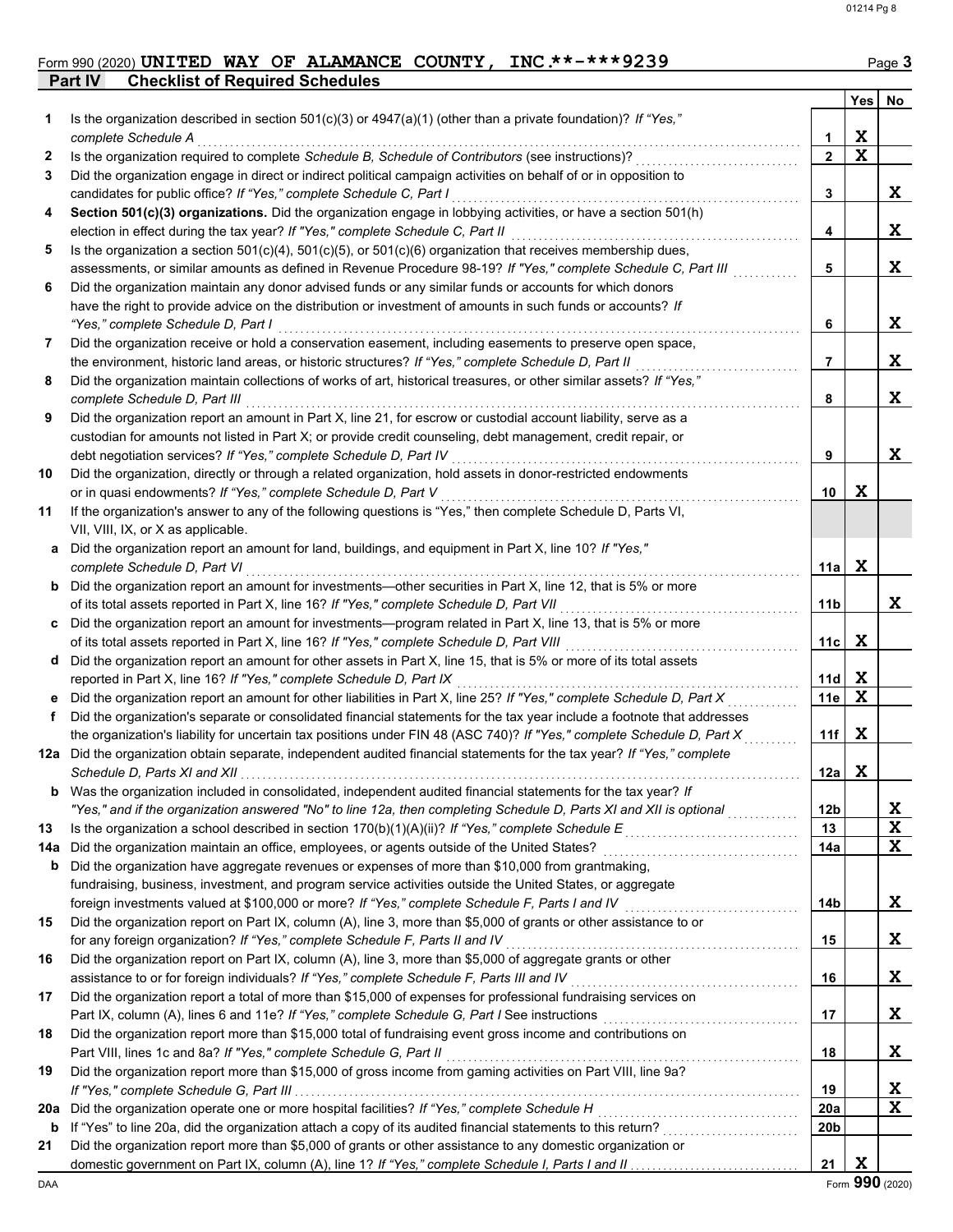Form 990 (2020) **UNITED WAY OF ALAMANCE COUNTY, INC.**-***9239**

## Part IV Checklist of Required Schedules

| | | | Yes | No |
|---|---|---|---|---|
| **1** | Is the organization described in section 501(c)(3) or 4947(a)(1) (other than a private foundation)? *If "Yes," complete Schedule A* | 1 | X | |
| **2** | Is the organization required to complete *Schedule B, Schedule of Contributors* (see instructions)? | 2 | X | |
| **3** | Did the organization engage in direct or indirect political campaign activities on behalf of or in opposition to candidates for public office? *If "Yes," complete Schedule C, Part I* | 3 | | X |
| **4** | **Section 501(c)(3) organizations.** Did the organization engage in lobbying activities, or have a section 501(h) election in effect during the tax year? *If "Yes," complete Schedule C, Part II* | 4 | | X |
| **5** | Is the organization a section 501(c)(4), 501(c)(5), or 501(c)(6) organization that receives membership dues, assessments, or similar amounts as defined in Revenue Procedure 98-19? *If "Yes," complete Schedule C, Part III* | 5 | | X |
| **6** | Did the organization maintain any donor advised funds or any similar funds or accounts for which donors have the right to provide advice on the distribution or investment of amounts in such funds or accounts? *If "Yes," complete Schedule D, Part I* | 6 | | X |
| **7** | Did the organization receive or hold a conservation easement, including easements to preserve open space, the environment, historic land areas, or historic structures? *If "Yes," complete Schedule D, Part II* | 7 | | X |
| **8** | Did the organization maintain collections of works of art, historical treasures, or other similar assets? *If "Yes," complete Schedule D, Part III* | 8 | | X |
| **9** | Did the organization report an amount in Part X, line 21, for escrow or custodial account liability, serve as a custodian for amounts not listed in Part X; or provide credit counseling, debt management, credit repair, or debt negotiation services? *If "Yes," complete Schedule D, Part IV* | 9 | | X |
| **10** | Did the organization, directly or through a related organization, hold assets in donor-restricted endowments or in quasi endowments? *If "Yes," complete Schedule D, Part V* | 10 | X | |
| **11** | If the organization's answer to any of the following questions is "Yes," then complete Schedule D, Parts VI, VII, VIII, IX, or X as applicable. | | | |
| **a** | Did the organization report an amount for land, buildings, and equipment in Part X, line 10? *If "Yes," complete Schedule D, Part VI* | 11a | X | |
| **b** | Did the organization report an amount for investments—other securities in Part X, line 12, that is 5% or more of its total assets reported in Part X, line 16? *If "Yes," complete Schedule D, Part VII* | 11b | | X |
| **c** | Did the organization report an amount for investments—program related in Part X, line 13, that is 5% or more of its total assets reported in Part X, line 16? *If "Yes," complete Schedule D, Part VIII* | 11c | X | |
| **d** | Did the organization report an amount for other assets in Part X, line 15, that is 5% or more of its total assets reported in Part X, line 16? *If "Yes," complete Schedule D, Part IX* | 11d | X | |
| **e** | Did the organization report an amount for other liabilities in Part X, line 25? *If "Yes," complete Schedule D, Part X* | 11e | X | |
| **f** | Did the organization's separate or consolidated financial statements for the tax year include a footnote that addresses the organization's liability for uncertain tax positions under FIN 48 (ASC 740)? *If "Yes," complete Schedule D, Part X* | 11f | X | |
| **12a** | Did the organization obtain separate, independent audited financial statements for the tax year? *If "Yes," complete Schedule D, Parts XI and XII* | 12a | X | |
| **b** | Was the organization included in consolidated, independent audited financial statements for the tax year? *If "Yes," and if the organization answered "No" to line 12a, then completing Schedule D, Parts XI and XII is optional* | 12b | | X |
| **13** | Is the organization a school described in section 170(b)(1)(A)(ii)? *If "Yes," complete Schedule E* | 13 | | X |
| **14a** | Did the organization maintain an office, employees, or agents outside of the United States? | 14a | | X |
| **b** | Did the organization have aggregate revenues or expenses of more than $10,000 from grantmaking, fundraising, business, investment, and program service activities outside the United States, or aggregate foreign investments valued at $100,000 or more? *If "Yes," complete Schedule F, Parts I and IV* | 14b | | X |
| **15** | Did the organization report on Part IX, column (A), line 3, more than $5,000 of grants or other assistance to or for any foreign organization? *If "Yes," complete Schedule F, Parts II and IV* | 15 | | X |
| **16** | Did the organization report on Part IX, column (A), line 3, more than $5,000 of aggregate grants or other assistance to or for foreign individuals? *If "Yes," complete Schedule F, Parts III and IV* | 16 | | X |
| **17** | Did the organization report a total of more than $15,000 of expenses for professional fundraising services on Part IX, column (A), lines 6 and 11e? *If "Yes," complete Schedule G, Part I* See instructions | 17 | | X |
| **18** | Did the organization report more than $15,000 total of fundraising event gross income and contributions on Part VIII, lines 1c and 8a? *If "Yes," complete Schedule G, Part II* | 18 | | X |
| **19** | Did the organization report more than $15,000 of gross income from gaming activities on Part VIII, line 9a? *If "Yes," complete Schedule G, Part III* | 19 | | X |
| **20a** | Did the organization operate one or more hospital facilities? *If "Yes," complete Schedule H* | 20a | | X |
| **b** | If "Yes" to line 20a, did the organization attach a copy of its audited financial statements to this return? | 20b | | |
| **21** | Did the organization report more than $5,000 of grants or other assistance to any domestic organization or domestic government on Part IX, column (A), line 1? *If "Yes," complete Schedule I, Parts I and II* | 21 | X | |

Form **990** (2020)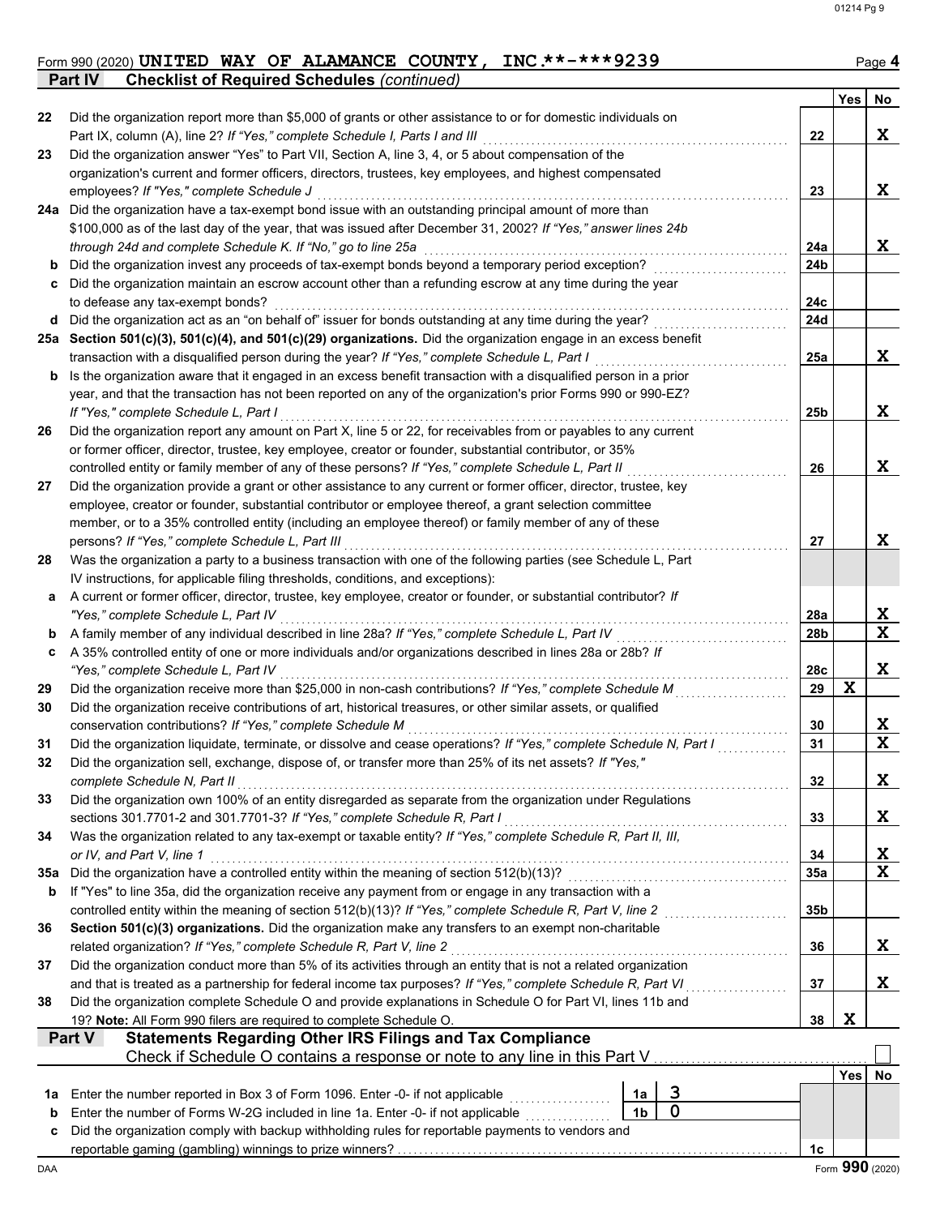Form 990 (2020) **UNITED WAY OF ALAMANCE COUNTY, INC.**-***9239** Page **4**

**Part IV Checklist of Required Schedules** *(continued)*

| | | | Yes | No |
|---|---|---|---|---|
| 22 | Did the organization report more than $5,000 of grants or other assistance to or for domestic individuals on Part IX, column (A), line 2? *If "Yes," complete Schedule I, Parts I and III* | 22 | | X |
| 23 | Did the organization answer "Yes" to Part VII, Section A, line 3, 4, or 5 about compensation of the organization's current and former officers, directors, trustees, key employees, and highest compensated employees? *If "Yes," complete Schedule J* | 23 | | X |
| 24a | Did the organization have a tax-exempt bond issue with an outstanding principal amount of more than $100,000 as of the last day of the year, that was issued after December 31, 2002? *If "Yes," answer lines 24b through 24d and complete Schedule K. If "No," go to line 25a* | 24a | | X |
| b | Did the organization invest any proceeds of tax-exempt bonds beyond a temporary period exception? | 24b | | |
| c | Did the organization maintain an escrow account other than a refunding escrow at any time during the year to defease any tax-exempt bonds? | 24c | | |
| d | Did the organization act as an "on behalf of" issuer for bonds outstanding at any time during the year? | 24d | | |
| 25a | **Section 501(c)(3), 501(c)(4), and 501(c)(29) organizations.** Did the organization engage in an excess benefit transaction with a disqualified person during the year? *If "Yes," complete Schedule L, Part I* | 25a | | X |
| b | Is the organization aware that it engaged in an excess benefit transaction with a disqualified person in a prior year, and that the transaction has not been reported on any of the organization's prior Forms 990 or 990-EZ? *If "Yes," complete Schedule L, Part I* | 25b | | X |
| 26 | Did the organization report any amount on Part X, line 5 or 22, for receivables from or payables to any current or former officer, director, trustee, key employee, creator or founder, substantial contributor, or 35% controlled entity or family member of any of these persons? *If "Yes," complete Schedule L, Part II* | 26 | | X |
| 27 | Did the organization provide a grant or other assistance to any current or former officer, director, trustee, key employee, creator or founder, substantial contributor or employee thereof, a grant selection committee member, or to a 35% controlled entity (including an employee thereof) or family member of any of these persons? *If "Yes," complete Schedule L, Part III* | 27 | | X |
| 28 | Was the organization a party to a business transaction with one of the following parties (see Schedule L, Part IV instructions, for applicable filing thresholds, conditions, and exceptions): | | | |
| a | A current or former officer, director, trustee, key employee, creator or founder, or substantial contributor? *If "Yes," complete Schedule L, Part IV* | 28a | | X |
| b | A family member of any individual described in line 28a? *If "Yes," complete Schedule L, Part IV* | 28b | | X |
| c | A 35% controlled entity of one or more individuals and/or organizations described in lines 28a or 28b? *If "Yes," complete Schedule L, Part IV* | 28c | | X |
| 29 | Did the organization receive more than $25,000 in non-cash contributions? *If "Yes," complete Schedule M* | 29 | X | |
| 30 | Did the organization receive contributions of art, historical treasures, or other similar assets, or qualified conservation contributions? *If "Yes," complete Schedule M* | 30 | | X |
| 31 | Did the organization liquidate, terminate, or dissolve and cease operations? *If "Yes," complete Schedule N, Part I* | 31 | | X |
| 32 | Did the organization sell, exchange, dispose of, or transfer more than 25% of its net assets? *If "Yes," complete Schedule N, Part II* | 32 | | X |
| 33 | Did the organization own 100% of an entity disregarded as separate from the organization under Regulations sections 301.7701-2 and 301.7701-3? *If "Yes," complete Schedule R, Part I* | 33 | | X |
| 34 | Was the organization related to any tax-exempt or taxable entity? *If "Yes," complete Schedule R, Part II, III, or IV, and Part V, line 1* | 34 | | X |
| 35a | Did the organization have a controlled entity within the meaning of section 512(b)(13)? | 35a | | X |
| b | If "Yes" to line 35a, did the organization receive any payment from or engage in any transaction with a controlled entity within the meaning of section 512(b)(13)? *If "Yes," complete Schedule R, Part V, line 2* | 35b | | |
| 36 | **Section 501(c)(3) organizations.** Did the organization make any transfers to an exempt non-charitable related organization? *If "Yes," complete Schedule R, Part V, line 2* | 36 | | X |
| 37 | Did the organization conduct more than 5% of its activities through an entity that is not a related organization and that is treated as a partnership for federal income tax purposes? *If "Yes," complete Schedule R, Part VI* | 37 | | X |
| 38 | Did the organization complete Schedule O and provide explanations in Schedule O for Part VI, lines 11b and 19? **Note:** All Form 990 filers are required to complete Schedule O. | 38 | X | |

**Part V Statements Regarding Other IRS Filings and Tax Compliance**

Check if Schedule O contains a response or note to any line in this Part V ☐

| | | | | | Yes | No |
|---|---|---|---|---|---|---|
| 1a | Enter the number reported in Box 3 of Form 1096. Enter -0- if not applicable | 1a | 3 | | | |
| b | Enter the number of Forms W-2G included in line 1a. Enter -0- if not applicable | 1b | 0 | | | |
| c | Did the organization comply with backup withholding rules for reportable payments to vendors and reportable gaming (gambling) winnings to prize winners? | | | 1c | | |

DAA Form **990** (2020)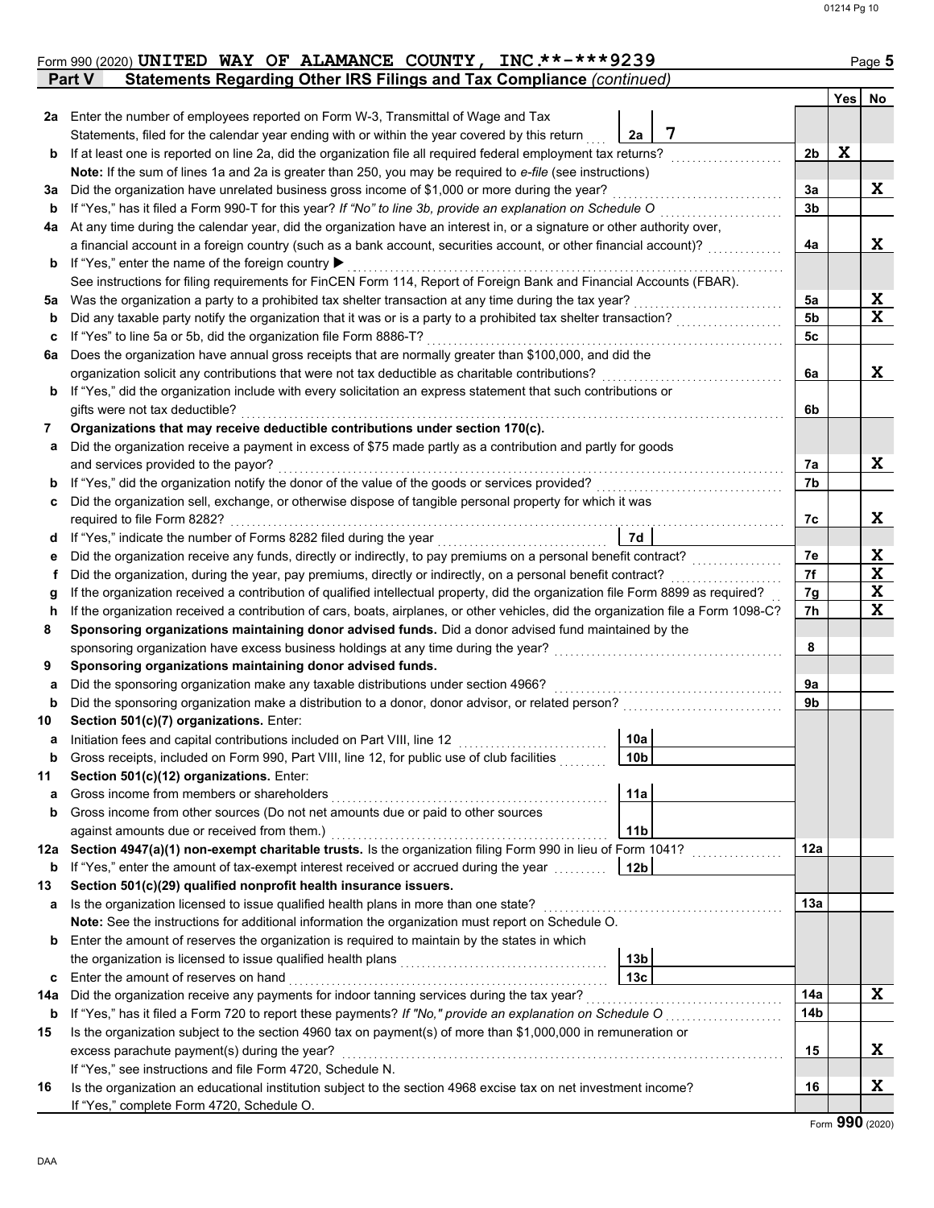Form 990 (2020) **UNITED WAY OF ALAMANCE COUNTY, INC.\*\*-\*\*\*9239** Page **5**

## Part V Statements Regarding Other IRS Filings and Tax Compliance *(continued)*

| | | | | Yes | No |
|---|---|---|---|---|---|
| **2a** | Enter the number of employees reported on Form W-3, Transmittal of Wage and Tax Statements, filed for the calendar year ending with or within the year covered by this return | 2a 7 | | | |
| **b** | If at least one is reported on line 2a, did the organization file all required federal employment tax returns? | | 2b | X | |
| | **Note:** If the sum of lines 1a and 2a is greater than 250, you may be required to *e-file* (see instructions) | | | | |
| **3a** | Did the organization have unrelated business gross income of $1,000 or more during the year? | | 3a | | X |
| **b** | If "Yes," has it filed a Form 990-T for this year? *If "No" to line 3b, provide an explanation on Schedule O* | | 3b | | |
| **4a** | At any time during the calendar year, did the organization have an interest in, or a signature or other authority over, a financial account in a foreign country (such as a bank account, securities account, or other financial account)? | | 4a | | X |
| **b** | If "Yes," enter the name of the foreign country ▶ | | | | |
| | See instructions for filing requirements for FinCEN Form 114, Report of Foreign Bank and Financial Accounts (FBAR). | | | | |
| **5a** | Was the organization a party to a prohibited tax shelter transaction at any time during the tax year? | | 5a | | X |
| **b** | Did any taxable party notify the organization that it was or is a party to a prohibited tax shelter transaction? | | 5b | | X |
| **c** | If "Yes" to line 5a or 5b, did the organization file Form 8886-T? | | 5c | | |
| **6a** | Does the organization have annual gross receipts that are normally greater than $100,000, and did the organization solicit any contributions that were not tax deductible as charitable contributions? | | 6a | | X |
| **b** | If "Yes," did the organization include with every solicitation an express statement that such contributions or gifts were not tax deductible? | | 6b | | |
| **7** | **Organizations that may receive deductible contributions under section 170(c).** | | | | |
| **a** | Did the organization receive a payment in excess of $75 made partly as a contribution and partly for goods and services provided to the payor? | | 7a | | X |
| **b** | If "Yes," did the organization notify the donor of the value of the goods or services provided? | | 7b | | |
| **c** | Did the organization sell, exchange, or otherwise dispose of tangible personal property for which it was required to file Form 8282? | | 7c | | X |
| **d** | If "Yes," indicate the number of Forms 8282 filed during the year | 7d | | | |
| **e** | Did the organization receive any funds, directly or indirectly, to pay premiums on a personal benefit contract? | | 7e | | X |
| **f** | Did the organization, during the year, pay premiums, directly or indirectly, on a personal benefit contract? | | 7f | | X |
| **g** | If the organization received a contribution of qualified intellectual property, did the organization file Form 8899 as required? | | 7g | | X |
| **h** | If the organization received a contribution of cars, boats, airplanes, or other vehicles, did the organization file a Form 1098-C? | | 7h | | X |
| **8** | **Sponsoring organizations maintaining donor advised funds.** Did a donor advised fund maintained by the sponsoring organization have excess business holdings at any time during the year? | | 8 | | |
| **9** | **Sponsoring organizations maintaining donor advised funds.** | | | | |
| **a** | Did the sponsoring organization make any taxable distributions under section 4966? | | 9a | | |
| **b** | Did the sponsoring organization make a distribution to a donor, donor advisor, or related person? | | 9b | | |
| **10** | **Section 501(c)(7) organizations.** Enter: | | | | |
| **a** | Initiation fees and capital contributions included on Part VIII, line 12 | 10a | | | |
| **b** | Gross receipts, included on Form 990, Part VIII, line 12, for public use of club facilities | 10b | | | |
| **11** | **Section 501(c)(12) organizations.** Enter: | | | | |
| **a** | Gross income from members or shareholders | 11a | | | |
| **b** | Gross income from other sources (Do not net amounts due or paid to other sources against amounts due or received from them.) | 11b | | | |
| **12a** | **Section 4947(a)(1) non-exempt charitable trusts.** Is the organization filing Form 990 in lieu of Form 1041? | | 12a | | |
| **b** | If "Yes," enter the amount of tax-exempt interest received or accrued during the year | 12b | | | |
| **13** | **Section 501(c)(29) qualified nonprofit health insurance issuers.** | | | | |
| **a** | Is the organization licensed to issue qualified health plans in more than one state? | | 13a | | |
| | **Note:** See the instructions for additional information the organization must report on Schedule O. | | | | |
| **b** | Enter the amount of reserves the organization is required to maintain by the states in which the organization is licensed to issue qualified health plans | 13b | | | |
| **c** | Enter the amount of reserves on hand | 13c | | | |
| **14a** | Did the organization receive any payments for indoor tanning services during the tax year? | | 14a | | X |
| **b** | If "Yes," has it filed a Form 720 to report these payments? *If "No," provide an explanation on Schedule O* | | 14b | | |
| **15** | Is the organization subject to the section 4960 tax on payment(s) of more than $1,000,000 in remuneration or excess parachute payment(s) during the year? | | 15 | | X |
| | If "Yes," see instructions and file Form 4720, Schedule N. | | | | |
| **16** | Is the organization an educational institution subject to the section 4968 excise tax on net investment income? | | 16 | | X |
| | If "Yes," complete Form 4720, Schedule O. | | | | |

Form **990** (2020)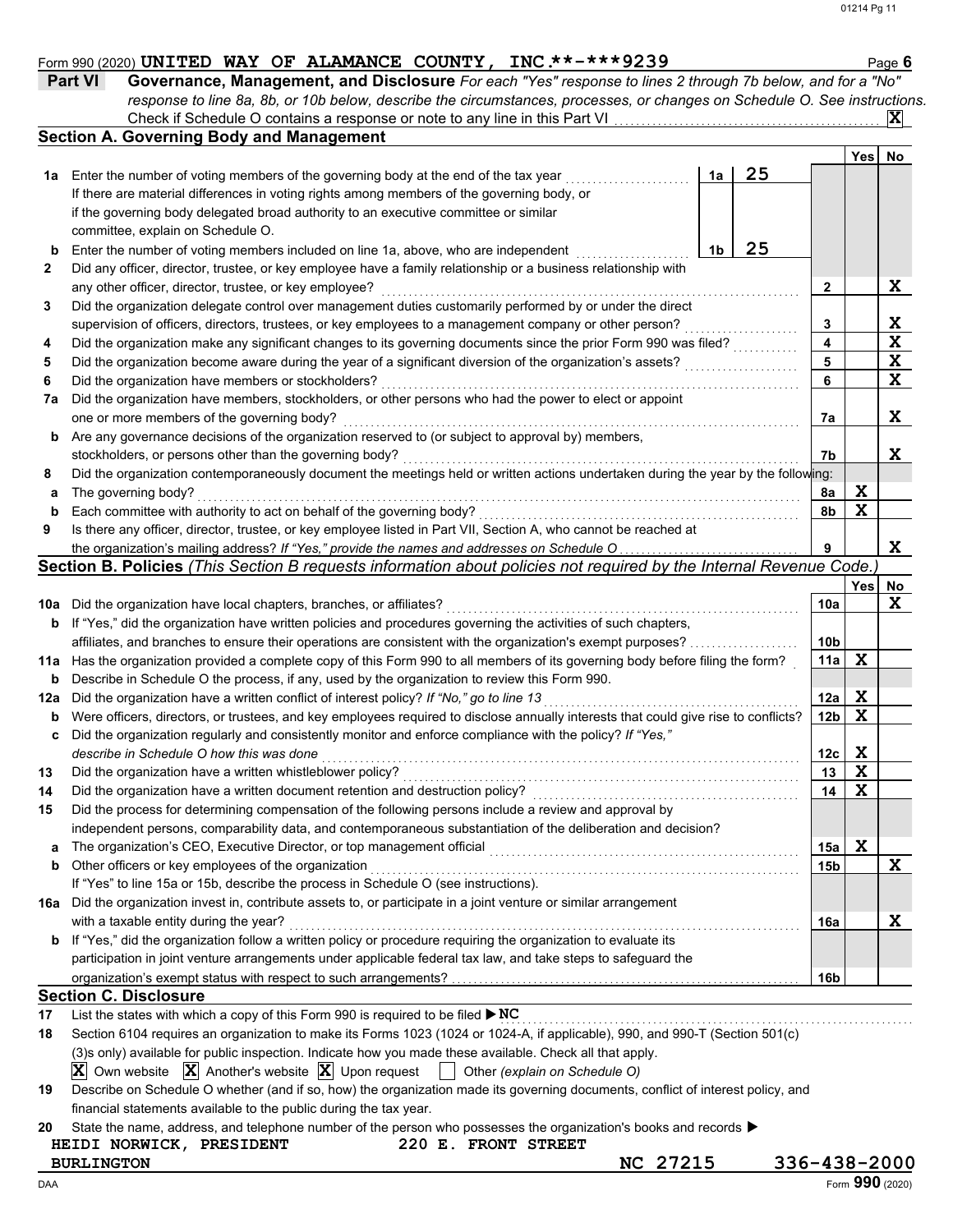Form 990 (2020) **UNITED WAY OF ALAMANCE COUNTY, INC.\*\*-\*\*\*9239** Page **6**

## Part VI Governance, Management, and Disclosure

*For each "Yes" response to lines 2 through 7b below, and for a "No" response to line 8a, 8b, or 10b below, describe the circumstances, processes, or changes on Schedule O. See instructions.*

Check if Schedule O contains a response or note to any line in this Part VI .......... **X**

### Section A. Governing Body and Management

| | | | | Yes | No |
|---|---|---|---|---|---|
| **1a** | Enter the number of voting members of the governing body at the end of the tax year | 1a | 25 | | |
| | If there are material differences in voting rights among members of the governing body, or if the governing body delegated broad authority to an executive committee or similar committee, explain on Schedule O. | | | | |
| **b** | Enter the number of voting members included on line 1a, above, who are independent | 1b | 25 | | |
| **2** | Did any officer, director, trustee, or key employee have a family relationship or a business relationship with any other officer, director, trustee, or key employee? | 2 | | | X |
| **3** | Did the organization delegate control over management duties customarily performed by or under the direct supervision of officers, directors, trustees, or key employees to a management company or other person? | 3 | | | X |
| **4** | Did the organization make any significant changes to its governing documents since the prior Form 990 was filed? | 4 | | | X |
| **5** | Did the organization become aware during the year of a significant diversion of the organization's assets? | 5 | | | X |
| **6** | Did the organization have members or stockholders? | 6 | | | X |
| **7a** | Did the organization have members, stockholders, or other persons who had the power to elect or appoint one or more members of the governing body? | 7a | | | X |
| **b** | Are any governance decisions of the organization reserved to (or subject to approval by) members, stockholders, or persons other than the governing body? | 7b | | | X |
| **8** | Did the organization contemporaneously document the meetings held or written actions undertaken during the year by the following: | | | | |
| **a** | The governing body? | 8a | | X | |
| **b** | Each committee with authority to act on behalf of the governing body? | 8b | | X | |
| **9** | Is there any officer, director, trustee, or key employee listed in Part VII, Section A, who cannot be reached at the organization's mailing address? *If "Yes," provide the names and addresses on Schedule O* | 9 | | | X |

### Section B. Policies *(This Section B requests information about policies not required by the Internal Revenue Code.)*

| | | | Yes | No |
|---|---|---|---|---|
| **10a** | Did the organization have local chapters, branches, or affiliates? | 10a | | X |
| **b** | If "Yes," did the organization have written policies and procedures governing the activities of such chapters, affiliates, and branches to ensure their operations are consistent with the organization's exempt purposes? | 10b | | |
| **11a** | Has the organization provided a complete copy of this Form 990 to all members of its governing body before filing the form? | 11a | X | |
| **b** | Describe in Schedule O the process, if any, used by the organization to review this Form 990. | | | |
| **12a** | Did the organization have a written conflict of interest policy? *If "No," go to line 13* | 12a | X | |
| **b** | Were officers, directors, or trustees, and key employees required to disclose annually interests that could give rise to conflicts? | 12b | X | |
| **c** | Did the organization regularly and consistently monitor and enforce compliance with the policy? *If "Yes," describe in Schedule O how this was done* | 12c | X | |
| **13** | Did the organization have a written whistleblower policy? | 13 | X | |
| **14** | Did the organization have a written document retention and destruction policy? | 14 | X | |
| **15** | Did the process for determining compensation of the following persons include a review and approval by independent persons, comparability data, and contemporaneous substantiation of the deliberation and decision? | | | |
| **a** | The organization's CEO, Executive Director, or top management official | 15a | X | |
| **b** | Other officers or key employees of the organization | 15b | | X |
| | If "Yes" to line 15a or 15b, describe the process in Schedule O (see instructions). | | | |
| **16a** | Did the organization invest in, contribute assets to, or participate in a joint venture or similar arrangement with a taxable entity during the year? | 16a | | X |
| **b** | If "Yes," did the organization follow a written policy or procedure requiring the organization to evaluate its participation in joint venture arrangements under applicable federal tax law, and take steps to safeguard the organization's exempt status with respect to such arrangements? | 16b | | |

### Section C. Disclosure

**17** List the states with which a copy of this Form 990 is required to be filed ▶ **NC**

**18** Section 6104 requires an organization to make its Forms 1023 (1024 or 1024-A, if applicable), 990, and 990-T (Section 501(c)(3)s only) available for public inspection. Indicate how you made these available. Check all that apply.

**X** Own website **X** Another's website **X** Upon request ☐ Other *(explain on Schedule O)*

**19** Describe on Schedule O whether (and if so, how) the organization made its governing documents, conflict of interest policy, and financial statements available to the public during the tax year.

**20** State the name, address, and telephone number of the person who possesses the organization's books and records ▶

**HEIDI NORWICK, PRESIDENT** **220 E. FRONT STREET**
**BURLINGTON** **NC 27215** **336-438-2000**

DAA Form **990** (2020)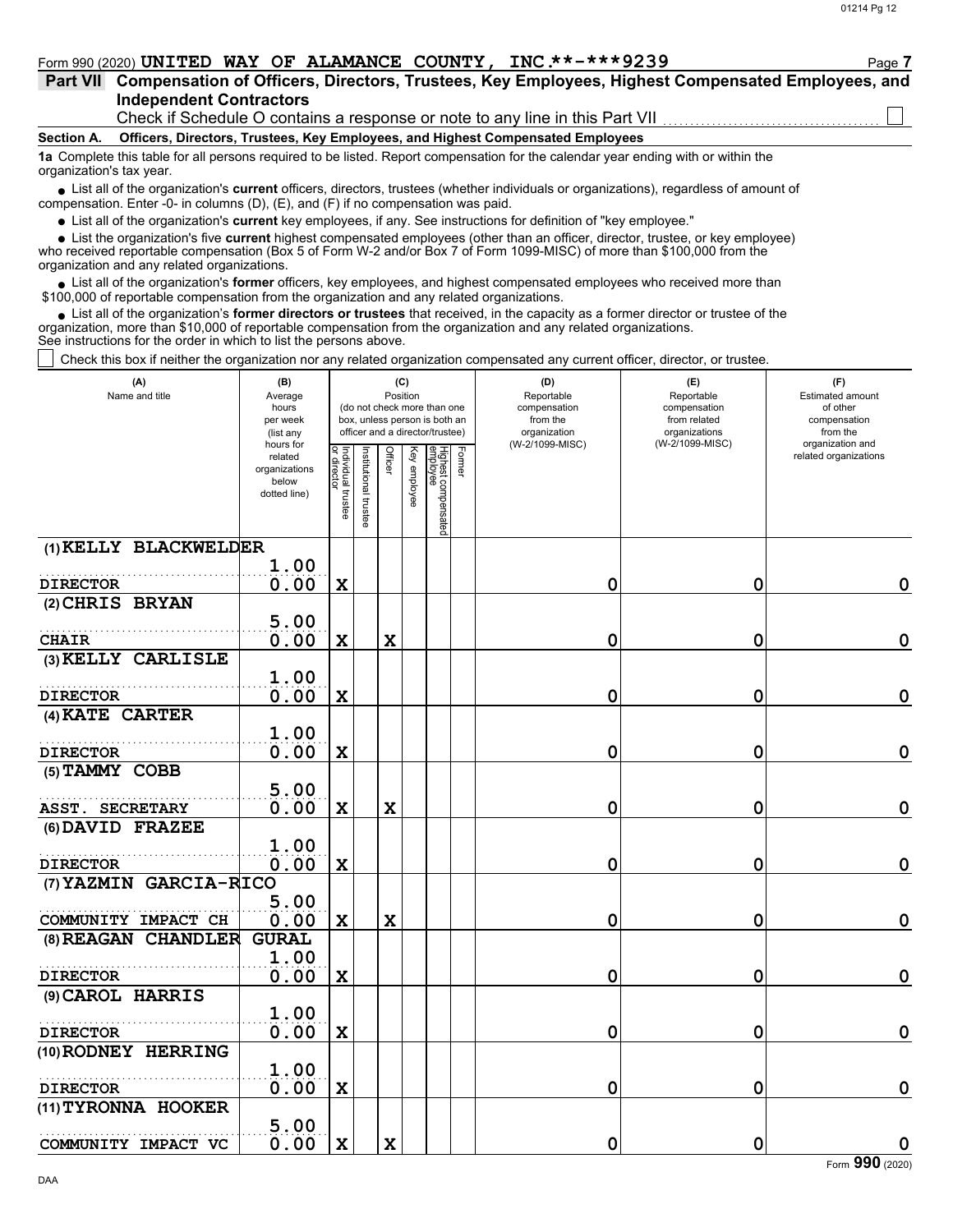Form 990 (2020) **UNITED WAY OF ALAMANCE COUNTY, INC.**-***9239**

## Part VII Compensation of Officers, Directors, Trustees, Key Employees, Highest Compensated Employees, and Independent Contractors

Check if Schedule O contains a response or note to any line in this Part VII ☐

**Section A. Officers, Directors, Trustees, Key Employees, and Highest Compensated Employees**

**1a** Complete this table for all persons required to be listed. Report compensation for the calendar year ending with or within the organization's tax year.

- List all of the organization's **current** officers, directors, trustees (whether individuals or organizations), regardless of amount of compensation. Enter -0- in columns (D), (E), and (F) if no compensation was paid.
- List all of the organization's **current** key employees, if any. See instructions for definition of "key employee."
- List the organization's five **current** highest compensated employees (other than an officer, director, trustee, or key employee) who received reportable compensation (Box 5 of Form W-2 and/or Box 7 of Form 1099-MISC) of more than $100,000 from the organization and any related organizations.
- List all of the organization's **former** officers, key employees, and highest compensated employees who received more than $100,000 of reportable compensation from the organization and any related organizations.
- List all of the organization's **former directors or trustees** that received, in the capacity as a former director or trustee of the organization, more than $10,000 of reportable compensation from the organization and any related organizations.

See instructions for the order in which to list the persons above.

☐ Check this box if neither the organization nor any related organization compensated any current officer, director, or trustee.

| (A) Name and title | (B) Average hours per week (list any hours for related organizations below dotted line) | (C) Position (do not check more than one box, unless person is both an officer and a director/trustee): Individual trustee or director | Institutional trustee | Officer | Key employee | Highest compensated employee | Former | (D) Reportable compensation from the organization (W-2/1099-MISC) | (E) Reportable compensation from related organizations (W-2/1099-MISC) | (F) Estimated amount of other compensation from the organization and related organizations |
|---|---|---|---|---|---|---|---|---|---|---|
| (1) KELLY BLACKWELDER<br>DIRECTOR | 1.00<br>0.00 | X | | | | | | 0 | 0 | 0 |
| (2) CHRIS BRYAN<br>CHAIR | 5.00<br>0.00 | X | | X | | | | 0 | 0 | 0 |
| (3) KELLY CARLISLE<br>DIRECTOR | 1.00<br>0.00 | X | | | | | | 0 | 0 | 0 |
| (4) KATE CARTER<br>DIRECTOR | 1.00<br>0.00 | X | | | | | | 0 | 0 | 0 |
| (5) TAMMY COBB<br>ASST. SECRETARY | 5.00<br>0.00 | X | | X | | | | 0 | 0 | 0 |
| (6) DAVID FRAZEE<br>DIRECTOR | 1.00<br>0.00 | X | | | | | | 0 | 0 | 0 |
| (7) YAZMIN GARCIA-RICO<br>COMMUNITY IMPACT CH | 5.00<br>0.00 | X | | X | | | | 0 | 0 | 0 |
| (8) REAGAN CHANDLER GURAL<br>DIRECTOR | 1.00<br>0.00 | X | | | | | | 0 | 0 | 0 |
| (9) CAROL HARRIS<br>DIRECTOR | 1.00<br>0.00 | X | | | | | | 0 | 0 | 0 |
| (10) RODNEY HERRING<br>DIRECTOR | 1.00<br>0.00 | X | | | | | | 0 | 0 | 0 |
| (11) TYRONNA HOOKER<br>COMMUNITY IMPACT VC | 5.00<br>0.00 | X | | X | | | | 0 | 0 | 0 |

Form **990** (2020)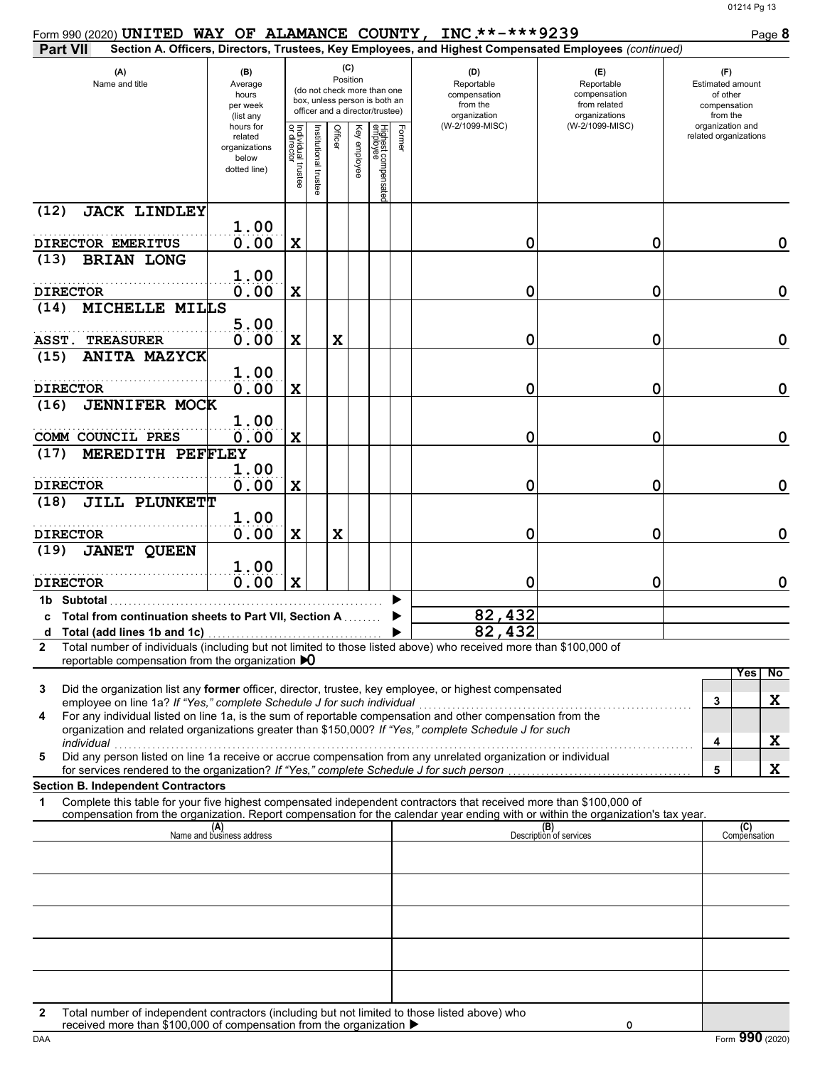Form 990 (2020) **UNITED WAY OF ALAMANCE COUNTY, INC.**-***9239** Page **8**

**Part VII** **Section A. Officers, Directors, Trustees, Key Employees, and Highest Compensated Employees** *(continued)*

| (A) Name and title | (B) Average hours per week (list any hours for related organizations below dotted line) | (C) Position: Individual trustee or director | Institutional trustee | Officer | Key employee | Highest compensated employee | Former | (D) Reportable compensation from the organization (W-2/1099-MISC) | (E) Reportable compensation from related organizations (W-2/1099-MISC) | (F) Estimated amount of other compensation from the organization and related organizations |
|---|---|---|---|---|---|---|---|---|---|---|
| (12) JACK LINDLEY<br>DIRECTOR EMERITUS | 1.00<br>0.00 | X | | | | | | 0 | 0 | 0 |
| (13) BRIAN LONG<br>DIRECTOR | 1.00<br>0.00 | X | | | | | | 0 | 0 | 0 |
| (14) MICHELLE MILLS<br>ASST. TREASURER | 5.00<br>0.00 | X | | X | | | | 0 | 0 | 0 |
| (15) ANITA MAZYCK<br>DIRECTOR | 1.00<br>0.00 | X | | | | | | 0 | 0 | 0 |
| (16) JENNIFER MOCK<br>COMM COUNCIL PRES | 1.00<br>0.00 | X | | | | | | 0 | 0 | 0 |
| (17) MEREDITH PEFFLEY<br>DIRECTOR | 1.00<br>0.00 | X | | | | | | 0 | 0 | 0 |
| (18) JILL PLUNKETT<br>DIRECTOR | 1.00<br>0.00 | X | | X | | | | 0 | 0 | 0 |
| (19) JANET QUEEN<br>DIRECTOR | 1.00<br>0.00 | X | | | | | | 0 | 0 | 0 |
| **1b Subtotal** | | | | | | | | | | |
| **c Total from continuation sheets to Part VII, Section A** | | | | | | | | 82,432 | | |
| **d Total (add lines 1b and 1c)** | | | | | | | | 82,432 | | |

**2** Total number of individuals (including but not limited to those listed above) who received more than $100,000 of reportable compensation from the organization ▶0

| | | Yes | No |
|---|---|---|---|
| **3** Did the organization list any **former** officer, director, trustee, key employee, or highest compensated employee on line 1a? *If "Yes," complete Schedule J for such individual* | 3 | | X |
| **4** For any individual listed on line 1a, is the sum of reportable compensation and other compensation from the organization and related organizations greater than $150,000? *If "Yes," complete Schedule J for such individual* | 4 | | X |
| **5** Did any person listed on line 1a receive or accrue compensation from any unrelated organization or individual for services rendered to the organization? *If "Yes," complete Schedule J for such person* | 5 | | X |

**Section B. Independent Contractors**

**1** Complete this table for your five highest compensated independent contractors that received more than $100,000 of compensation from the organization. Report compensation for the calendar year ending with or within the organization's tax year.

| (A) Name and business address | (B) Description of services | (C) Compensation |
|---|---|---|
| | | |
| | | |
| | | |
| | | |
| | | |

**2** Total number of independent contractors (including but not limited to those listed above) who received more than $100,000 of compensation from the organization ▶ 0

Form **990** (2020)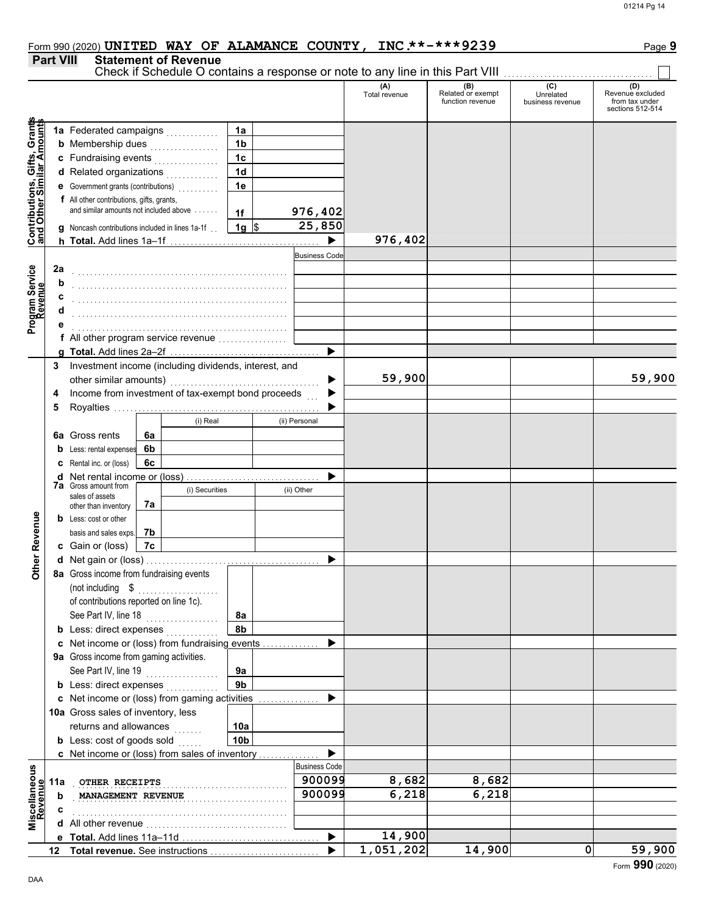Form 990 (2020) **UNITED WAY OF ALAMANCE COUNTY, INC.**\*\*-\*\*\*9239 Page **9**

## Part VIII Statement of Revenue

Check if Schedule O contains a response or note to any line in this Part VIII ☐

| | | | | (A) Total revenue | (B) Related or exempt function revenue | (C) Unrelated business revenue | (D) Revenue excluded from tax under sections 512-514 |
|---|---|---|---|---|---|---|---|
| **Contributions, Gifts, Grants and Other Similar Amounts** | **1a** Federated campaigns | 1a | | | | | |
| | **b** Membership dues | 1b | | | | | |
| | **c** Fundraising events | 1c | | | | | |
| | **d** Related organizations | 1d | | | | | |
| | **e** Government grants (contributions) | 1e | | | | | |
| | **f** All other contributions, gifts, grants, and similar amounts not included above | 1f | 976,402 | | | | |
| | **g** Noncash contributions included in lines 1a-1f | 1g | $ 25,850 | | | | |
| | **h Total.** Add lines 1a–1f | | ▶ | 976,402 | | | |
| **Program Service Revenue** | | | Business Code | | | | |
| | **2a** | | | | | | |
| | **b** | | | | | | |
| | **c** | | | | | | |
| | **d** | | | | | | |
| | **e** | | | | | | |
| | **f** All other program service revenue | | | | | | |
| | **g Total.** Add lines 2a–2f | | ▶ | | | | |
| **Other Revenue** | **3** Investment income (including dividends, interest, and other similar amounts) | | ▶ | 59,900 | | | 59,900 |
| | **4** Income from investment of tax-exempt bond proceeds | | ▶ | | | | |
| | **5** Royalties | | ▶ | | | | |
| | | (i) Real | (ii) Personal | | | | |
| | **6a** Gross rents 6a | | | | | | |
| | **b** Less: rental expenses 6b | | | | | | |
| | **c** Rental inc. or (loss) 6c | | | | | | |
| | **d** Net rental income or (loss) | | ▶ | | | | |
| | | (i) Securities | (ii) Other | | | | |
| | **7a** Gross amount from sales of assets other than inventory 7a | | | | | | |
| | **b** Less: cost or other basis and sales exps. 7b | | | | | | |
| | **c** Gain or (loss) 7c | | | | | | |
| | **d** Net gain or (loss) | | ▶ | | | | |
| | **8a** Gross income from fundraising events (not including $ of contributions reported on line 1c). See Part IV, line 18 | 8a | | | | | |
| | **b** Less: direct expenses | 8b | | | | | |
| | **c** Net income or (loss) from fundraising events | | ▶ | | | | |
| | **9a** Gross income from gaming activities. See Part IV, line 19 | 9a | | | | | |
| | **b** Less: direct expenses | 9b | | | | | |
| | **c** Net income or (loss) from gaming activities | | ▶ | | | | |
| | **10a** Gross sales of inventory, less returns and allowances | 10a | | | | | |
| | **b** Less: cost of goods sold | 10b | | | | | |
| | **c** Net income or (loss) from sales of inventory | | ▶ | | | | |
| **Miscellaneous Revenue** | | | Business Code | | | | |
| | **11a** OTHER RECEIPTS | | 900099 | 8,682 | 8,682 | | |
| | **b** MANAGEMENT REVENUE | | 900099 | 6,218 | 6,218 | | |
| | **c** | | | | | | |
| | **d** All other revenue | | | | | | |
| | **e Total.** Add lines 11a–11d | | ▶ | 14,900 | | | |
| | **12 Total revenue.** See instructions | | ▶ | 1,051,202 | 14,900 | 0 | 59,900 |

Form **990** (2020)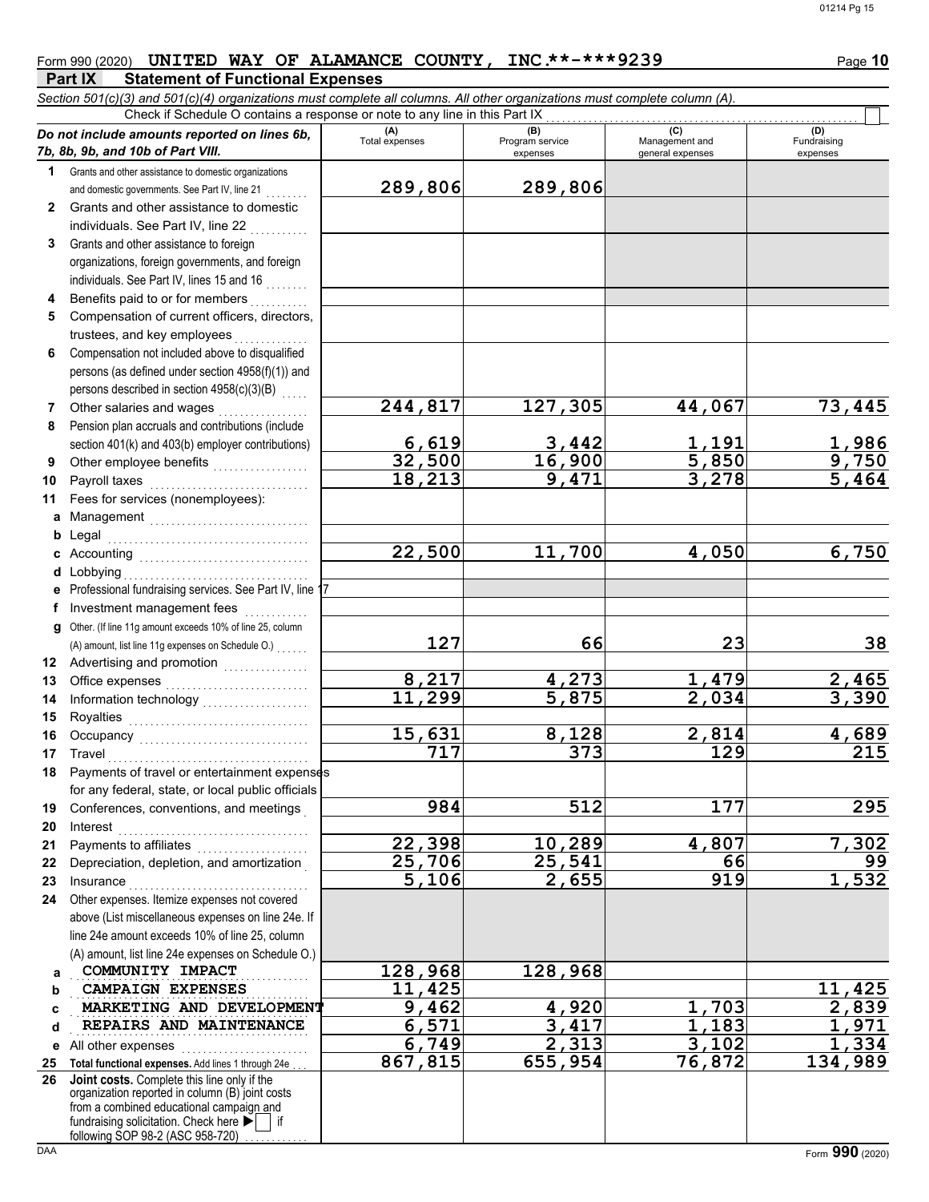Form 990 (2020) **UNITED WAY OF ALAMANCE COUNTY, INC.**-***9239** Page **10**

## Part IX Statement of Functional Expenses

*Section 501(c)(3) and 501(c)(4) organizations must complete all columns. All other organizations must complete column (A).*

Check if Schedule O contains a response or note to any line in this Part IX ☐

| *Do not include amounts reported on lines 6b, 7b, 8b, 9b, and 10b of Part VIII.* | (A) Total expenses | (B) Program service expenses | (C) Management and general expenses | (D) Fundraising expenses |
|---|---|---|---|---|
| **1** Grants and other assistance to domestic organizations and domestic governments. See Part IV, line 21 | 289,806 | 289,806 | | |
| **2** Grants and other assistance to domestic individuals. See Part IV, line 22 | | | | |
| **3** Grants and other assistance to foreign organizations, foreign governments, and foreign individuals. See Part IV, lines 15 and 16 | | | | |
| **4** Benefits paid to or for members | | | | |
| **5** Compensation of current officers, directors, trustees, and key employees | | | | |
| **6** Compensation not included above to disqualified persons (as defined under section 4958(f)(1)) and persons described in section 4958(c)(3)(B) | | | | |
| **7** Other salaries and wages | 244,817 | 127,305 | 44,067 | 73,445 |
| **8** Pension plan accruals and contributions (include section 401(k) and 403(b) employer contributions) | 6,619 | 3,442 | 1,191 | 1,986 |
| **9** Other employee benefits | 32,500 | 16,900 | 5,850 | 9,750 |
| **10** Payroll taxes | 18,213 | 9,471 | 3,278 | 5,464 |
| **11** Fees for services (nonemployees): | | | | |
| **a** Management | | | | |
| **b** Legal | | | | |
| **c** Accounting | 22,500 | 11,700 | 4,050 | 6,750 |
| **d** Lobbying | | | | |
| **e** Professional fundraising services. See Part IV, line 17 | | | | |
| **f** Investment management fees | | | | |
| **g** Other. (If line 11g amount exceeds 10% of line 25, column (A) amount, list line 11g expenses on Schedule O.) | 127 | 66 | 23 | 38 |
| **12** Advertising and promotion | | | | |
| **13** Office expenses | 8,217 | 4,273 | 1,479 | 2,465 |
| **14** Information technology | 11,299 | 5,875 | 2,034 | 3,390 |
| **15** Royalties | | | | |
| **16** Occupancy | 15,631 | 8,128 | 2,814 | 4,689 |
| **17** Travel | 717 | 373 | 129 | 215 |
| **18** Payments of travel or entertainment expenses for any federal, state, or local public officials | | | | |
| **19** Conferences, conventions, and meetings | 984 | 512 | 177 | 295 |
| **20** Interest | | | | |
| **21** Payments to affiliates | 22,398 | 10,289 | 4,807 | 7,302 |
| **22** Depreciation, depletion, and amortization | 25,706 | 25,541 | 66 | 99 |
| **23** Insurance | 5,106 | 2,655 | 919 | 1,532 |
| **24** Other expenses. Itemize expenses not covered above (List miscellaneous expenses on line 24e. If line 24e amount exceeds 10% of line 25, column (A) amount, list line 24e expenses on Schedule O.) | | | | |
| **a** COMMUNITY IMPACT | 128,968 | 128,968 | | |
| **b** CAMPAIGN EXPENSES | 11,425 | | | 11,425 |
| **c** MARKETING AND DEVELOPMENT | 9,462 | 4,920 | 1,703 | 2,839 |
| **d** REPAIRS AND MAINTENANCE | 6,571 | 3,417 | 1,183 | 1,971 |
| **e** All other expenses | 6,749 | 2,313 | 3,102 | 1,334 |
| **25 Total functional expenses.** Add lines 1 through 24e | 867,815 | 655,954 | 76,872 | 134,989 |
| **26 Joint costs.** Complete this line only if the organization reported in column (B) joint costs from a combined educational campaign and fundraising solicitation. Check here ☐ if following SOP 98-2 (ASC 958-720) | | | | |

Form **990** (2020)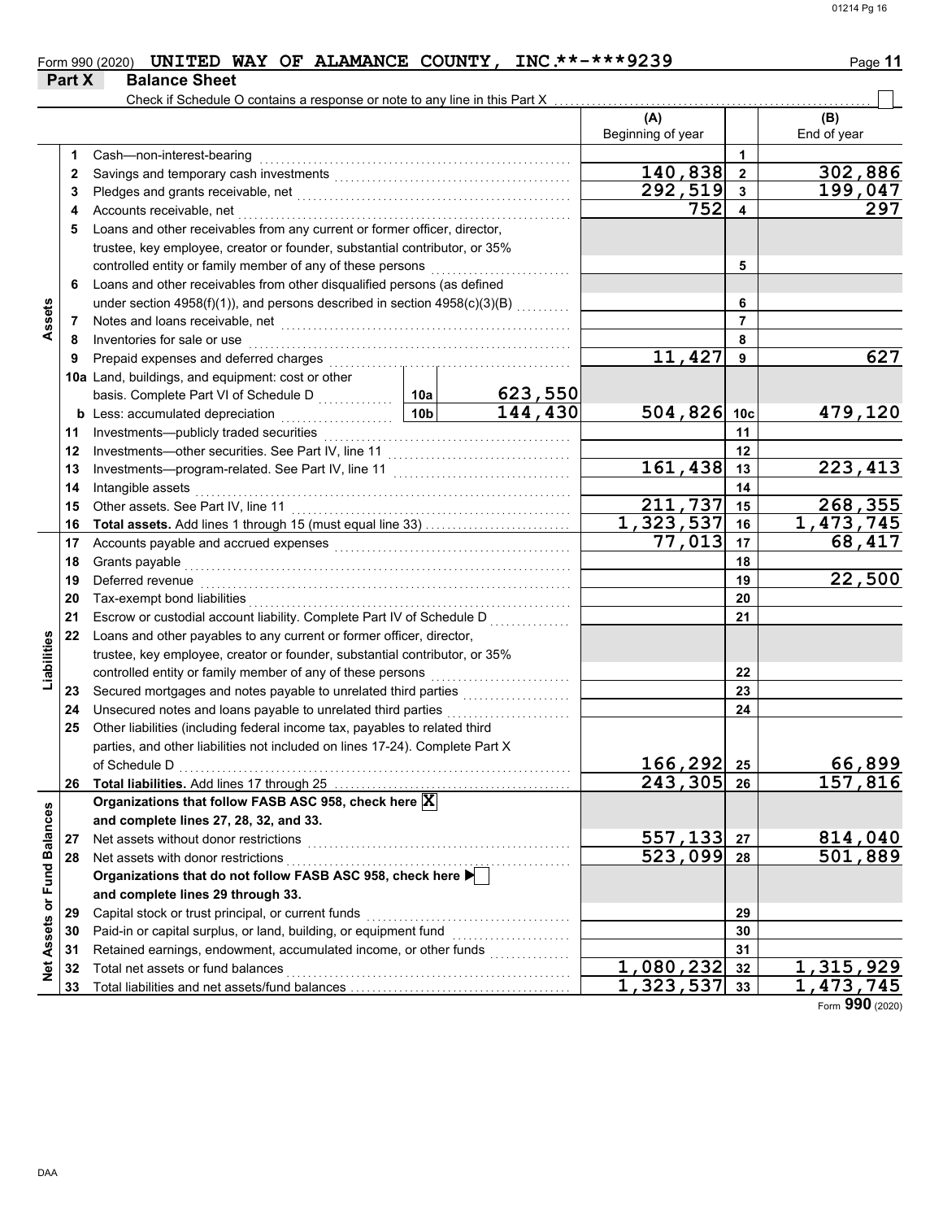Form 990 (2020) **UNITED WAY OF ALAMANCE COUNTY, INC.\*\*-\*\*\*9239** Page **11**

## Part X Balance Sheet

Check if Schedule O contains a response or note to any line in this Part X ☐

| | | | | | (A) Beginning of year | | (B) End of year |
|---|---|---|---|---|---|---|---|
| **Assets** | 1 | Cash—non-interest-bearing | | | | 1 | |
| | 2 | Savings and temporary cash investments | | | 140,838 | 2 | 302,886 |
| | 3 | Pledges and grants receivable, net | | | 292,519 | 3 | 199,047 |
| | 4 | Accounts receivable, net | | | 752 | 4 | 297 |
| | 5 | Loans and other receivables from any current or former officer, director, trustee, key employee, creator or founder, substantial contributor, or 35% controlled entity or family member of any of these persons | | | | 5 | |
| | 6 | Loans and other receivables from other disqualified persons (as defined under section 4958(f)(1)), and persons described in section 4958(c)(3)(B) | | | | 6 | |
| | 7 | Notes and loans receivable, net | | | | 7 | |
| | 8 | Inventories for sale or use | | | | 8 | |
| | 9 | Prepaid expenses and deferred charges | | | 11,427 | 9 | 627 |
| | 10a | Land, buildings, and equipment: cost or other basis. Complete Part VI of Schedule D | 10a | 623,550 | | | |
| | b | Less: accumulated depreciation | 10b | 144,430 | 504,826 | 10c | 479,120 |
| | 11 | Investments—publicly traded securities | | | | 11 | |
| | 12 | Investments—other securities. See Part IV, line 11 | | | | 12 | |
| | 13 | Investments—program-related. See Part IV, line 11 | | | 161,438 | 13 | 223,413 |
| | 14 | Intangible assets | | | | 14 | |
| | 15 | Other assets. See Part IV, line 11 | | | 211,737 | 15 | 268,355 |
| | 16 | **Total assets.** Add lines 1 through 15 (must equal line 33) | | | 1,323,537 | 16 | 1,473,745 |
| **Liabilities** | 17 | Accounts payable and accrued expenses | | | 77,013 | 17 | 68,417 |
| | 18 | Grants payable | | | | 18 | |
| | 19 | Deferred revenue | | | | 19 | 22,500 |
| | 20 | Tax-exempt bond liabilities | | | | 20 | |
| | 21 | Escrow or custodial account liability. Complete Part IV of Schedule D | | | | 21 | |
| | 22 | Loans and other payables to any current or former officer, director, trustee, key employee, creator or founder, substantial contributor, or 35% controlled entity or family member of any of these persons | | | | 22 | |
| | 23 | Secured mortgages and notes payable to unrelated third parties | | | | 23 | |
| | 24 | Unsecured notes and loans payable to unrelated third parties | | | | 24 | |
| | 25 | Other liabilities (including federal income tax, payables to related third parties, and other liabilities not included on lines 17-24). Complete Part X of Schedule D | | | 166,292 | 25 | 66,899 |
| | 26 | **Total liabilities.** Add lines 17 through 25 | | | 243,305 | 26 | 157,816 |
| **Net Assets or Fund Balances** | | **Organizations that follow FASB ASC 958, check here** ☒ **and complete lines 27, 28, 32, and 33.** | | | | | |
| | 27 | Net assets without donor restrictions | | | 557,133 | 27 | 814,040 |
| | 28 | Net assets with donor restrictions | | | 523,099 | 28 | 501,889 |
| | | **Organizations that do not follow FASB ASC 958, check here** ☐ **and complete lines 29 through 33.** | | | | | |
| | 29 | Capital stock or trust principal, or current funds | | | | 29 | |
| | 30 | Paid-in or capital surplus, or land, building, or equipment fund | | | | 30 | |
| | 31 | Retained earnings, endowment, accumulated income, or other funds | | | | 31 | |
| | 32 | Total net assets or fund balances | | | 1,080,232 | 32 | 1,315,929 |
| | 33 | Total liabilities and net assets/fund balances | | | 1,323,537 | 33 | 1,473,745 |

Form **990** (2020)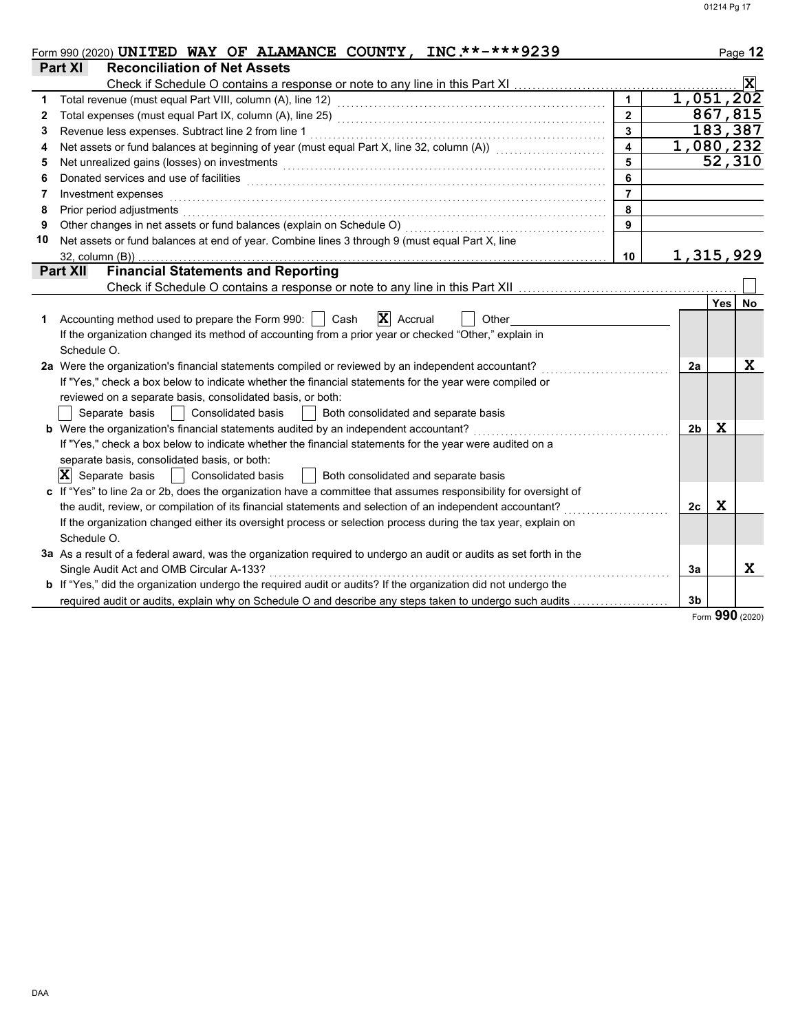Form 990 (2020) **UNITED WAY OF ALAMANCE COUNTY, INC.**-***9239** Page **12**

## Part XI Reconciliation of Net Assets

Check if Schedule O contains a response or note to any line in this Part XI .......... [X]

| | | | |
|---|---|---|---|
| 1 | Total revenue (must equal Part VIII, column (A), line 12) | 1 | 1,051,202 |
| 2 | Total expenses (must equal Part IX, column (A), line 25) | 2 | 867,815 |
| 3 | Revenue less expenses. Subtract line 2 from line 1 | 3 | 183,387 |
| 4 | Net assets or fund balances at beginning of year (must equal Part X, line 32, column (A)) | 4 | 1,080,232 |
| 5 | Net unrealized gains (losses) on investments | 5 | 52,310 |
| 6 | Donated services and use of facilities | 6 | |
| 7 | Investment expenses | 7 | |
| 8 | Prior period adjustments | 8 | |
| 9 | Other changes in net assets or fund balances (explain on Schedule O) | 9 | |
| 10 | Net assets or fund balances at end of year. Combine lines 3 through 9 (must equal Part X, line 32, column (B)) | 10 | 1,315,929 |

## Part XII Financial Statements and Reporting

Check if Schedule O contains a response or note to any line in this Part XII .......... [ ]

| | | | Yes | No |
|---|---|---|---|---|
| 1 | Accounting method used to prepare the Form 990: [ ] Cash [X] Accrual [ ] Other<br>If the organization changed its method of accounting from a prior year or checked "Other," explain in Schedule O. | | | |
| 2a | Were the organization's financial statements compiled or reviewed by an independent accountant?<br>If "Yes," check a box below to indicate whether the financial statements for the year were compiled or reviewed on a separate basis, consolidated basis, or both:<br>[ ] Separate basis [ ] Consolidated basis [ ] Both consolidated and separate basis | 2a | | X |
| b | Were the organization's financial statements audited by an independent accountant?<br>If "Yes," check a box below to indicate whether the financial statements for the year were audited on a separate basis, consolidated basis, or both:<br>[X] Separate basis [ ] Consolidated basis [ ] Both consolidated and separate basis | 2b | X | |
| c | If "Yes" to line 2a or 2b, does the organization have a committee that assumes responsibility for oversight of the audit, review, or compilation of its financial statements and selection of an independent accountant?<br>If the organization changed either its oversight process or selection process during the tax year, explain on Schedule O. | 2c | X | |
| 3a | As a result of a federal award, was the organization required to undergo an audit or audits as set forth in the Single Audit Act and OMB Circular A-133? | 3a | | X |
| b | If "Yes," did the organization undergo the required audit or audits? If the organization did not undergo the required audit or audits, explain why on Schedule O and describe any steps taken to undergo such audits | 3b | | |

Form **990** (2020)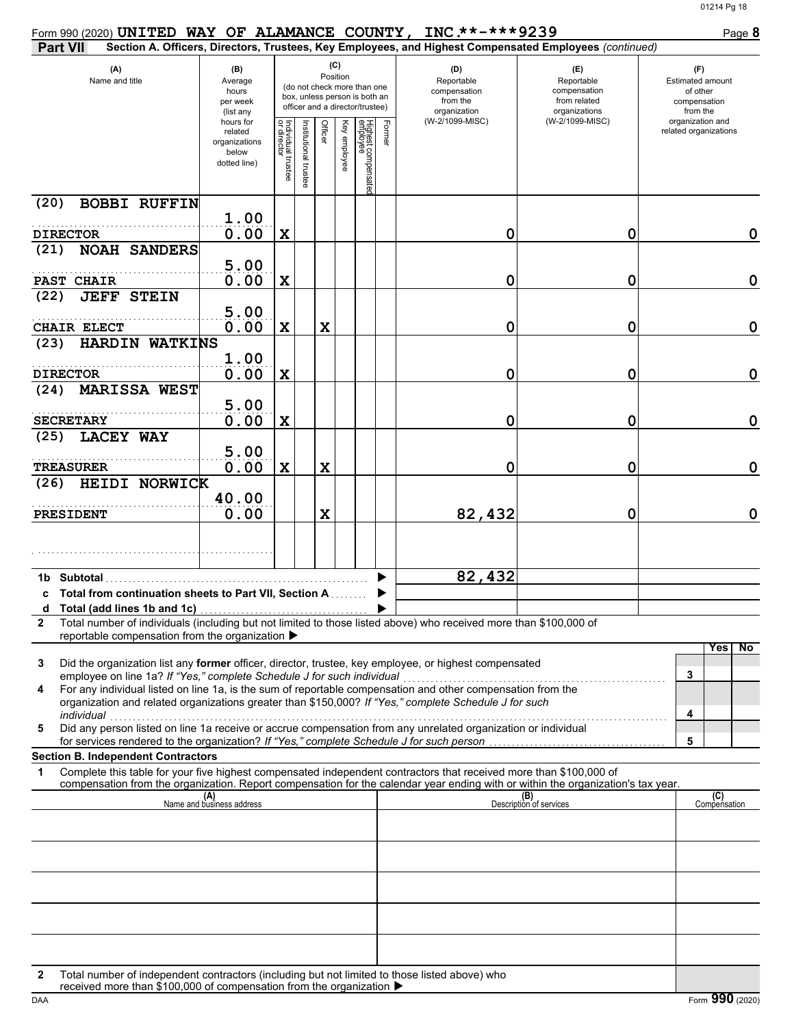Form 990 (2020) **UNITED WAY OF ALAMANCE COUNTY, INC.**-***9239** Page **8**

**Part VII** **Section A. Officers, Directors, Trustees, Key Employees, and Highest Compensated Employees** *(continued)*

| (A) Name and title | (B) Average hours per week (list any hours for related organizations below dotted line) | (C) Position: Individual trustee or director | Institutional trustee | Officer | Key employee | Highest compensated employee | Former | (D) Reportable compensation from the organization (W-2/1099-MISC) | (E) Reportable compensation from related organizations (W-2/1099-MISC) | (F) Estimated amount of other compensation from the organization and related organizations |
|---|---|---|---|---|---|---|---|---|---|---|
| (20) BOBBI RUFFIN<br>DIRECTOR | 1.00<br>0.00 | X | | | | | | 0 | 0 | 0 |
| (21) NOAH SANDERS<br>PAST CHAIR | 5.00<br>0.00 | X | | | | | | 0 | 0 | 0 |
| (22) JEFF STEIN<br>CHAIR ELECT | 5.00<br>0.00 | X | | X | | | | 0 | 0 | 0 |
| (23) HARDIN WATKINS<br>DIRECTOR | 1.00<br>0.00 | X | | | | | | 0 | 0 | 0 |
| (24) MARISSA WEST<br>SECRETARY | 5.00<br>0.00 | X | | | | | | 0 | 0 | 0 |
| (25) LACEY WAY<br>TREASURER | 5.00<br>0.00 | X | | X | | | | 0 | 0 | 0 |
| (26) HEIDI NORWICK<br>PRESIDENT | 40.00<br>0.00 | | | X | | | | 82,432 | 0 | 0 |
| | | | | | | | | | | |

| | | (D) | (E) | (F) |
|---|---|---|---|---|
| **1b** | **Subtotal** | 82,432 | | |
| **c** | **Total from continuation sheets to Part VII, Section A** | | | |
| **d** | **Total (add lines 1b and 1c)** | | | |

**2** Total number of individuals (including but not limited to those listed above) who received more than $100,000 of reportable compensation from the organization ▶

| | | | Yes | No |
|---|---|---|---|---|
| **3** | Did the organization list any **former** officer, director, trustee, key employee, or highest compensated employee on line 1a? *If "Yes," complete Schedule J for such individual* | 3 | | |
| **4** | For any individual listed on line 1a, is the sum of reportable compensation and other compensation from the organization and related organizations greater than $150,000? *If "Yes," complete Schedule J for such individual* | 4 | | |
| **5** | Did any person listed on line 1a receive or accrue compensation from any unrelated organization or individual for services rendered to the organization? *If "Yes," complete Schedule J for such person* | 5 | | |

**Section B. Independent Contractors**

**1** Complete this table for your five highest compensated independent contractors that received more than $100,000 of compensation from the organization. Report compensation for the calendar year ending with or within the organization's tax year.

| (A) Name and business address | (B) Description of services | (C) Compensation |
|---|---|---|
| | | |
| | | |
| | | |
| | | |
| | | |

**2** Total number of independent contractors (including but not limited to those listed above) who received more than $100,000 of compensation from the organization ▶

Form **990** (2020)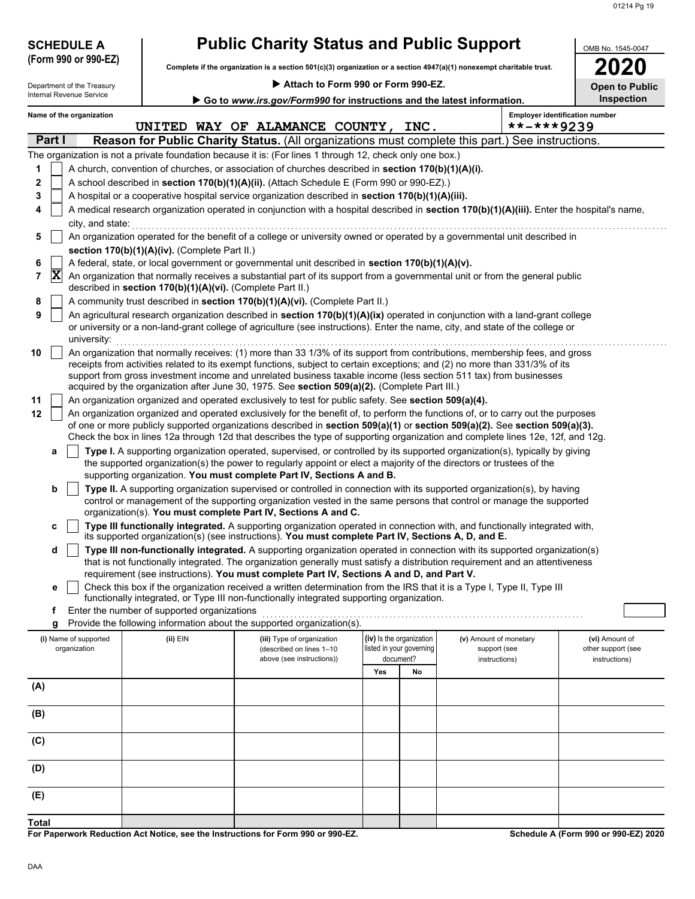**SCHEDULE A (Form 990 or 990-EZ)**

Department of the Treasury
Internal Revenue Service

# Public Charity Status and Public Support

**Complete if the organization is a section 501(c)(3) organization or a section 4947(a)(1) nonexempt charitable trust.**

▶ **Attach to Form 990 or Form 990-EZ.**

▶ **Go to *www.irs.gov/Form990* for instructions and the latest information.**

OMB No. 1545-0047

**2020**

**Open to Public Inspection**

**Name of the organization:** UNITED WAY OF ALAMANCE COUNTY, INC.

**Employer identification number:** **-***9239

## Part I — Reason for Public Charity Status. (All organizations must complete this part.) See instructions.

The organization is not a private foundation because it is: (For lines 1 through 12, check only one box.)

1. [ ] A church, convention of churches, or association of churches described in **section 170(b)(1)(A)(i).**
2. [ ] A school described in **section 170(b)(1)(A)(ii).** (Attach Schedule E (Form 990 or 990-EZ).)
3. [ ] A hospital or a cooperative hospital service organization described in **section 170(b)(1)(A)(iii).**
4. [ ] A medical research organization operated in conjunction with a hospital described in **section 170(b)(1)(A)(iii).** Enter the hospital's name, city, and state:
5. [ ] An organization operated for the benefit of a college or university owned or operated by a governmental unit described in **section 170(b)(1)(A)(iv).** (Complete Part II.)
6. [ ] A federal, state, or local government or governmental unit described in **section 170(b)(1)(A)(v).**
7. [X] An organization that normally receives a substantial part of its support from a governmental unit or from the general public described in **section 170(b)(1)(A)(vi).** (Complete Part II.)
8. [ ] A community trust described in **section 170(b)(1)(A)(vi).** (Complete Part II.)
9. [ ] An agricultural research organization described in **section 170(b)(1)(A)(ix)** operated in conjunction with a land-grant college or university or a non-land-grant college of agriculture (see instructions). Enter the name, city, and state of the college or university:
10. [ ] An organization that normally receives: (1) more than 33 1/3% of its support from contributions, membership fees, and gross receipts from activities related to its exempt functions, subject to certain exceptions; and (2) no more than 331/3% of its support from gross investment income and unrelated business taxable income (less section 511 tax) from businesses acquired by the organization after June 30, 1975. See **section 509(a)(2).** (Complete Part III.)
11. [ ] An organization organized and operated exclusively to test for public safety. See **section 509(a)(4).**
12. [ ] An organization organized and operated exclusively for the benefit of, to perform the functions of, or to carry out the purposes of one or more publicly supported organizations described in **section 509(a)(1)** or **section 509(a)(2).** See **section 509(a)(3).** Check the box in lines 12a through 12d that describes the type of supporting organization and complete lines 12e, 12f, and 12g.
   - **a** [ ] **Type I.** A supporting organization operated, supervised, or controlled by its supported organization(s), typically by giving the supported organization(s) the power to regularly appoint or elect a majority of the directors or trustees of the supporting organization. **You must complete Part IV, Sections A and B.**
   - **b** [ ] **Type II.** A supporting organization supervised or controlled in connection with its supported organization(s), by having control or management of the supporting organization vested in the same persons that control or manage the supported organization(s). **You must complete Part IV, Sections A and C.**
   - **c** [ ] **Type III functionally integrated.** A supporting organization operated in connection with, and functionally integrated with, its supported organization(s) (see instructions). **You must complete Part IV, Sections A, D, and E.**
   - **d** [ ] **Type III non-functionally integrated.** A supporting organization operated in connection with its supported organization(s) that is not functionally integrated. The organization generally must satisfy a distribution requirement and an attentiveness requirement (see instructions). **You must complete Part IV, Sections A and D, and Part V.**
   - **e** [ ] Check this box if the organization received a written determination from the IRS that it is a Type I, Type II, Type III functionally integrated, or Type III non-functionally integrated supporting organization.
   - **f** Enter the number of supported organizations
   - **g** Provide the following information about the supported organization(s).

| (i) Name of supported organization | (ii) EIN | (iii) Type of organization (described on lines 1–10 above (see instructions)) | (iv) Is the organization listed in your governing document? Yes | No | (v) Amount of monetary support (see instructions) | (vi) Amount of other support (see instructions) |
|---|---|---|---|---|---|---|
| (A) | | | | | | |
| (B) | | | | | | |
| (C) | | | | | | |
| (D) | | | | | | |
| (E) | | | | | | |
| **Total** | | | | | | |

**For Paperwork Reduction Act Notice, see the Instructions for Form 990 or 990-EZ.**

**Schedule A (Form 990 or 990-EZ) 2020**

DAA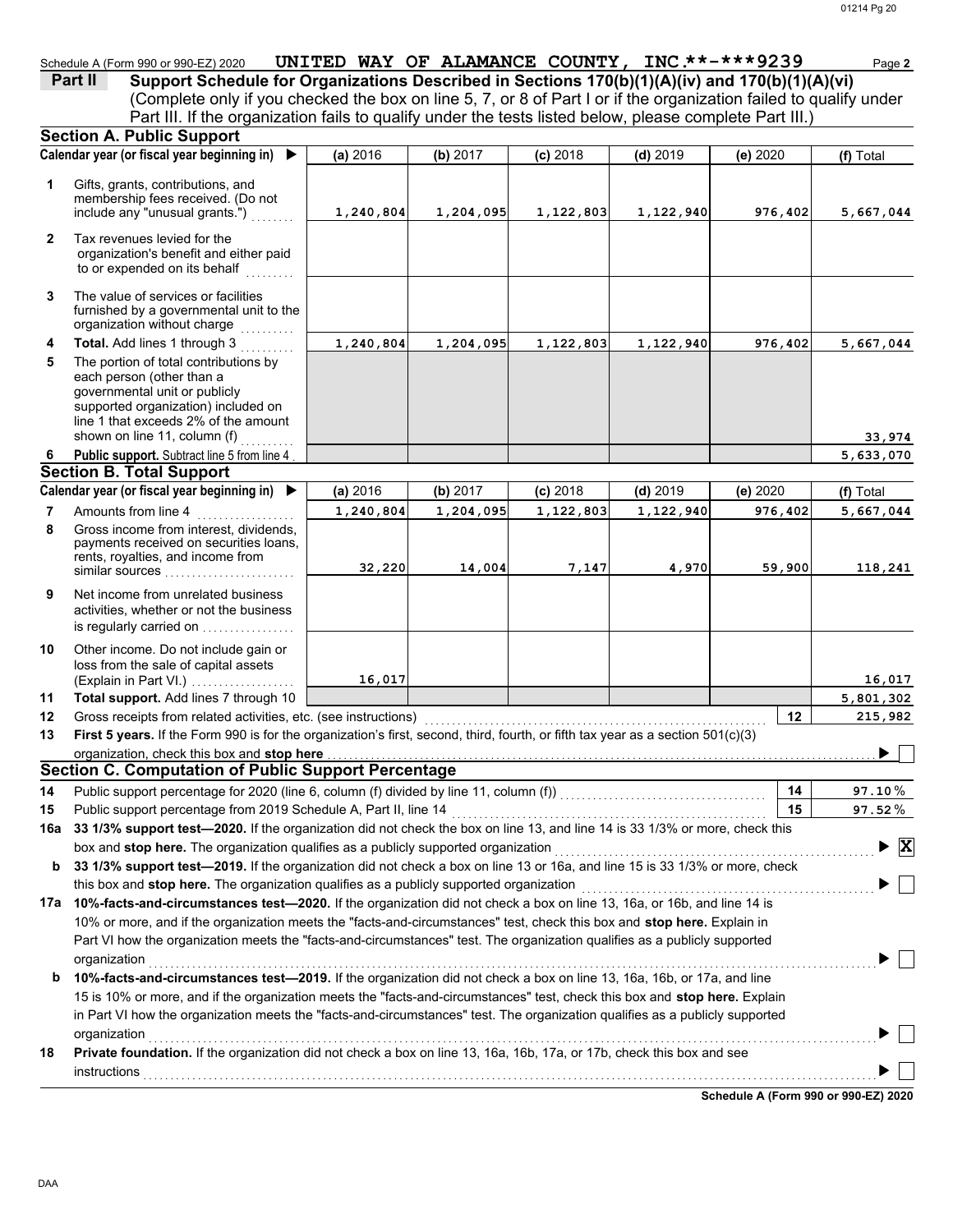Schedule A (Form 990 or 990-EZ) 2020 **UNITED WAY OF ALAMANCE COUNTY, INC.\*\*-\*\*\*9239** Page **2**

## Part II Support Schedule for Organizations Described in Sections 170(b)(1)(A)(iv) and 170(b)(1)(A)(vi)

(Complete only if you checked the box on line 5, 7, or 8 of Part I or if the organization failed to qualify under Part III. If the organization fails to qualify under the tests listed below, please complete Part III.)

### Section A. Public Support

| | Calendar year (or fiscal year beginning in) ▶ | (a) 2016 | (b) 2017 | (c) 2018 | (d) 2019 | (e) 2020 | (f) Total |
|---|---|---|---|---|---|---|---|
| 1 | Gifts, grants, contributions, and membership fees received. (Do not include any "unusual grants.") | 1,240,804 | 1,204,095 | 1,122,803 | 1,122,940 | 976,402 | 5,667,044 |
| 2 | Tax revenues levied for the organization's benefit and either paid to or expended on its behalf | | | | | | |
| 3 | The value of services or facilities furnished by a governmental unit to the organization without charge | | | | | | |
| 4 | **Total.** Add lines 1 through 3 | 1,240,804 | 1,204,095 | 1,122,803 | 1,122,940 | 976,402 | 5,667,044 |
| 5 | The portion of total contributions by each person (other than a governmental unit or publicly supported organization) included on line 1 that exceeds 2% of the amount shown on line 11, column (f) | | | | | | 33,974 |
| 6 | **Public support.** Subtract line 5 from line 4 | | | | | | 5,633,070 |

### Section B. Total Support

| | Calendar year (or fiscal year beginning in) ▶ | (a) 2016 | (b) 2017 | (c) 2018 | (d) 2019 | (e) 2020 | (f) Total |
|---|---|---|---|---|---|---|---|
| 7 | Amounts from line 4 | 1,240,804 | 1,204,095 | 1,122,803 | 1,122,940 | 976,402 | 5,667,044 |
| 8 | Gross income from interest, dividends, payments received on securities loans, rents, royalties, and income from similar sources | 32,220 | 14,004 | 7,147 | 4,970 | 59,900 | 118,241 |
| 9 | Net income from unrelated business activities, whether or not the business is regularly carried on | | | | | | |
| 10 | Other income. Do not include gain or loss from the sale of capital assets (Explain in Part VI.) | 16,017 | | | | | 16,017 |
| 11 | **Total support.** Add lines 7 through 10 | | | | | | 5,801,302 |

12 Gross receipts from related activities, etc. (see instructions) **12** 215,982

13 **First 5 years.** If the Form 990 is for the organization's first, second, third, fourth, or fifth tax year as a section 501(c)(3) organization, check this box and **stop here** ▶ ☐

### Section C. Computation of Public Support Percentage

14 Public support percentage for 2020 (line 6, column (f) divided by line 11, column (f)) **14** 97.10 %

15 Public support percentage from 2019 Schedule A, Part II, line 14 **15** 97.52 %

**16a 33 1/3% support test—2020.** If the organization did not check the box on line 13, and line 14 is 33 1/3% or more, check this box and **stop here.** The organization qualifies as a publicly supported organization ▶ ☒

**b 33 1/3% support test—2019.** If the organization did not check a box on line 13 or 16a, and line 15 is 33 1/3% or more, check this box and **stop here.** The organization qualifies as a publicly supported organization ▶ ☐

**17a 10%-facts-and-circumstances test—2020.** If the organization did not check a box on line 13, 16a, or 16b, and line 14 is 10% or more, and if the organization meets the "facts-and-circumstances" test, check this box and **stop here.** Explain in Part VI how the organization meets the "facts-and-circumstances" test. The organization qualifies as a publicly supported organization ▶ ☐

**b 10%-facts-and-circumstances test—2019.** If the organization did not check a box on line 13, 16a, 16b, or 17a, and line 15 is 10% or more, and if the organization meets the "facts-and-circumstances" test, check this box and **stop here.** Explain in Part VI how the organization meets the "facts-and-circumstances" test. The organization qualifies as a publicly supported organization ▶ ☐

**18 Private foundation.** If the organization did not check a box on line 13, 16a, 16b, 17a, or 17b, check this box and see instructions ▶ ☐

**Schedule A (Form 990 or 990-EZ) 2020**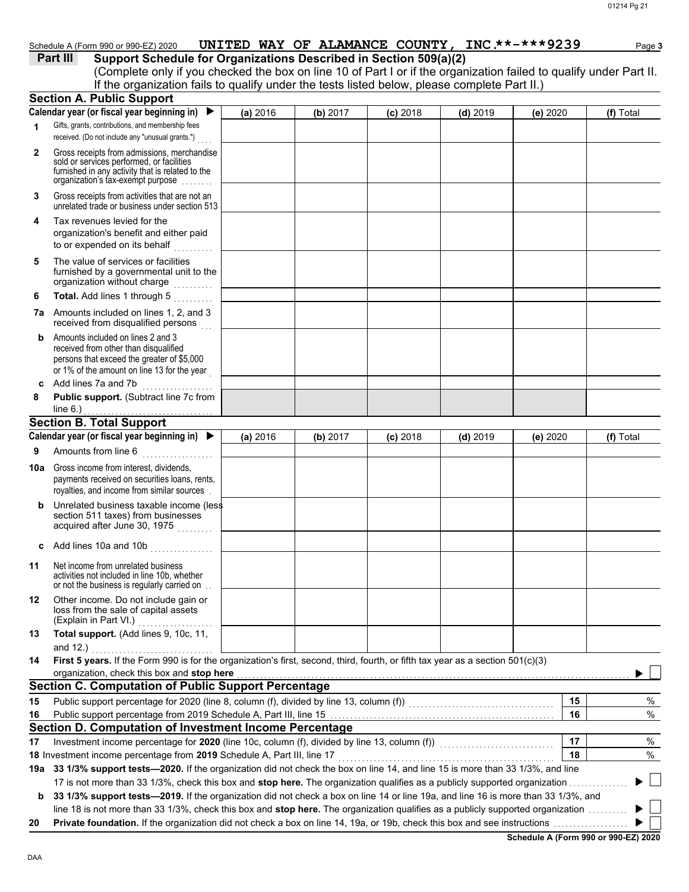Schedule A (Form 990 or 990-EZ) 2020 UNITED WAY OF ALAMANCE COUNTY, INC.**-***9239 Page 3

## Part III Support Schedule for Organizations Described in Section 509(a)(2)

(Complete only if you checked the box on line 10 of Part I or if the organization failed to qualify under Part II. If the organization fails to qualify under the tests listed below, please complete Part II.)

### Section A. Public Support

| Calendar year (or fiscal year beginning in) ▶ | (a) 2016 | (b) 2017 | (c) 2018 | (d) 2019 | (e) 2020 | (f) Total |
|---|---|---|---|---|---|---|
| 1 Gifts, grants, contributions, and membership fees received. (Do not include any "unusual grants.") | | | | | | |
| 2 Gross receipts from admissions, merchandise sold or services performed, or facilities furnished in any activity that is related to the organization's tax-exempt purpose | | | | | | |
| 3 Gross receipts from activities that are not an unrelated trade or business under section 513 | | | | | | |
| 4 Tax revenues levied for the organization's benefit and either paid to or expended on its behalf | | | | | | |
| 5 The value of services or facilities furnished by a governmental unit to the organization without charge | | | | | | |
| 6 **Total.** Add lines 1 through 5 | | | | | | |
| 7a Amounts included on lines 1, 2, and 3 received from disqualified persons | | | | | | |
| b Amounts included on lines 2 and 3 received from other than disqualified persons that exceed the greater of $5,000 or 1% of the amount on line 13 for the year | | | | | | |
| c Add lines 7a and 7b | | | | | | |
| 8 **Public support.** (Subtract line 7c from line 6.) | | | | | | |

### Section B. Total Support

| Calendar year (or fiscal year beginning in) ▶ | (a) 2016 | (b) 2017 | (c) 2018 | (d) 2019 | (e) 2020 | (f) Total |
|---|---|---|---|---|---|---|
| 9 Amounts from line 6 | | | | | | |
| 10a Gross income from interest, dividends, payments received on securities loans, rents, royalties, and income from similar sources | | | | | | |
| b Unrelated business taxable income (less section 511 taxes) from businesses acquired after June 30, 1975 | | | | | | |
| c Add lines 10a and 10b | | | | | | |
| 11 Net income from unrelated business activities not included in line 10b, whether or not the business is regularly carried on | | | | | | |
| 12 Other income. Do not include gain or loss from the sale of capital assets (Explain in Part VI.) | | | | | | |
| 13 **Total support.** (Add lines 9, 10c, 11, and 12.) | | | | | | |

14 **First 5 years.** If the Form 990 is for the organization's first, second, third, fourth, or fifth tax year as a section 501(c)(3) organization, check this box and **stop here** ▶ ☐

### Section C. Computation of Public Support Percentage

| | | | |
|---|---|---|---|
| 15 | Public support percentage for 2020 (line 8, column (f), divided by line 13, column (f)) | 15 | % |
| 16 | Public support percentage from 2019 Schedule A, Part III, line 15 | 16 | % |

### Section D. Computation of Investment Income Percentage

| | | | |
|---|---|---|---|
| 17 | Investment income percentage for **2020** (line 10c, column (f), divided by line 13, column (f)) | 17 | % |
| 18 | Investment income percentage from **2019** Schedule A, Part III, line 17 | 18 | % |

19a **33 1/3% support tests—2020.** If the organization did not check the box on line 14, and line 15 is more than 33 1/3%, and line 17 is not more than 33 1/3%, check this box and **stop here.** The organization qualifies as a publicly supported organization ▶ ☐

b **33 1/3% support tests—2019.** If the organization did not check a box on line 14 or line 19a, and line 16 is more than 33 1/3%, and line 18 is not more than 33 1/3%, check this box and **stop here.** The organization qualifies as a publicly supported organization ▶ ☐

20 **Private foundation.** If the organization did not check a box on line 14, 19a, or 19b, check this box and see instructions ▶ ☐

**Schedule A (Form 990 or 990-EZ) 2020**

DAA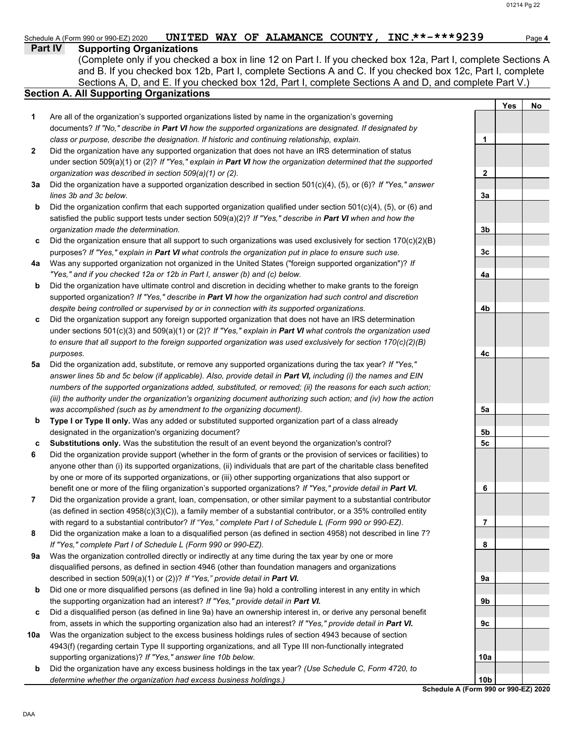Schedule A (Form 990 or 990-EZ) 2020 UNITED WAY OF ALAMANCE COUNTY, INC.**-***9239 Page 4

## Part IV Supporting Organizations

(Complete only if you checked a box in line 12 on Part I. If you checked box 12a, Part I, complete Sections A and B. If you checked box 12b, Part I, complete Sections A and C. If you checked box 12c, Part I, complete Sections A, D, and E. If you checked box 12d, Part I, complete Sections A and D, and complete Part V.)

### Section A. All Supporting Organizations

| | | | Yes | No |
|---|---|---|---|---|
| 1 | Are all of the organization's supported organizations listed by name in the organization's governing documents? *If "No," describe in **Part VI** how the supported organizations are designated. If designated by class or purpose, describe the designation. If historic and continuing relationship, explain.* | 1 | | |
| 2 | Did the organization have any supported organization that does not have an IRS determination of status under section 509(a)(1) or (2)? *If "Yes," explain in **Part VI** how the organization determined that the supported organization was described in section 509(a)(1) or (2).* | 2 | | |
| 3a | Did the organization have a supported organization described in section 501(c)(4), (5), or (6)? *If "Yes," answer lines 3b and 3c below.* | 3a | | |
| b | Did the organization confirm that each supported organization qualified under section 501(c)(4), (5), or (6) and satisfied the public support tests under section 509(a)(2)? *If "Yes," describe in **Part VI** when and how the organization made the determination.* | 3b | | |
| c | Did the organization ensure that all support to such organizations was used exclusively for section 170(c)(2)(B) purposes? *If "Yes," explain in **Part VI** what controls the organization put in place to ensure such use.* | 3c | | |
| 4a | Was any supported organization not organized in the United States ("foreign supported organization")? *If "Yes," and if you checked 12a or 12b in Part I, answer (b) and (c) below.* | 4a | | |
| b | Did the organization have ultimate control and discretion in deciding whether to make grants to the foreign supported organization? *If "Yes," describe in **Part VI** how the organization had such control and discretion despite being controlled or supervised by or in connection with its supported organizations.* | 4b | | |
| c | Did the organization support any foreign supported organization that does not have an IRS determination under sections 501(c)(3) and 509(a)(1) or (2)? *If "Yes," explain in **Part VI** what controls the organization used to ensure that all support to the foreign supported organization was used exclusively for section 170(c)(2)(B) purposes.* | 4c | | |
| 5a | Did the organization add, substitute, or remove any supported organizations during the tax year? *If "Yes," answer lines 5b and 5c below (if applicable). Also, provide detail in **Part VI,** including (i) the names and EIN numbers of the supported organizations added, substituted, or removed; (ii) the reasons for each such action; (iii) the authority under the organization's organizing document authorizing such action; and (iv) how the action was accomplished (such as by amendment to the organizing document).* | 5a | | |
| b | **Type I or Type II only.** Was any added or substituted supported organization part of a class already designated in the organization's organizing document? | 5b | | |
| c | **Substitutions only.** Was the substitution the result of an event beyond the organization's control? | 5c | | |
| 6 | Did the organization provide support (whether in the form of grants or the provision of services or facilities) to anyone other than (i) its supported organizations, (ii) individuals that are part of the charitable class benefited by one or more of its supported organizations, or (iii) other supporting organizations that also support or benefit one or more of the filing organization's supported organizations? *If "Yes," provide detail in **Part VI.*** | 6 | | |
| 7 | Did the organization provide a grant, loan, compensation, or other similar payment to a substantial contributor (as defined in section 4958(c)(3)(C)), a family member of a substantial contributor, or a 35% controlled entity with regard to a substantial contributor? *If "Yes," complete Part I of Schedule L (Form 990 or 990-EZ).* | 7 | | |
| 8 | Did the organization make a loan to a disqualified person (as defined in section 4958) not described in line 7? *If "Yes," complete Part I of Schedule L (Form 990 or 990-EZ).* | 8 | | |
| 9a | Was the organization controlled directly or indirectly at any time during the tax year by one or more disqualified persons, as defined in section 4946 (other than foundation managers and organizations described in section 509(a)(1) or (2))? *If "Yes," provide detail in **Part VI.*** | 9a | | |
| b | Did one or more disqualified persons (as defined in line 9a) hold a controlling interest in any entity in which the supporting organization had an interest? *If "Yes," provide detail in **Part VI.*** | 9b | | |
| c | Did a disqualified person (as defined in line 9a) have an ownership interest in, or derive any personal benefit from, assets in which the supporting organization also had an interest? *If "Yes," provide detail in **Part VI.*** | 9c | | |
| 10a | Was the organization subject to the excess business holdings rules of section 4943 because of section 4943(f) (regarding certain Type II supporting organizations, and all Type III non-functionally integrated supporting organizations)? *If "Yes," answer line 10b below.* | 10a | | |
| b | Did the organization have any excess business holdings in the tax year? *(Use Schedule C, Form 4720, to determine whether the organization had excess business holdings.)* | 10b | | |

**Schedule A (Form 990 or 990-EZ) 2020**

DAA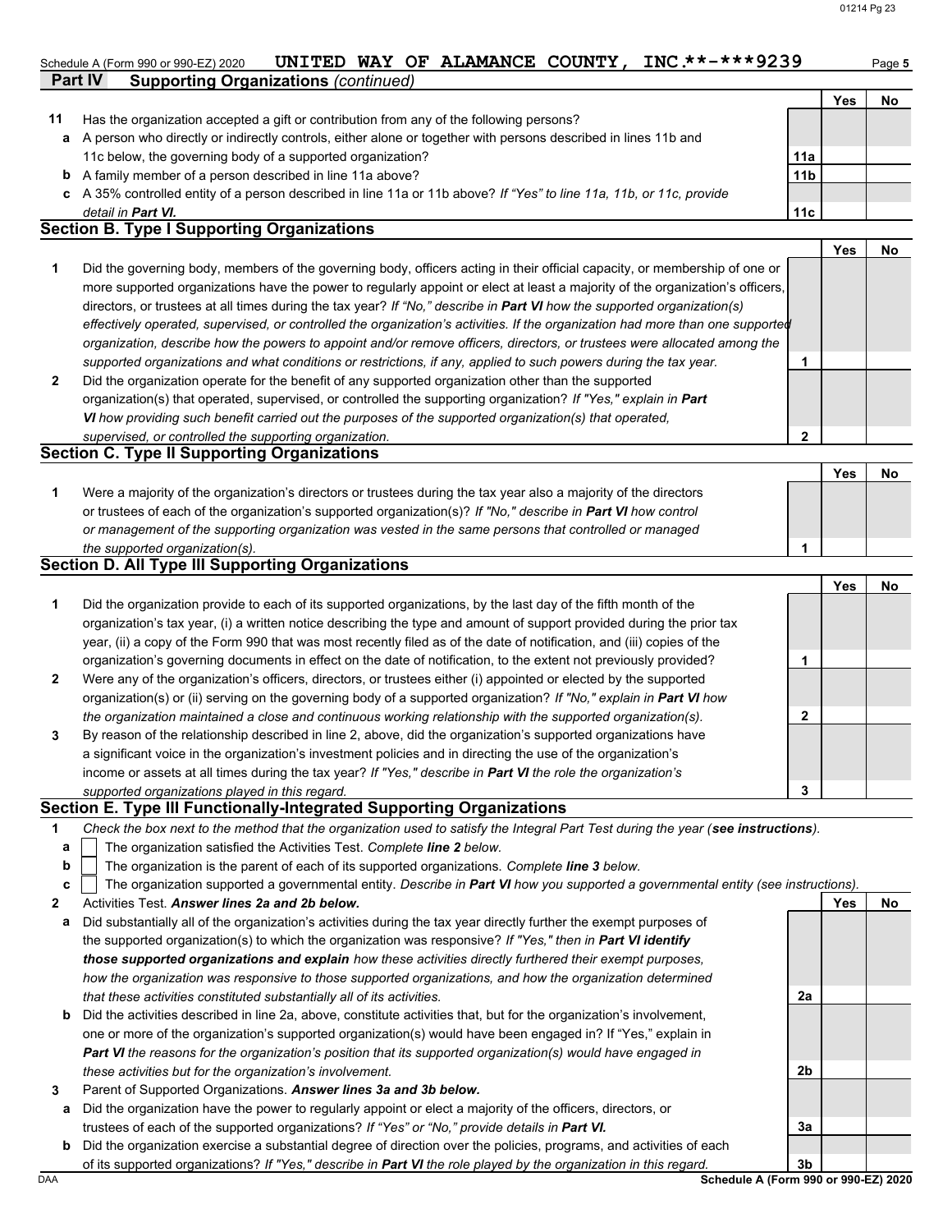Schedule A (Form 990 or 990-EZ) 2020 **UNITED WAY OF ALAMANCE COUNTY, INC.**-***9239** Page **5**

## Part IV Supporting Organizations *(continued)*

| | | | Yes | No |
|---|---|---|---|---|
| **11** | Has the organization accepted a gift or contribution from any of the following persons? | | | |
| **a** | A person who directly or indirectly controls, either alone or together with persons described in lines 11b and 11c below, the governing body of a supported organization? | **11a** | | |
| **b** | A family member of a person described in line 11a above? | **11b** | | |
| **c** | A 35% controlled entity of a person described in line 11a or 11b above? *If "Yes" to line 11a, 11b, or 11c, provide detail in* ***Part VI.*** | **11c** | | |

## Section B. Type I Supporting Organizations

| | | | Yes | No |
|---|---|---|---|---|
| **1** | Did the governing body, members of the governing body, officers acting in their official capacity, or membership of one or more supported organizations have the power to regularly appoint or elect at least a majority of the organization's officers, directors, or trustees at all times during the tax year? *If "No," describe in* ***Part VI*** *how the supported organization(s) effectively operated, supervised, or controlled the organization's activities. If the organization had more than one supported organization, describe how the powers to appoint and/or remove officers, directors, or trustees were allocated among the supported organizations and what conditions or restrictions, if any, applied to such powers during the tax year.* | **1** | | |
| **2** | Did the organization operate for the benefit of any supported organization other than the supported organization(s) that operated, supervised, or controlled the supporting organization? *If "Yes," explain in* ***Part VI*** *how providing such benefit carried out the purposes of the supported organization(s) that operated, supervised, or controlled the supporting organization.* | **2** | | |

## Section C. Type II Supporting Organizations

| | | | Yes | No |
|---|---|---|---|---|
| **1** | Were a majority of the organization's directors or trustees during the tax year also a majority of the directors or trustees of each of the organization's supported organization(s)? *If "No," describe in* ***Part VI*** *how control or management of the supporting organization was vested in the same persons that controlled or managed the supported organization(s).* | **1** | | |

## Section D. All Type III Supporting Organizations

| | | | Yes | No |
|---|---|---|---|---|
| **1** | Did the organization provide to each of its supported organizations, by the last day of the fifth month of the organization's tax year, (i) a written notice describing the type and amount of support provided during the prior tax year, (ii) a copy of the Form 990 that was most recently filed as of the date of notification, and (iii) copies of the organization's governing documents in effect on the date of notification, to the extent not previously provided? | **1** | | |
| **2** | Were any of the organization's officers, directors, or trustees either (i) appointed or elected by the supported organization(s) or (ii) serving on the governing body of a supported organization? *If "No," explain in* ***Part VI*** *how the organization maintained a close and continuous working relationship with the supported organization(s).* | **2** | | |
| **3** | By reason of the relationship described in line 2, above, did the organization's supported organizations have a significant voice in the organization's investment policies and in directing the use of the organization's income or assets at all times during the tax year? *If "Yes," describe in* ***Part VI*** *the role the organization's supported organizations played in this regard.* | **3** | | |

## Section E. Type III Functionally-Integrated Supporting Organizations

**1** *Check the box next to the method that the organization used to satisfy the Integral Part Test during the year (****see instructions****).*

- **a** ☐ The organization satisfied the Activities Test. *Complete* ***line 2*** *below.*
- **b** ☐ The organization is the parent of each of its supported organizations. *Complete* ***line 3*** *below.*
- **c** ☐ The organization supported a governmental entity. *Describe in* ***Part VI*** *how you supported a governmental entity (see instructions).*

| | | | Yes | No |
|---|---|---|---|---|
| **2** | Activities Test. ***Answer lines 2a and 2b below.*** | | | |
| **a** | Did substantially all of the organization's activities during the tax year directly further the exempt purposes of the supported organization(s) to which the organization was responsive? *If "Yes," then in* ***Part VI identify those supported organizations and explain*** *how these activities directly furthered their exempt purposes, how the organization was responsive to those supported organizations, and how the organization determined that these activities constituted substantially all of its activities.* | **2a** | | |
| **b** | Did the activities described in line 2a, above, constitute activities that, but for the organization's involvement, one or more of the organization's supported organization(s) would have been engaged in? If "Yes," explain in ***Part VI*** *the reasons for the organization's position that its supported organization(s) would have engaged in these activities but for the organization's involvement.* | **2b** | | |
| **3** | Parent of Supported Organizations. ***Answer lines 3a and 3b below.*** | | | |
| **a** | Did the organization have the power to regularly appoint or elect a majority of the officers, directors, or trustees of each of the supported organizations? *If "Yes" or "No," provide details in* ***Part VI.*** | **3a** | | |
| **b** | Did the organization exercise a substantial degree of direction over the policies, programs, and activities of each of its supported organizations? *If "Yes," describe in* ***Part VI*** *the role played by the organization in this regard.* | **3b** | | |

DAA **Schedule A (Form 990 or 990-EZ) 2020**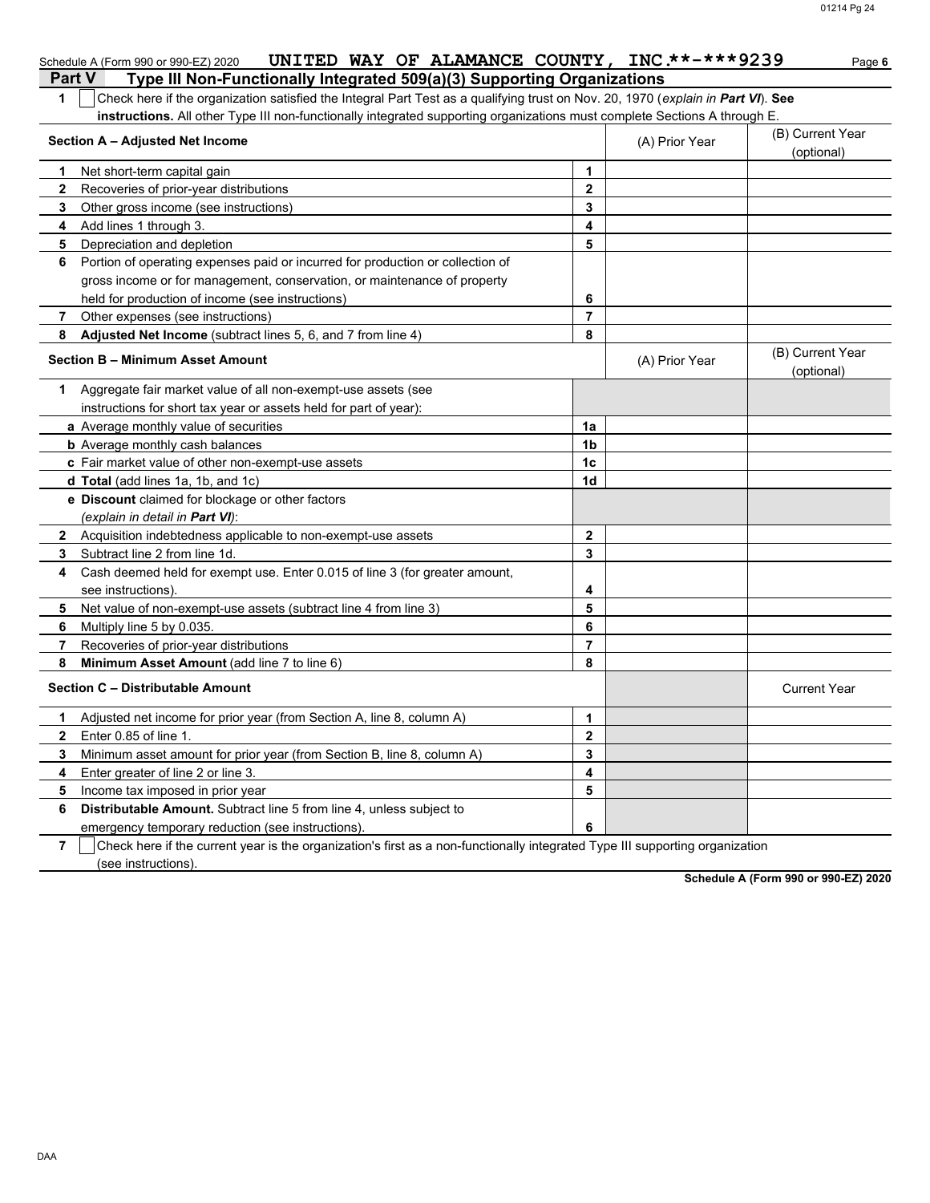Schedule A (Form 990 or 990-EZ) 2020 UNITED WAY OF ALAMANCE COUNTY, INC.**-***9239 Page 6

## Part V Type III Non-Functionally Integrated 509(a)(3) Supporting Organizations

**1** ☐ Check here if the organization satisfied the Integral Part Test as a qualifying trust on Nov. 20, 1970 (*explain in **Part VI***). **See instructions.** All other Type III non-functionally integrated supporting organizations must complete Sections A through E.

| **Section A – Adjusted Net Income** | | (A) Prior Year | (B) Current Year (optional) |
|---|---|---|---|
| **1** Net short-term capital gain | 1 | | |
| **2** Recoveries of prior-year distributions | 2 | | |
| **3** Other gross income (see instructions) | 3 | | |
| **4** Add lines 1 through 3. | 4 | | |
| **5** Depreciation and depletion | 5 | | |
| **6** Portion of operating expenses paid or incurred for production or collection of gross income or for management, conservation, or maintenance of property held for production of income (see instructions) | 6 | | |
| **7** Other expenses (see instructions) | 7 | | |
| **8** **Adjusted Net Income** (subtract lines 5, 6, and 7 from line 4) | 8 | | |

| **Section B – Minimum Asset Amount** | | (A) Prior Year | (B) Current Year (optional) |
|---|---|---|---|
| **1** Aggregate fair market value of all non-exempt-use assets (see instructions for short tax year or assets held for part of year): | | | |
| **a** Average monthly value of securities | 1a | | |
| **b** Average monthly cash balances | 1b | | |
| **c** Fair market value of other non-exempt-use assets | 1c | | |
| **d** **Total** (add lines 1a, 1b, and 1c) | 1d | | |
| **e** **Discount** claimed for blockage or other factors (*explain in detail in **Part VI***): | | | |
| **2** Acquisition indebtedness applicable to non-exempt-use assets | 2 | | |
| **3** Subtract line 2 from line 1d. | 3 | | |
| **4** Cash deemed held for exempt use. Enter 0.015 of line 3 (for greater amount, see instructions). | 4 | | |
| **5** Net value of non-exempt-use assets (subtract line 4 from line 3) | 5 | | |
| **6** Multiply line 5 by 0.035. | 6 | | |
| **7** Recoveries of prior-year distributions | 7 | | |
| **8** **Minimum Asset Amount** (add line 7 to line 6) | 8 | | |

| **Section C – Distributable Amount** | | | Current Year |
|---|---|---|---|
| **1** Adjusted net income for prior year (from Section A, line 8, column A) | 1 | | |
| **2** Enter 0.85 of line 1. | 2 | | |
| **3** Minimum asset amount for prior year (from Section B, line 8, column A) | 3 | | |
| **4** Enter greater of line 2 or line 3. | 4 | | |
| **5** Income tax imposed in prior year | 5 | | |
| **6** **Distributable Amount.** Subtract line 5 from line 4, unless subject to emergency temporary reduction (see instructions). | 6 | | |

**7** ☐ Check here if the current year is the organization's first as a non-functionally integrated Type III supporting organization (see instructions).

**Schedule A (Form 990 or 990-EZ) 2020**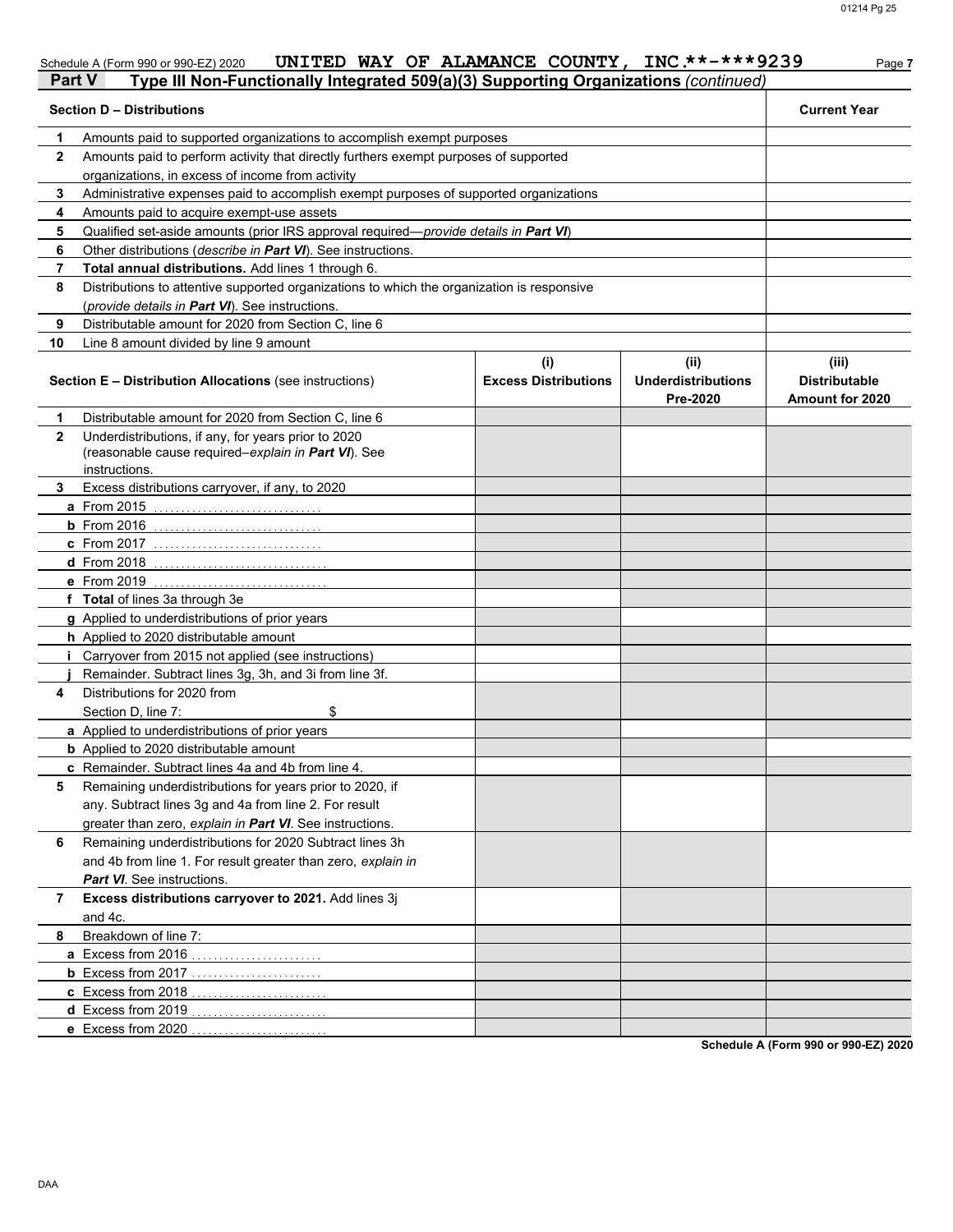Schedule A (Form 990 or 990-EZ) 2020 UNITED WAY OF ALAMANCE COUNTY, INC.**-***9239 Page 7

## Part V Type III Non-Functionally Integrated 509(a)(3) Supporting Organizations *(continued)*

| Section D – Distributions | | Current Year |
|---|---|---|
| 1 | Amounts paid to supported organizations to accomplish exempt purposes | |
| 2 | Amounts paid to perform activity that directly furthers exempt purposes of supported organizations, in excess of income from activity | |
| 3 | Administrative expenses paid to accomplish exempt purposes of supported organizations | |
| 4 | Amounts paid to acquire exempt-use assets | |
| 5 | Qualified set-aside amounts (prior IRS approval required—*provide details in **Part VI***) | |
| 6 | Other distributions (*describe in **Part VI***). See instructions. | |
| 7 | **Total annual distributions.** Add lines 1 through 6. | |
| 8 | Distributions to attentive supported organizations to which the organization is responsive (*provide details in **Part VI***). See instructions. | |
| 9 | Distributable amount for 2020 from Section C, line 6 | |
| 10 | Line 8 amount divided by line 9 amount | |

| Section E – Distribution Allocations (see instructions) | (i) Excess Distributions | (ii) Underdistributions Pre-2020 | (iii) Distributable Amount for 2020 |
|---|---|---|---|
| **1** Distributable amount for 2020 from Section C, line 6 | | | |
| **2** Underdistributions, if any, for years prior to 2020 (reasonable cause required–*explain in **Part VI***). See instructions. | | | |
| **3** Excess distributions carryover, if any, to 2020 | | | |
| **a** From 2015 | | | |
| **b** From 2016 | | | |
| **c** From 2017 | | | |
| **d** From 2018 | | | |
| **e** From 2019 | | | |
| **f Total** of lines 3a through 3e | | | |
| **g** Applied to underdistributions of prior years | | | |
| **h** Applied to 2020 distributable amount | | | |
| **i** Carryover from 2015 not applied (see instructions) | | | |
| **j** Remainder. Subtract lines 3g, 3h, and 3i from line 3f. | | | |
| **4** Distributions for 2020 from Section D, line 7: $ | | | |
| **a** Applied to underdistributions of prior years | | | |
| **b** Applied to 2020 distributable amount | | | |
| **c** Remainder. Subtract lines 4a and 4b from line 4. | | | |
| **5** Remaining underdistributions for years prior to 2020, if any. Subtract lines 3g and 4a from line 2. For result greater than zero, *explain in **Part VI***. See instructions. | | | |
| **6** Remaining underdistributions for 2020 Subtract lines 3h and 4b from line 1. For result greater than zero, *explain in **Part VI***. See instructions. | | | |
| **7 Excess distributions carryover to 2021.** Add lines 3j and 4c. | | | |
| **8** Breakdown of line 7: | | | |
| **a** Excess from 2016 | | | |
| **b** Excess from 2017 | | | |
| **c** Excess from 2018 | | | |
| **d** Excess from 2019 | | | |
| **e** Excess from 2020 | | | |

**Schedule A (Form 990 or 990-EZ) 2020**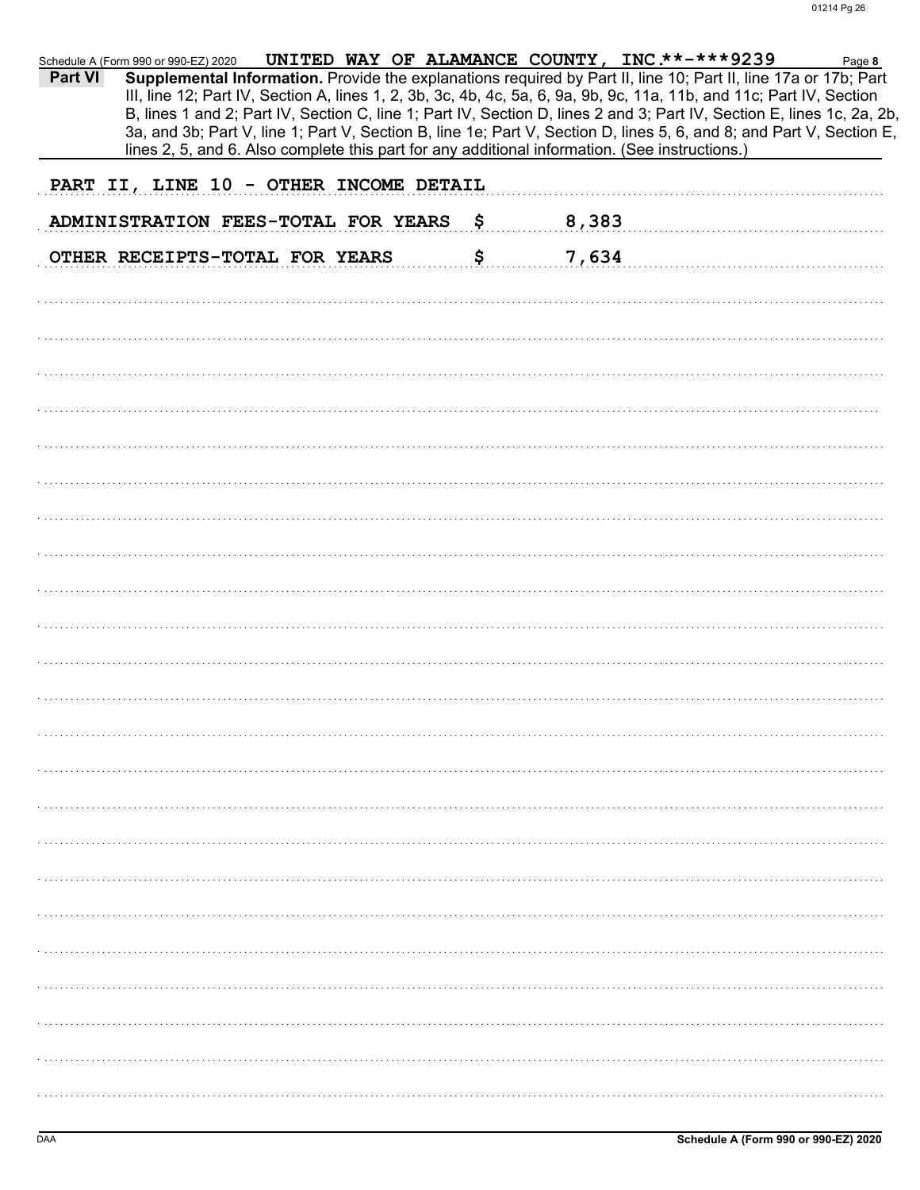Schedule A (Form 990 or 990-EZ) 2020 UNITED WAY OF ALAMANCE COUNTY, INC.**-***9239 Page 8

**Part VI** **Supplemental Information.** Provide the explanations required by Part II, line 10; Part II, line 17a or 17b; Part III, line 12; Part IV, Section A, lines 1, 2, 3b, 3c, 4b, 4c, 5a, 6, 9a, 9b, 9c, 11a, 11b, and 11c; Part IV, Section B, lines 1 and 2; Part IV, Section C, line 1; Part IV, Section D, lines 2 and 3; Part IV, Section E, lines 1c, 2a, 2b, 3a, and 3b; Part V, line 1; Part V, Section B, line 1e; Part V, Section D, lines 5, 6, and 8; and Part V, Section E, lines 2, 5, and 6. Also complete this part for any additional information. (See instructions.)

PART II, LINE 10 - OTHER INCOME DETAIL

ADMINISTRATION FEES-TOTAL FOR YEARS $ 8,383

OTHER RECEIPTS-TOTAL FOR YEARS $ 7,634

Schedule A (Form 990 or 990-EZ) 2020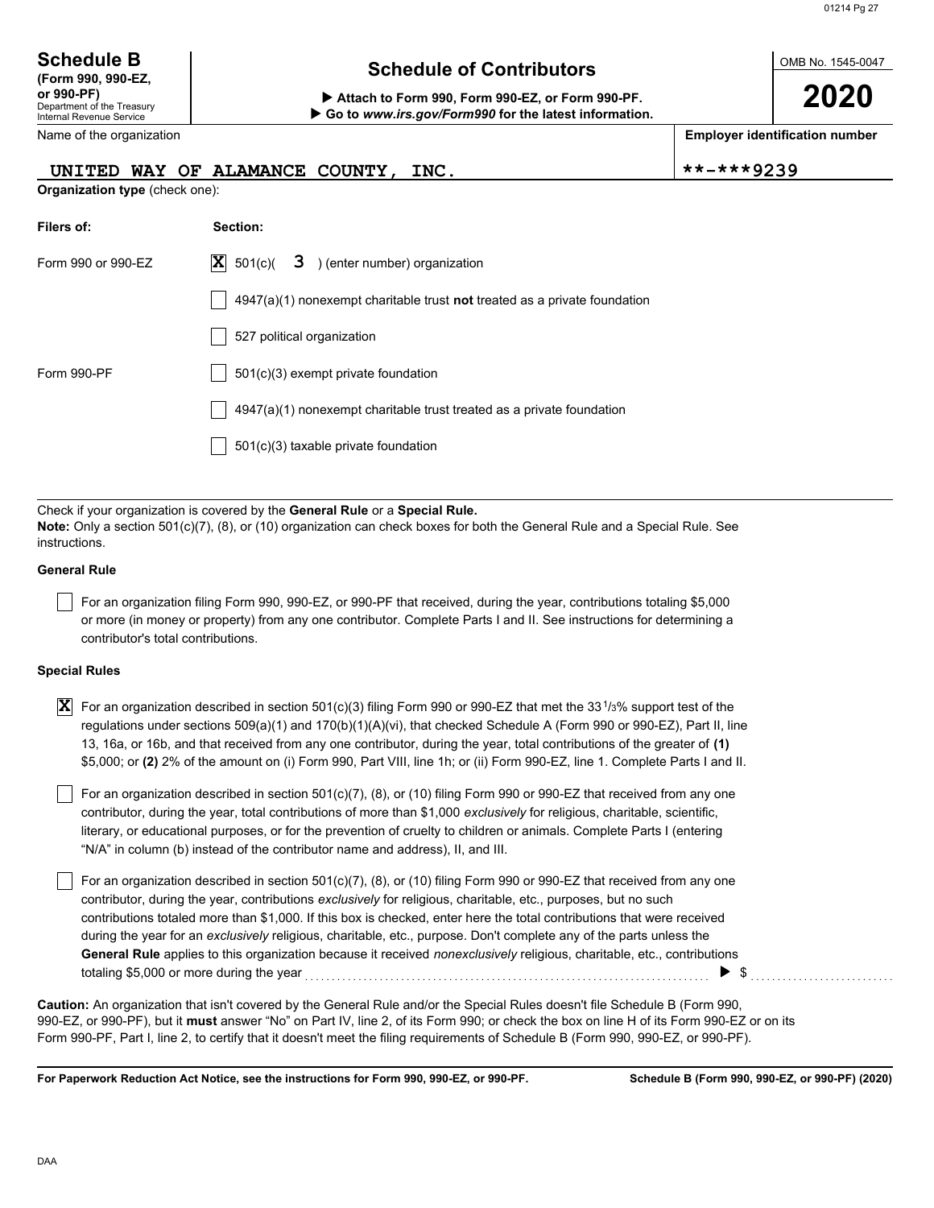# Schedule B

**(Form 990, 990-EZ, or 990-PF)**
Department of the Treasury
Internal Revenue Service

## Schedule of Contributors

▶ **Attach to Form 990, Form 990-EZ, or Form 990-PF.**
▶ **Go to *www.irs.gov/Form990* for the latest information.**

OMB No. 1545-0047

**2020**

Name of the organization: UNITED WAY OF ALAMANCE COUNTY, INC.

**Employer identification number**: **-***9239

**Organization type** (check one):

| **Filers of:** | **Section:** |
|---|---|
| Form 990 or 990-EZ | [X] 501(c)( 3 ) (enter number) organization |
| | [ ] 4947(a)(1) nonexempt charitable trust **not** treated as a private foundation |
| | [ ] 527 political organization |
| Form 990-PF | [ ] 501(c)(3) exempt private foundation |
| | [ ] 4947(a)(1) nonexempt charitable trust treated as a private foundation |
| | [ ] 501(c)(3) taxable private foundation |

Check if your organization is covered by the **General Rule** or a **Special Rule.**
**Note:** Only a section 501(c)(7), (8), or (10) organization can check boxes for both the General Rule and a Special Rule. See instructions.

### General Rule

[ ] For an organization filing Form 990, 990-EZ, or 990-PF that received, during the year, contributions totaling $5,000 or more (in money or property) from any one contributor. Complete Parts I and II. See instructions for determining a contributor's total contributions.

### Special Rules

[X] For an organization described in section 501(c)(3) filing Form 990 or 990-EZ that met the 33 1/3% support test of the regulations under sections 509(a)(1) and 170(b)(1)(A)(vi), that checked Schedule A (Form 990 or 990-EZ), Part II, line 13, 16a, or 16b, and that received from any one contributor, during the year, total contributions of the greater of **(1)** $5,000; or **(2)** 2% of the amount on (i) Form 990, Part VIII, line 1h; or (ii) Form 990-EZ, line 1. Complete Parts I and II.

[ ] For an organization described in section 501(c)(7), (8), or (10) filing Form 990 or 990-EZ that received from any one contributor, during the year, total contributions of more than $1,000 *exclusively* for religious, charitable, scientific, literary, or educational purposes, or for the prevention of cruelty to children or animals. Complete Parts I (entering "N/A" in column (b) instead of the contributor name and address), II, and III.

[ ] For an organization described in section 501(c)(7), (8), or (10) filing Form 990 or 990-EZ that received from any one contributor, during the year, contributions *exclusively* for religious, charitable, etc., purposes, but no such contributions totaled more than $1,000. If this box is checked, enter here the total contributions that were received during the year for an *exclusively* religious, charitable, etc., purpose. Don't complete any of the parts unless the **General Rule** applies to this organization because it received *nonexclusively* religious, charitable, etc., contributions totaling $5,000 or more during the year ▶ $

**Caution:** An organization that isn't covered by the General Rule and/or the Special Rules doesn't file Schedule B (Form 990, 990-EZ, or 990-PF), but it **must** answer "No" on Part IV, line 2, of its Form 990; or check the box on line H of its Form 990-EZ or on its Form 990-PF, Part I, line 2, to certify that it doesn't meet the filing requirements of Schedule B (Form 990, 990-EZ, or 990-PF).

**For Paperwork Reduction Act Notice, see the instructions for Form 990, 990-EZ, or 990-PF.** **Schedule B (Form 990, 990-EZ, or 990-PF) (2020)**

DAA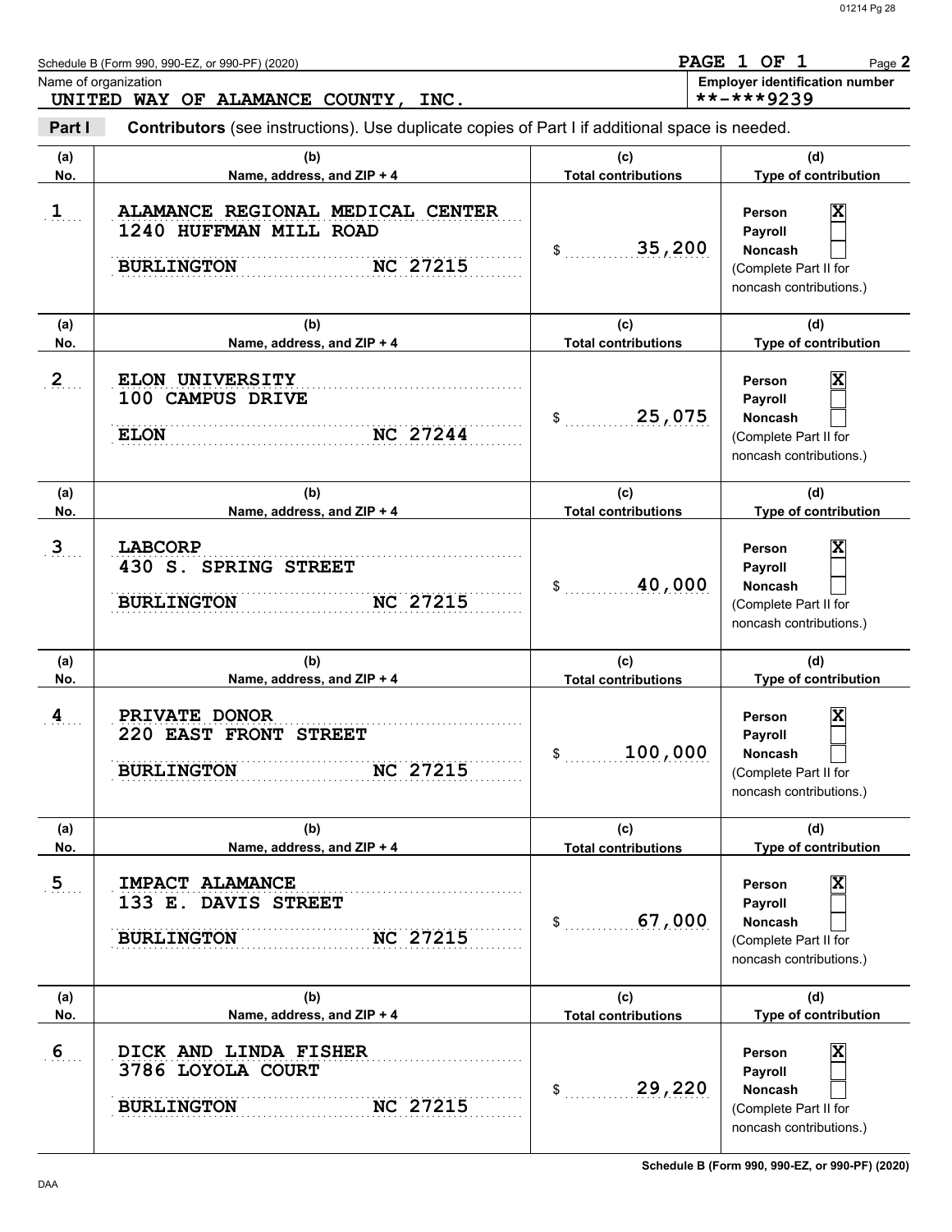Schedule B (Form 990, 990-EZ, or 990-PF) (2020) **PAGE 1 OF 1** Page **2**

Name of organization: **UNITED WAY OF ALAMANCE COUNTY, INC.**

**Employer identification number:** **-***9239

**Part I** **Contributors** (see instructions). Use duplicate copies of Part I if additional space is needed.

| (a) No. | (b) Name, address, and ZIP + 4 | (c) Total contributions | (d) Type of contribution |
|---|---|---|---|
| 1 | ALAMANCE REGIONAL MEDICAL CENTER<br>1240 HUFFMAN MILL ROAD<br>BURLINGTON NC 27215 | $ 35,200 | Person [X]<br>Payroll [ ]<br>Noncash [ ]<br>(Complete Part II for noncash contributions.) |
| 2 | ELON UNIVERSITY<br>100 CAMPUS DRIVE<br>ELON NC 27244 | $ 25,075 | Person [X]<br>Payroll [ ]<br>Noncash [ ]<br>(Complete Part II for noncash contributions.) |
| 3 | LABCORP<br>430 S. SPRING STREET<br>BURLINGTON NC 27215 | $ 40,000 | Person [X]<br>Payroll [ ]<br>Noncash [ ]<br>(Complete Part II for noncash contributions.) |
| 4 | PRIVATE DONOR<br>220 EAST FRONT STREET<br>BURLINGTON NC 27215 | $ 100,000 | Person [X]<br>Payroll [ ]<br>Noncash [ ]<br>(Complete Part II for noncash contributions.) |
| 5 | IMPACT ALAMANCE<br>133 E. DAVIS STREET<br>BURLINGTON NC 27215 | $ 67,000 | Person [X]<br>Payroll [ ]<br>Noncash [ ]<br>(Complete Part II for noncash contributions.) |
| 6 | DICK AND LINDA FISHER<br>3786 LOYOLA COURT<br>BURLINGTON NC 27215 | $ 29,220 | Person [X]<br>Payroll [ ]<br>Noncash [ ]<br>(Complete Part II for noncash contributions.) |

Schedule B (Form 990, 990-EZ, or 990-PF) (2020)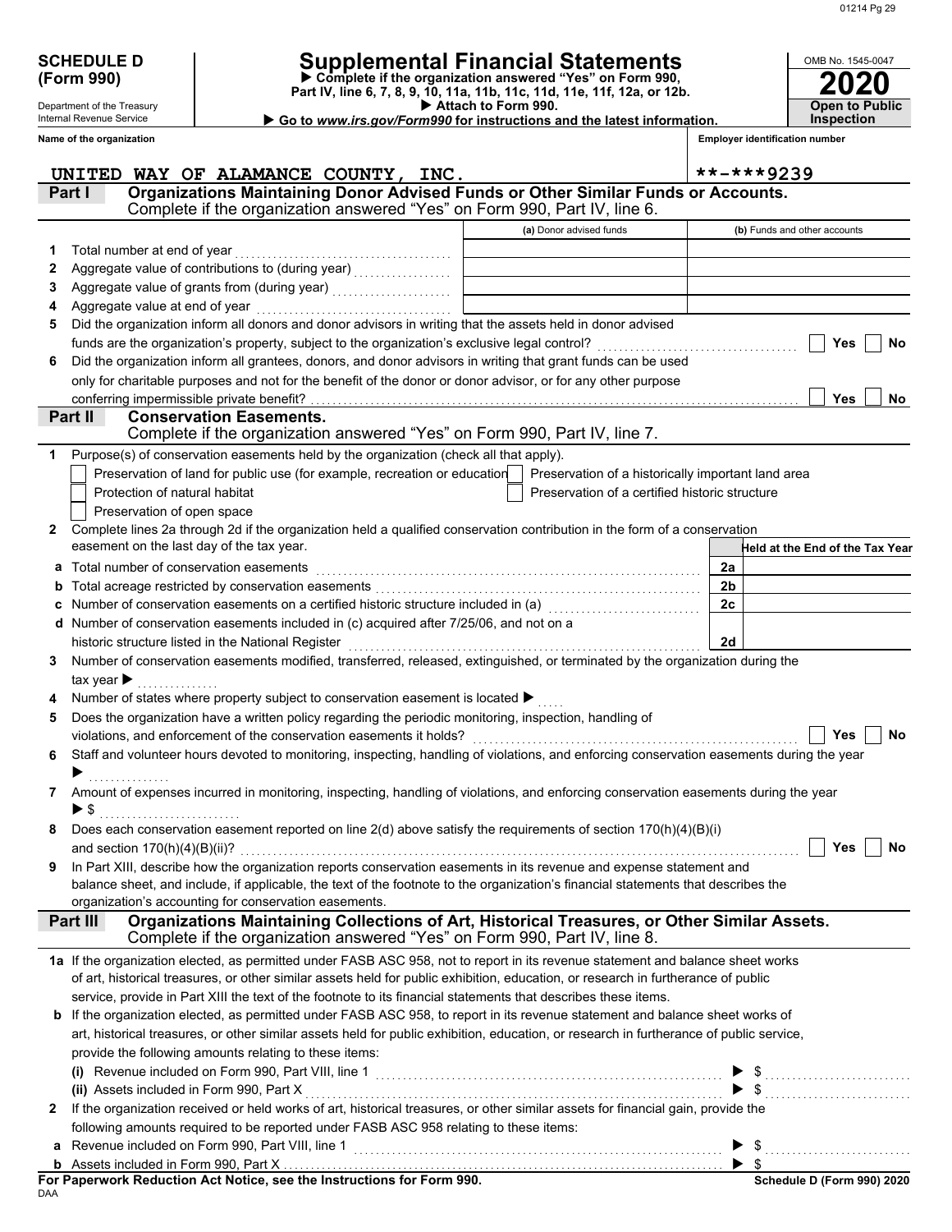**SCHEDULE D (Form 990)**

Department of the Treasury
Internal Revenue Service

# Supplemental Financial Statements

▶ Complete if the organization answered "Yes" on Form 990, Part IV, line 6, 7, 8, 9, 10, 11a, 11b, 11c, 11d, 11e, 11f, 12a, or 12b.
▶ Attach to Form 990.
▶ Go to *www.irs.gov/Form990* for instructions and the latest information.

OMB No. 1545-0047
**2020**
**Open to Public Inspection**

Name of the organization: UNITED WAY OF ALAMANCE COUNTY, INC.
Employer identification number: **-***9239

## Part I Organizations Maintaining Donor Advised Funds or Other Similar Funds or Accounts.
Complete if the organization answered "Yes" on Form 990, Part IV, line 6.

| | | (a) Donor advised funds | (b) Funds and other accounts |
|---|---|---|---|
| 1 | Total number at end of year | | |
| 2 | Aggregate value of contributions to (during year) | | |
| 3 | Aggregate value of grants from (during year) | | |
| 4 | Aggregate value at end of year | | |

5 Did the organization inform all donors and donor advisors in writing that the assets held in donor advised funds are the organization's property, subject to the organization's exclusive legal control? ☐ Yes ☐ No

6 Did the organization inform all grantees, donors, and donor advisors in writing that grant funds can be used only for charitable purposes and not for the benefit of the donor or donor advisor, or for any other purpose conferring impermissible private benefit? ☐ Yes ☐ No

## Part II Conservation Easements.
Complete if the organization answered "Yes" on Form 990, Part IV, line 7.

1 Purpose(s) of conservation easements held by the organization (check all that apply).

- ☐ Preservation of land for public use (for example, recreation or education)
- ☐ Preservation of a historically important land area
- ☐ Protection of natural habitat
- ☐ Preservation of a certified historic structure
- ☐ Preservation of open space

2 Complete lines 2a through 2d if the organization held a qualified conservation contribution in the form of a conservation easement on the last day of the tax year.

| | | | Held at the End of the Tax Year |
|---|---|---|---|
| a | Total number of conservation easements | 2a | |
| b | Total acreage restricted by conservation easements | 2b | |
| c | Number of conservation easements on a certified historic structure included in (a) | 2c | |
| d | Number of conservation easements included in (c) acquired after 7/25/06, and not on a historic structure listed in the National Register | 2d | |

3 Number of conservation easements modified, transferred, released, extinguished, or terminated by the organization during the tax year ▶

4 Number of states where property subject to conservation easement is located ▶

5 Does the organization have a written policy regarding the periodic monitoring, inspection, handling of violations, and enforcement of the conservation easements it holds? ☐ Yes ☐ No

6 Staff and volunteer hours devoted to monitoring, inspecting, handling of violations, and enforcing conservation easements during the year ▶

7 Amount of expenses incurred in monitoring, inspecting, handling of violations, and enforcing conservation easements during the year ▶ $

8 Does each conservation easement reported on line 2(d) above satisfy the requirements of section 170(h)(4)(B)(i) and section 170(h)(4)(B)(ii)? ☐ Yes ☐ No

9 In Part XIII, describe how the organization reports conservation easements in its revenue and expense statement and balance sheet, and include, if applicable, the text of the footnote to the organization's financial statements that describes the organization's accounting for conservation easements.

## Part III Organizations Maintaining Collections of Art, Historical Treasures, or Other Similar Assets.
Complete if the organization answered "Yes" on Form 990, Part IV, line 8.

1a If the organization elected, as permitted under FASB ASC 958, not to report in its revenue statement and balance sheet works of art, historical treasures, or other similar assets held for public exhibition, education, or research in furtherance of public service, provide in Part XIII the text of the footnote to its financial statements that describes these items.

b If the organization elected, as permitted under FASB ASC 958, to report in its revenue statement and balance sheet works of art, historical treasures, or other similar assets held for public exhibition, education, or research in furtherance of public service, provide the following amounts relating to these items:

(i) Revenue included on Form 990, Part VIII, line 1 ▶ $

(ii) Assets included in Form 990, Part X ▶ $

2 If the organization received or held works of art, historical treasures, or other similar assets for financial gain, provide the following amounts required to be reported under FASB ASC 958 relating to these items:

a Revenue included on Form 990, Part VIII, line 1 ▶ $

b Assets included in Form 990, Part X ▶ $

**For Paperwork Reduction Act Notice, see the Instructions for Form 990.** **Schedule D (Form 990) 2020**

DAA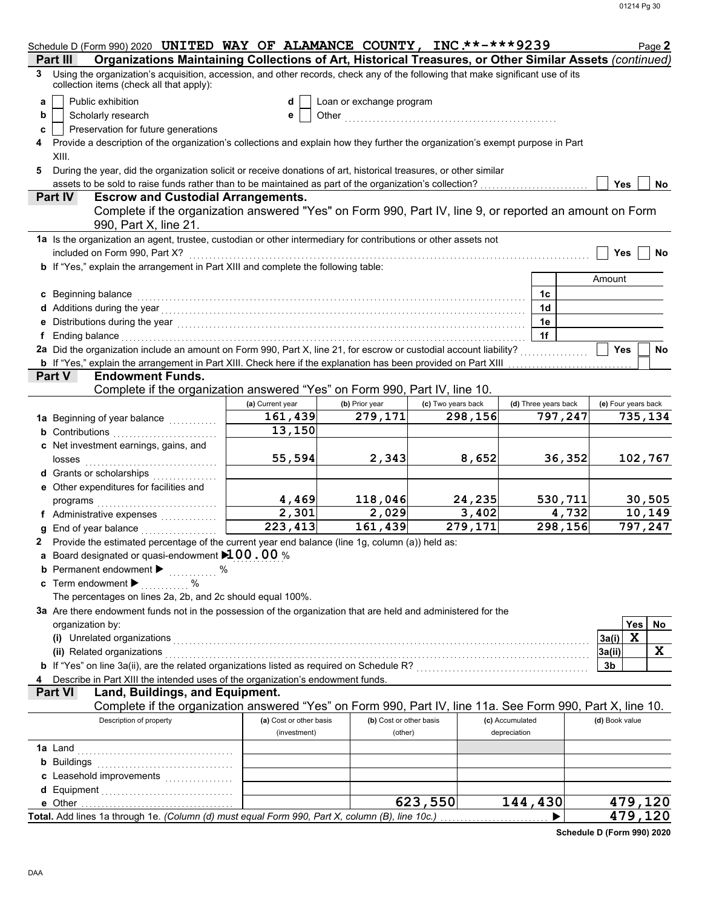Schedule D (Form 990) 2020 UNITED WAY OF ALAMANCE COUNTY, INC **-***9239 Page 2

## Part III Organizations Maintaining Collections of Art, Historical Treasures, or Other Similar Assets *(continued)*

**3** Using the organization's acquisition, accession, and other records, check any of the following that make significant use of its collection items (check all that apply):

- **a** ☐ Public exhibition
- **b** ☐ Scholarly research
- **c** ☐ Preservation for future generations
- **d** ☐ Loan or exchange program
- **e** ☐ Other

**4** Provide a description of the organization's collections and explain how they further the organization's exempt purpose in Part XIII.

**5** During the year, did the organization solicit or receive donations of art, historical treasures, or other similar assets to be sold to raise funds rather than to be maintained as part of the organization's collection? ☐ Yes ☐ No

## Part IV Escrow and Custodial Arrangements.

Complete if the organization answered "Yes" on Form 990, Part IV, line 9, or reported an amount on Form 990, Part X, line 21.

**1a** Is the organization an agent, trustee, custodian or other intermediary for contributions or other assets not included on Form 990, Part X? ☐ Yes ☐ No

**b** If "Yes," explain the arrangement in Part XIII and complete the following table:

| | | Amount |
|---|---|---|
| **c** Beginning balance | 1c | |
| **d** Additions during the year | 1d | |
| **e** Distributions during the year | 1e | |
| **f** Ending balance | 1f | |

**2a** Did the organization include an amount on Form 990, Part X, line 21, for escrow or custodial account liability? ☐ Yes ☐ No

**b** If "Yes," explain the arrangement in Part XIII. Check here if the explanation has been provided on Part XIII ☐

## Part V Endowment Funds.

Complete if the organization answered "Yes" on Form 990, Part IV, line 10.

| | (a) Current year | (b) Prior year | (c) Two years back | (d) Three years back | (e) Four years back |
|---|---|---|---|---|---|
| **1a** Beginning of year balance | 161,439 | 279,171 | 298,156 | 797,247 | 735,134 |
| **b** Contributions | 13,150 | | | | |
| **c** Net investment earnings, gains, and losses | 55,594 | 2,343 | 8,652 | 36,352 | 102,767 |
| **d** Grants or scholarships | | | | | |
| **e** Other expenditures for facilities and programs | 4,469 | 118,046 | 24,235 | 530,711 | 30,505 |
| **f** Administrative expenses | 2,301 | 2,029 | 3,402 | 4,732 | 10,149 |
| **g** End of year balance | 223,413 | 161,439 | 279,171 | 298,156 | 797,247 |

**2** Provide the estimated percentage of the current year end balance (line 1g, column (a)) held as:

- **a** Board designated or quasi-endowment ▶ 100.00 %
- **b** Permanent endowment ▶ %
- **c** Term endowment ▶ %

The percentages on lines 2a, 2b, and 2c should equal 100%.

**3a** Are there endowment funds not in the possession of the organization that are held and administered for the organization by:

| | | Yes | No |
|---|---|---|---|
| **(i)** Unrelated organizations | 3a(i) | X | |
| **(ii)** Related organizations | 3a(ii) | | X |
| **b** If "Yes" on line 3a(ii), are the related organizations listed as required on Schedule R? | 3b | | |

**4** Describe in Part XIII the intended uses of the organization's endowment funds.

## Part VI Land, Buildings, and Equipment.

Complete if the organization answered "Yes" on Form 990, Part IV, line 11a. See Form 990, Part X, line 10.

| Description of property | (a) Cost or other basis (investment) | (b) Cost or other basis (other) | (c) Accumulated depreciation | (d) Book value |
|---|---|---|---|---|
| **1a** Land | | | | |
| **b** Buildings | | | | |
| **c** Leasehold improvements | | | | |
| **d** Equipment | | | | |
| **e** Other | | 623,550 | 144,430 | 479,120 |
| **Total.** Add lines 1a through 1e. *(Column (d) must equal Form 990, Part X, column (B), line 10c.)* ▶ | | | | 479,120 |

Schedule D (Form 990) 2020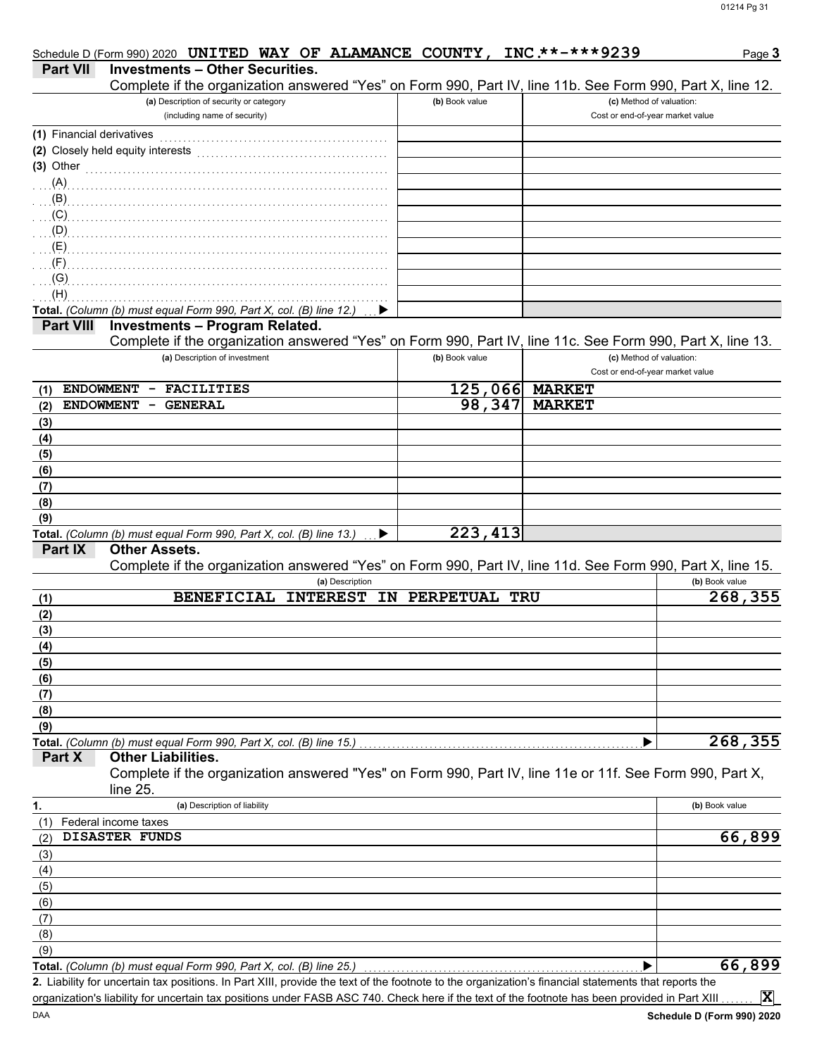Schedule D (Form 990) 2020 **UNITED WAY OF ALAMANCE COUNTY, INC.** **-***9239 Page **3**

## Part VII Investments – Other Securities.

Complete if the organization answered "Yes" on Form 990, Part IV, line 11b. See Form 990, Part X, line 12.

| (a) Description of security or category (including name of security) | (b) Book value | (c) Method of valuation: Cost or end-of-year market value |
|---|---|---|
| (1) Financial derivatives | | |
| (2) Closely held equity interests | | |
| (3) Other | | |
| (A) | | |
| (B) | | |
| (C) | | |
| (D) | | |
| (E) | | |
| (F) | | |
| (G) | | |
| (H) | | |
| **Total.** *(Column (b) must equal Form 990, Part X, col. (B) line 12.)* ▶ | | |

## Part VIII Investments – Program Related.

Complete if the organization answered "Yes" on Form 990, Part IV, line 11c. See Form 990, Part X, line 13.

| (a) Description of investment | (b) Book value | (c) Method of valuation: Cost or end-of-year market value |
|---|---|---|
| (1) ENDOWMENT - FACILITIES | 125,066 | MARKET |
| (2) ENDOWMENT - GENERAL | 98,347 | MARKET |
| (3) | | |
| (4) | | |
| (5) | | |
| (6) | | |
| (7) | | |
| (8) | | |
| (9) | | |
| **Total.** *(Column (b) must equal Form 990, Part X, col. (B) line 13.)* ▶ | 223,413 | |

## Part IX Other Assets.

Complete if the organization answered "Yes" on Form 990, Part IV, line 11d. See Form 990, Part X, line 15.

| (a) Description | (b) Book value |
|---|---|
| (1) BENEFICIAL INTEREST IN PERPETUAL TRU | 268,355 |
| (2) | |
| (3) | |
| (4) | |
| (5) | |
| (6) | |
| (7) | |
| (8) | |
| (9) | |
| **Total.** *(Column (b) must equal Form 990, Part X, col. (B) line 15.)* ▶ | 268,355 |

## Part X Other Liabilities.

Complete if the organization answered "Yes" on Form 990, Part IV, line 11e or 11f. See Form 990, Part X, line 25.

| 1. (a) Description of liability | (b) Book value |
|---|---|
| (1) Federal income taxes | |
| (2) DISASTER FUNDS | 66,899 |
| (3) | |
| (4) | |
| (5) | |
| (6) | |
| (7) | |
| (8) | |
| (9) | |
| **Total.** *(Column (b) must equal Form 990, Part X, col. (B) line 25.)* ▶ | 66,899 |

**2.** Liability for uncertain tax positions. In Part XIII, provide the text of the footnote to the organization's financial statements that reports the organization's liability for uncertain tax positions under FASB ASC 740. Check here if the text of the footnote has been provided in Part XIII ....... **X**

DAA **Schedule D (Form 990) 2020**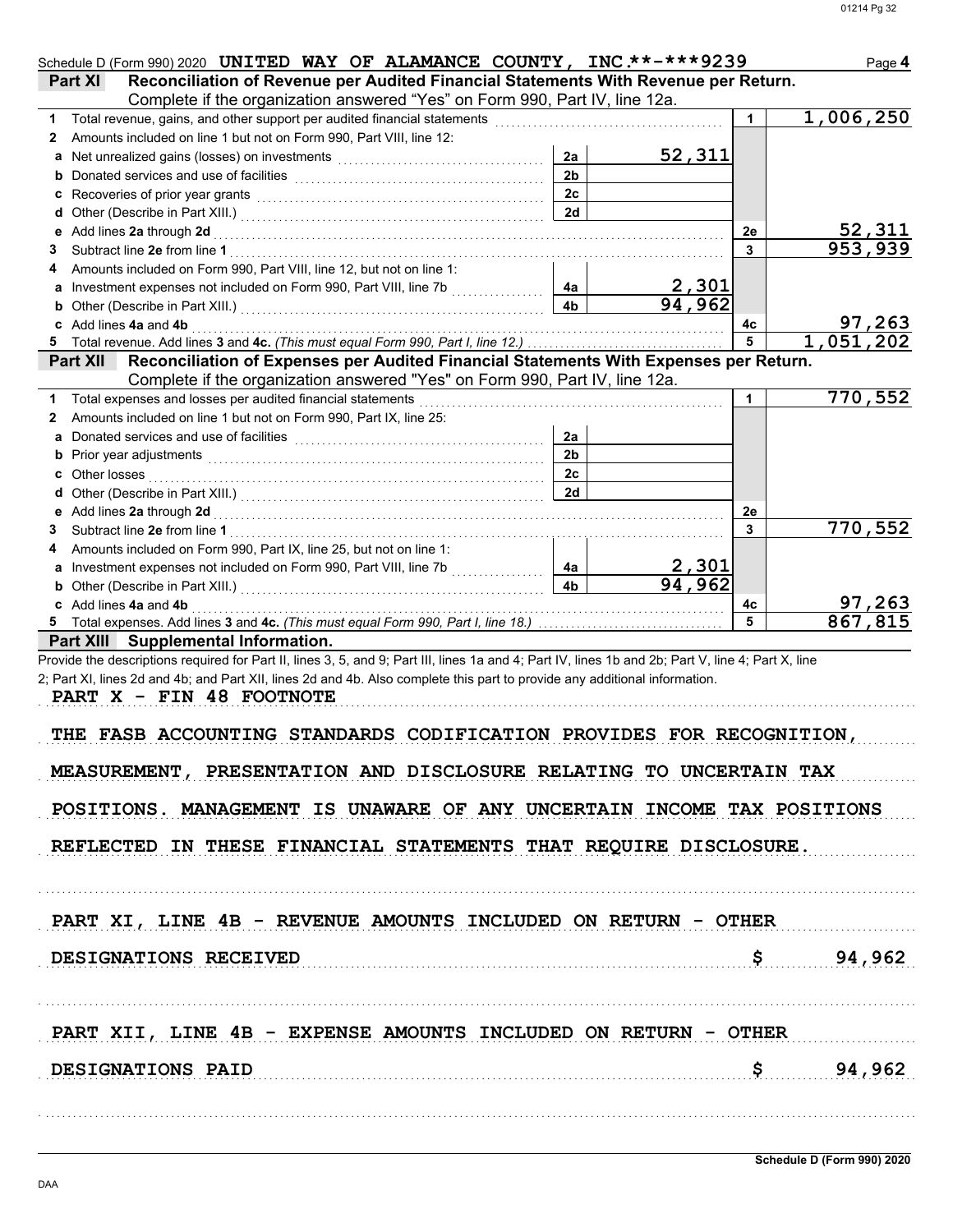Schedule D (Form 990) 2020 UNITED WAY OF ALAMANCE COUNTY, INC \*\*-\*\*\*9239 Page **4**

**Part XI Reconciliation of Revenue per Audited Financial Statements With Revenue per Return.** Complete if the organization answered "Yes" on Form 990, Part IV, line 12a.

| | | | | | |
|---|---|---|---|---|---|
| **1** | Total revenue, gains, and other support per audited financial statements | | | 1 | 1,006,250 |
| **2** | Amounts included on line 1 but not on Form 990, Part VIII, line 12: | | | | |
| **a** | Net unrealized gains (losses) on investments | 2a | 52,311 | | |
| **b** | Donated services and use of facilities | 2b | | | |
| **c** | Recoveries of prior year grants | 2c | | | |
| **d** | Other (Describe in Part XIII.) | 2d | | | |
| **e** | Add lines **2a** through **2d** | | | 2e | 52,311 |
| **3** | Subtract line **2e** from line **1** | | | 3 | 953,939 |
| **4** | Amounts included on Form 990, Part VIII, line 12, but not on line 1: | | | | |
| **a** | Investment expenses not included on Form 990, Part VIII, line 7b | 4a | 2,301 | | |
| **b** | Other (Describe in Part XIII.) | 4b | 94,962 | | |
| **c** | Add lines **4a** and **4b** | | | 4c | 97,263 |
| **5** | Total revenue. Add lines **3** and **4c.** *(This must equal Form 990, Part I, line 12.)* | | | 5 | 1,051,202 |

**Part XII Reconciliation of Expenses per Audited Financial Statements With Expenses per Return.** Complete if the organization answered "Yes" on Form 990, Part IV, line 12a.

| | | | | | |
|---|---|---|---|---|---|
| **1** | Total expenses and losses per audited financial statements | | | 1 | 770,552 |
| **2** | Amounts included on line 1 but not on Form 990, Part IX, line 25: | | | | |
| **a** | Donated services and use of facilities | 2a | | | |
| **b** | Prior year adjustments | 2b | | | |
| **c** | Other losses | 2c | | | |
| **d** | Other (Describe in Part XIII.) | 2d | | | |
| **e** | Add lines **2a** through **2d** | | | 2e | |
| **3** | Subtract line **2e** from line **1** | | | 3 | 770,552 |
| **4** | Amounts included on Form 990, Part IX, line 25, but not on line 1: | | | | |
| **a** | Investment expenses not included on Form 990, Part VIII, line 7b | 4a | 2,301 | | |
| **b** | Other (Describe in Part XIII.) | 4b | 94,962 | | |
| **c** | Add lines **4a** and **4b** | | | 4c | 97,263 |
| **5** | Total expenses. Add lines **3** and **4c.** *(This must equal Form 990, Part I, line 18.)* | | | 5 | 867,815 |

**Part XIII Supplemental Information.**

Provide the descriptions required for Part II, lines 3, 5, and 9; Part III, lines 1a and 4; Part IV, lines 1b and 2b; Part V, line 4; Part X, line 2; Part XI, lines 2d and 4b; and Part XII, lines 2d and 4b. Also complete this part to provide any additional information.

PART X - FIN 48 FOOTNOTE

THE FASB ACCOUNTING STANDARDS CODIFICATION PROVIDES FOR RECOGNITION, MEASUREMENT, PRESENTATION AND DISCLOSURE RELATING TO UNCERTAIN TAX POSITIONS. MANAGEMENT IS UNAWARE OF ANY UNCERTAIN INCOME TAX POSITIONS REFLECTED IN THESE FINANCIAL STATEMENTS THAT REQUIRE DISCLOSURE.

PART XI, LINE 4B - REVENUE AMOUNTS INCLUDED ON RETURN - OTHER

DESIGNATIONS RECEIVED $ 94,962

PART XII, LINE 4B - EXPENSE AMOUNTS INCLUDED ON RETURN - OTHER

DESIGNATIONS PAID $ 94,962

Schedule D (Form 990) 2020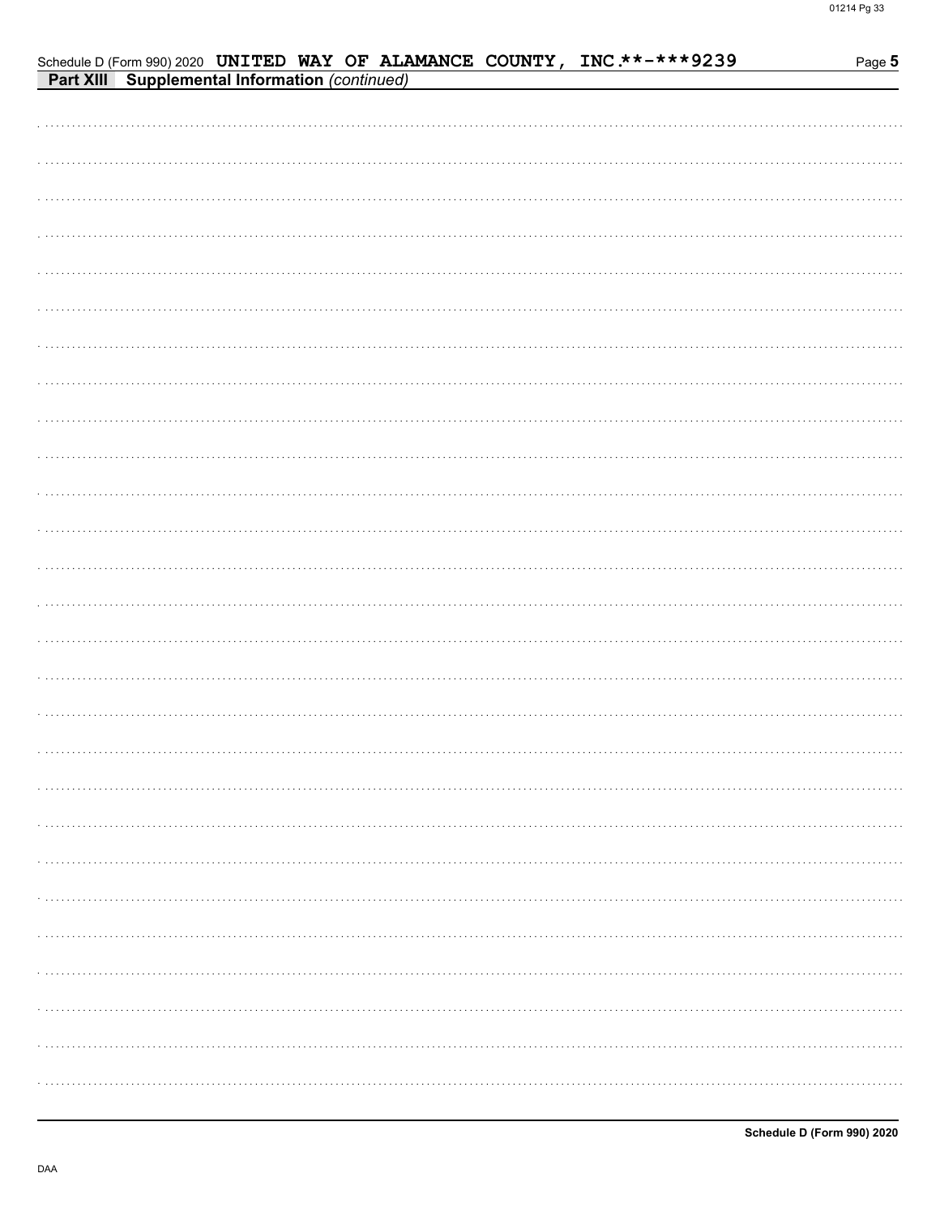Schedule D (Form 990) 2020 UNITED WAY OF ALAMANCE COUNTY, INC.**-***9239

**Part XIII Supplemental Information** *(continued)*

**Schedule D (Form 990) 2020**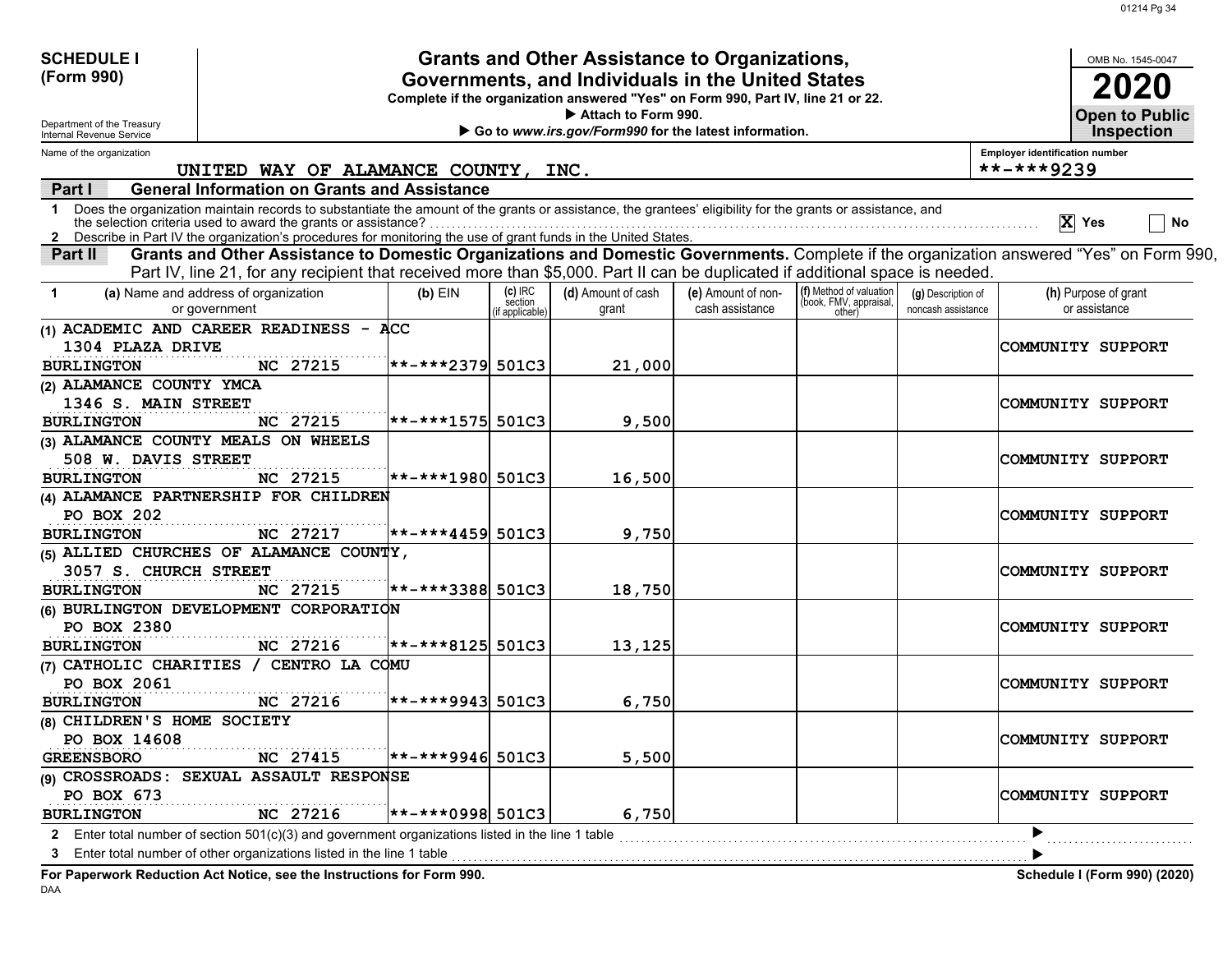**SCHEDULE I (Form 990)**

Department of the Treasury
Internal Revenue Service

# Grants and Other Assistance to Organizations, Governments, and Individuals in the United States

**Complete if the organization answered "Yes" on Form 990, Part IV, line 21 or 22.**
▶ **Attach to Form 990.**
▶ **Go to *www.irs.gov/Form990* for the latest information.**

OMB No. 1545-0047
**2020**
**Open to Public Inspection**

Name of the organization: UNITED WAY OF ALAMANCE COUNTY, INC.
Employer identification number: **-***9239

## Part I General Information on Grants and Assistance

1 Does the organization maintain records to substantiate the amount of the grants or assistance, the grantees' eligibility for the grants or assistance, and the selection criteria used to award the grants or assistance? [X] Yes [ ] No

2 Describe in Part IV the organization's procedures for monitoring the use of grant funds in the United States.

## Part II Grants and Other Assistance to Domestic Organizations and Domestic Governments.

Complete if the organization answered "Yes" on Form 990, Part IV, line 21, for any recipient that received more than $5,000. Part II can be duplicated if additional space is needed.

| 1 | (a) Name and address of organization or government | (b) EIN | (c) IRC section (if applicable) | (d) Amount of cash grant | (e) Amount of non-cash assistance | (f) Method of valuation (book, FMV, appraisal, other) | (g) Description of noncash assistance | (h) Purpose of grant or assistance |
|---|---|---|---|---|---|---|---|---|
| (1) | ACADEMIC AND CAREER READINESS - ACC<br>1304 PLAZA DRIVE<br>BURLINGTON NC 27215 | **-***2379 | 501C3 | 21,000 | | | | COMMUNITY SUPPORT |
| (2) | ALAMANCE COUNTY YMCA<br>1346 S. MAIN STREET<br>BURLINGTON NC 27215 | **-***1575 | 501C3 | 9,500 | | | | COMMUNITY SUPPORT |
| (3) | ALAMANCE COUNTY MEALS ON WHEELS<br>508 W. DAVIS STREET<br>BURLINGTON NC 27215 | **-***1980 | 501C3 | 16,500 | | | | COMMUNITY SUPPORT |
| (4) | ALAMANCE PARTNERSHIP FOR CHILDREN<br>PO BOX 202<br>BURLINGTON NC 27217 | **-***4459 | 501C3 | 9,750 | | | | COMMUNITY SUPPORT |
| (5) | ALLIED CHURCHES OF ALAMANCE COUNTY,<br>3057 S. CHURCH STREET<br>BURLINGTON NC 27215 | **-***3388 | 501C3 | 18,750 | | | | COMMUNITY SUPPORT |
| (6) | BURLINGTON DEVELOPMENT CORPORATION<br>PO BOX 2380<br>BURLINGTON NC 27216 | **-***8125 | 501C3 | 13,125 | | | | COMMUNITY SUPPORT |
| (7) | CATHOLIC CHARITIES / CENTRO LA COMU<br>PO BOX 2061<br>BURLINGTON NC 27216 | **-***9943 | 501C3 | 6,750 | | | | COMMUNITY SUPPORT |
| (8) | CHILDREN'S HOME SOCIETY<br>PO BOX 14608<br>GREENSBORO NC 27415 | **-***9946 | 501C3 | 5,500 | | | | COMMUNITY SUPPORT |
| (9) | CROSSROADS: SEXUAL ASSAULT RESPONSE<br>PO BOX 673<br>BURLINGTON NC 27216 | **-***0998 | 501C3 | 6,750 | | | | COMMUNITY SUPPORT |

2 Enter total number of section 501(c)(3) and government organizations listed in the line 1 table ▶

3 Enter total number of other organizations listed in the line 1 table ▶

**For Paperwork Reduction Act Notice, see the Instructions for Form 990.** **Schedule I (Form 990) (2020)**

DAA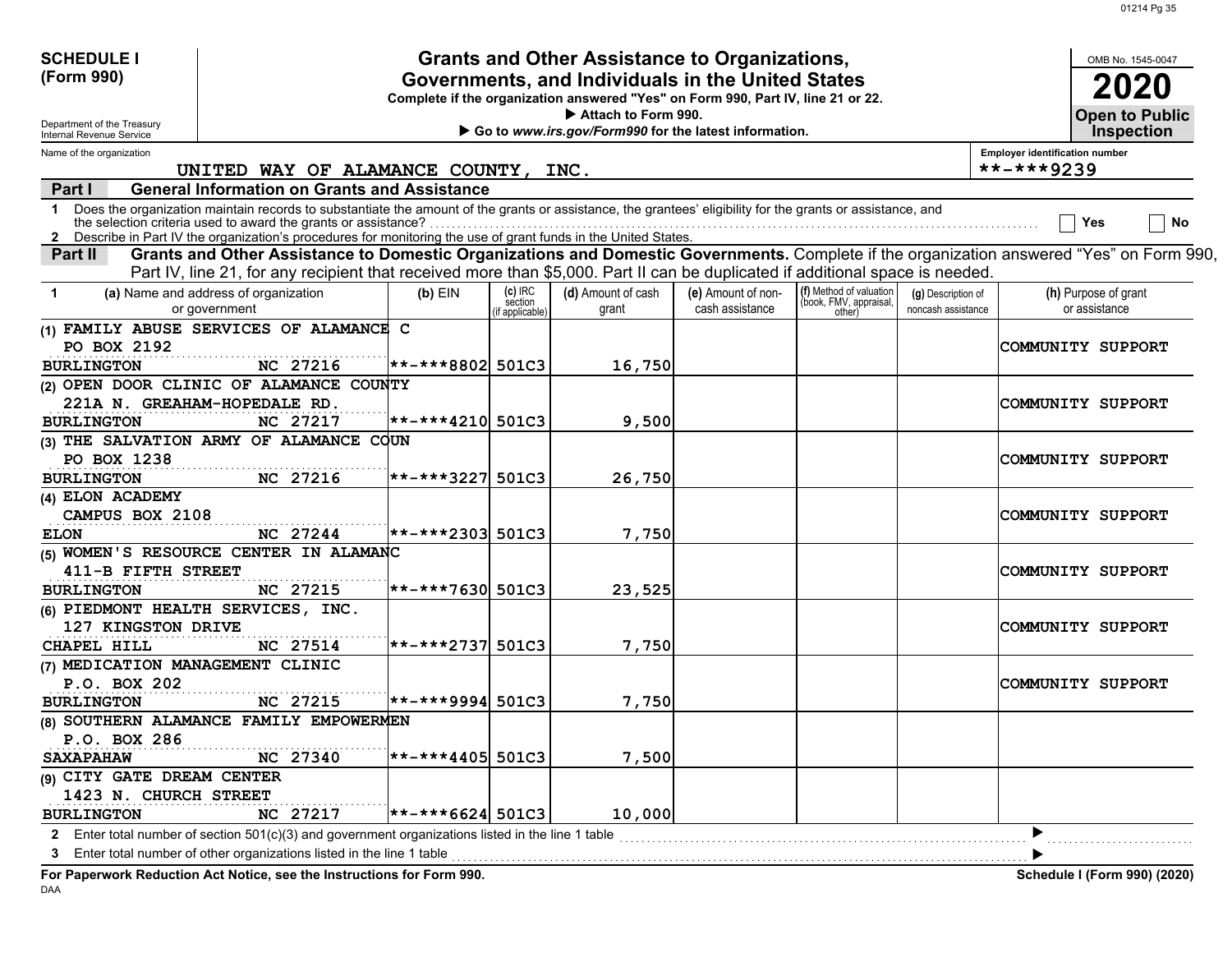# SCHEDULE I (Form 990)

Department of the Treasury
Internal Revenue Service

## Grants and Other Assistance to Organizations, Governments, and Individuals in the United States

**Complete if the organization answered "Yes" on Form 990, Part IV, line 21 or 22.**

▶ Attach to Form 990.

▶ Go to *www.irs.gov/Form990* for the latest information.

OMB No. 1545-0047

**2020**

**Open to Public Inspection**

Name of the organization: UNITED WAY OF ALAMANCE COUNTY, INC.

Employer identification number: **-***9239

### Part I — General Information on Grants and Assistance

1 Does the organization maintain records to substantiate the amount of the grants or assistance, the grantees' eligibility for the grants or assistance, and the selection criteria used to award the grants or assistance? ☐ Yes ☐ No

2 Describe in Part IV the organization's procedures for monitoring the use of grant funds in the United States.

### Part II — Grants and Other Assistance to Domestic Organizations and Domestic Governments.

Complete if the organization answered "Yes" on Form 990, Part IV, line 21, for any recipient that received more than $5,000. Part II can be duplicated if additional space is needed.

| 1 (a) Name and address of organization or government | (b) EIN | (c) IRC section (if applicable) | (d) Amount of cash grant | (e) Amount of non-cash assistance | (f) Method of valuation (book, FMV, appraisal, other) | (g) Description of noncash assistance | (h) Purpose of grant or assistance |
|---|---|---|---|---|---|---|---|
| (1) FAMILY ABUSE SERVICES OF ALAMANCE C<br>PO BOX 2192<br>BURLINGTON NC 27216 | **-***8802 | 501C3 | 16,750 | | | | COMMUNITY SUPPORT |
| (2) OPEN DOOR CLINIC OF ALAMANCE COUNTY<br>221A N. GREAHAM-HOPEDALE RD.<br>BURLINGTON NC 27217 | **-***4210 | 501C3 | 9,500 | | | | COMMUNITY SUPPORT |
| (3) THE SALVATION ARMY OF ALAMANCE COUN<br>PO BOX 1238<br>BURLINGTON NC 27216 | **-***3227 | 501C3 | 26,750 | | | | COMMUNITY SUPPORT |
| (4) ELON ACADEMY<br>CAMPUS BOX 2108<br>ELON NC 27244 | **-***2303 | 501C3 | 7,750 | | | | COMMUNITY SUPPORT |
| (5) WOMEN'S RESOURCE CENTER IN ALAMANC<br>411-B FIFTH STREET<br>BURLINGTON NC 27215 | **-***7630 | 501C3 | 23,525 | | | | COMMUNITY SUPPORT |
| (6) PIEDMONT HEALTH SERVICES, INC.<br>127 KINGSTON DRIVE<br>CHAPEL HILL NC 27514 | **-***2737 | 501C3 | 7,750 | | | | COMMUNITY SUPPORT |
| (7) MEDICATION MANAGEMENT CLINIC<br>P.O. BOX 202<br>BURLINGTON NC 27215 | **-***9994 | 501C3 | 7,750 | | | | COMMUNITY SUPPORT |
| (8) SOUTHERN ALAMANCE FAMILY EMPOWERMEN<br>P.O. BOX 286<br>SAXAPAHAW NC 27340 | **-***4405 | 501C3 | 7,500 | | | | |
| (9) CITY GATE DREAM CENTER<br>1423 N. CHURCH STREET<br>BURLINGTON NC 27217 | **-***6624 | 501C3 | 10,000 | | | | |

2 Enter total number of section 501(c)(3) and government organizations listed in the line 1 table ▶

3 Enter total number of other organizations listed in the line 1 table ▶

**For Paperwork Reduction Act Notice, see the Instructions for Form 990.**

DAA

**Schedule I (Form 990) (2020)**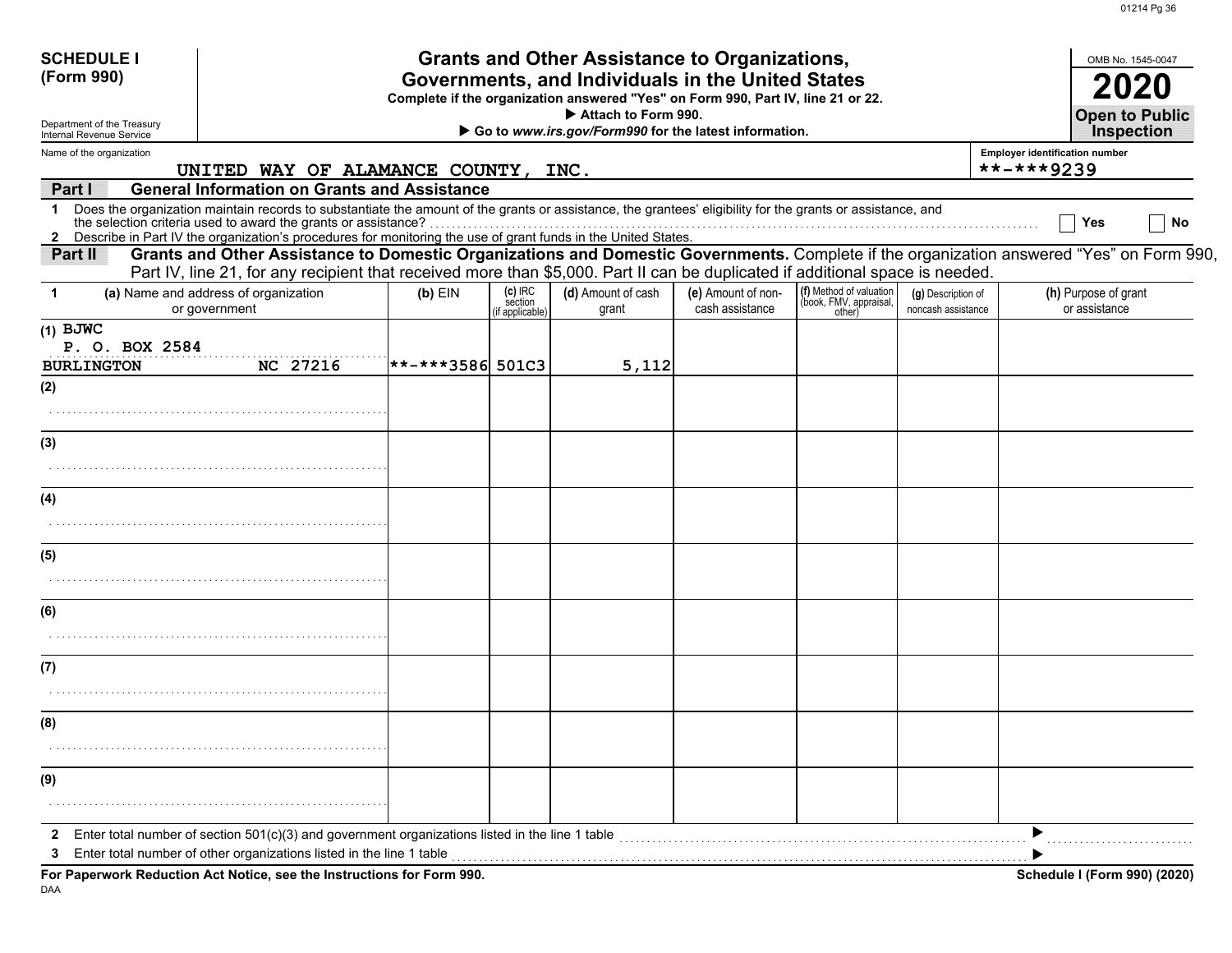**SCHEDULE I (Form 990)**

Department of the Treasury
Internal Revenue Service

# Grants and Other Assistance to Organizations, Governments, and Individuals in the United States

**Complete if the organization answered "Yes" on Form 990, Part IV, line 21 or 22.**
▶ **Attach to Form 990.**
▶ **Go to *www.irs.gov/Form990* for the latest information.**

OMB No. 1545-0047

**2020**

**Open to Public Inspection**

Name of the organization: UNITED WAY OF ALAMANCE COUNTY, INC.

Employer identification number: **-***9239

## Part I General Information on Grants and Assistance

1 Does the organization maintain records to substantiate the amount of the grants or assistance, the grantees' eligibility for the grants or assistance, and the selection criteria used to award the grants or assistance? ☐ Yes ☐ No

2 Describe in Part IV the organization's procedures for monitoring the use of grant funds in the United States.

## Part II Grants and Other Assistance to Domestic Organizations and Domestic Governments.

Complete if the organization answered "Yes" on Form 990, Part IV, line 21, for any recipient that received more than $5,000. Part II can be duplicated if additional space is needed.

| 1 (a) Name and address of organization or government | (b) EIN | (c) IRC section (if applicable) | (d) Amount of cash grant | (e) Amount of non-cash assistance | (f) Method of valuation (book, FMV, appraisal, other) | (g) Description of noncash assistance | (h) Purpose of grant or assistance |
|---|---|---|---|---|---|---|---|
| (1) BJWC<br>P. O. BOX 2584<br>BURLINGTON NC 27216 | **-***3586 | 501C3 | 5,112 | | | | |
| (2) | | | | | | | |
| (3) | | | | | | | |
| (4) | | | | | | | |
| (5) | | | | | | | |
| (6) | | | | | | | |
| (7) | | | | | | | |
| (8) | | | | | | | |
| (9) | | | | | | | |

2 Enter total number of section 501(c)(3) and government organizations listed in the line 1 table ▶

3 Enter total number of other organizations listed in the line 1 table ▶

**For Paperwork Reduction Act Notice, see the Instructions for Form 990.**

**Schedule I (Form 990) (2020)**

DAA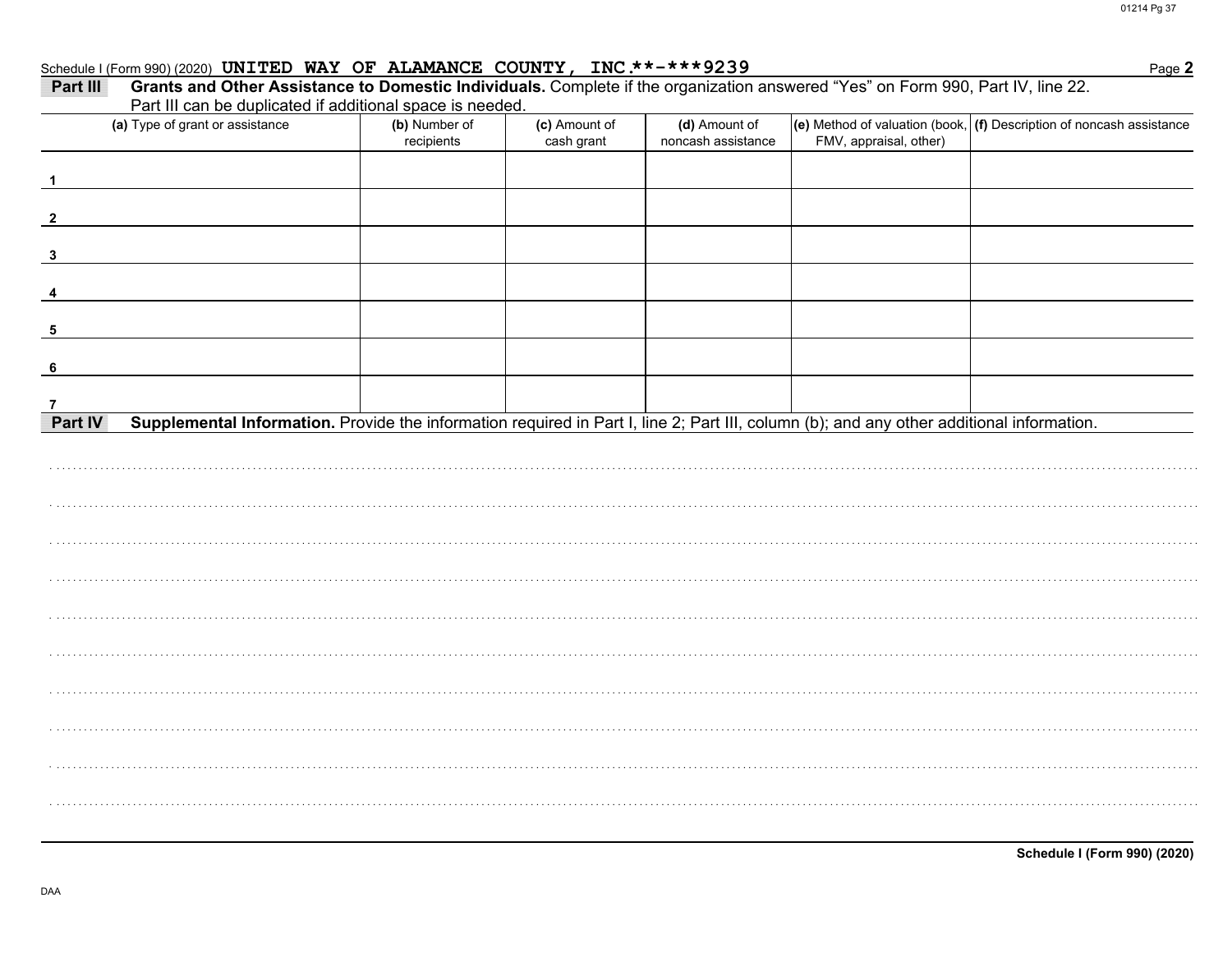Schedule I (Form 990) (2020) **UNITED WAY OF ALAMANCE COUNTY, INC.**-***9239** Page **2**

**Part III** **Grants and Other Assistance to Domestic Individuals.** Complete if the organization answered "Yes" on Form 990, Part IV, line 22. Part III can be duplicated if additional space is needed.

| (a) Type of grant or assistance | (b) Number of recipients | (c) Amount of cash grant | (d) Amount of noncash assistance | (e) Method of valuation (book, FMV, appraisal, other) | (f) Description of noncash assistance |
|---|---|---|---|---|---|
| 1 | | | | | |
| 2 | | | | | |
| 3 | | | | | |
| 4 | | | | | |
| 5 | | | | | |
| 6 | | | | | |
| 7 | | | | | |

**Part IV** **Supplemental Information.** Provide the information required in Part I, line 2; Part III, column (b); and any other additional information.

**Schedule I (Form 990) (2020)**

DAA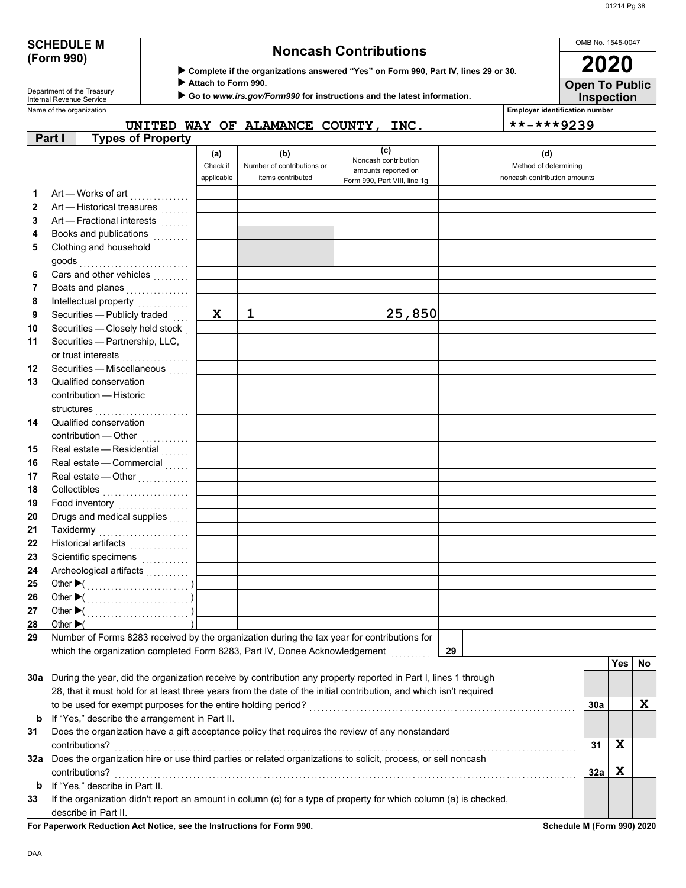**SCHEDULE M (Form 990)**

Department of the Treasury
Internal Revenue Service

# Noncash Contributions

▶ **Complete if the organizations answered "Yes" on Form 990, Part IV, lines 29 or 30.**
▶ **Attach to Form 990.**
▶ **Go to *www.irs.gov/Form990* for instructions and the latest information.**

OMB No. 1545-0047

**2020**

**Open To Public Inspection**

Name of the organization: UNITED WAY OF ALAMANCE COUNTY, INC.

Employer identification number: **-***9239

## Part I Types of Property

| | | (a) Check if applicable | (b) Number of contributions or items contributed | (c) Noncash contribution amounts reported on Form 990, Part VIII, line 1g | (d) Method of determining noncash contribution amounts |
|---|---|---|---|---|---|
| 1 | Art — Works of art | | | | |
| 2 | Art — Historical treasures | | | | |
| 3 | Art — Fractional interests | | | | |
| 4 | Books and publications | | | | |
| 5 | Clothing and household goods | | | | |
| 6 | Cars and other vehicles | | | | |
| 7 | Boats and planes | | | | |
| 8 | Intellectual property | | | | |
| 9 | Securities — Publicly traded | X | 1 | 25,850 | |
| 10 | Securities — Closely held stock | | | | |
| 11 | Securities — Partnership, LLC, or trust interests | | | | |
| 12 | Securities — Miscellaneous | | | | |
| 13 | Qualified conservation contribution — Historic structures | | | | |
| 14 | Qualified conservation contribution — Other | | | | |
| 15 | Real estate — Residential | | | | |
| 16 | Real estate — Commercial | | | | |
| 17 | Real estate — Other | | | | |
| 18 | Collectibles | | | | |
| 19 | Food inventory | | | | |
| 20 | Drugs and medical supplies | | | | |
| 21 | Taxidermy | | | | |
| 22 | Historical artifacts | | | | |
| 23 | Scientific specimens | | | | |
| 24 | Archeological artifacts | | | | |
| 25 | Other ▶( ) | | | | |
| 26 | Other ▶( ) | | | | |
| 27 | Other ▶( ) | | | | |
| 28 | Other ▶( ) | | | | |

**29** Number of Forms 8283 received by the organization during the tax year for contributions for which the organization completed Form 8283, Part IV, Donee Acknowledgement ..... **29**

| | | | Yes | No |
|---|---|---|---|---|
| **30a** | During the year, did the organization receive by contribution any property reported in Part I, lines 1 through 28, that it must hold for at least three years from the date of the initial contribution, and which isn't required to be used for exempt purposes for the entire holding period? | 30a | | X |
| **b** | If "Yes," describe the arrangement in Part II. | | | |
| **31** | Does the organization have a gift acceptance policy that requires the review of any nonstandard contributions? | 31 | X | |
| **32a** | Does the organization hire or use third parties or related organizations to solicit, process, or sell noncash contributions? | 32a | X | |
| **b** | If "Yes," describe in Part II. | | | |
| **33** | If the organization didn't report an amount in column (c) for a type of property for which column (a) is checked, describe in Part II. | | | |

**For Paperwork Reduction Act Notice, see the Instructions for Form 990.** **Schedule M (Form 990) 2020**

DAA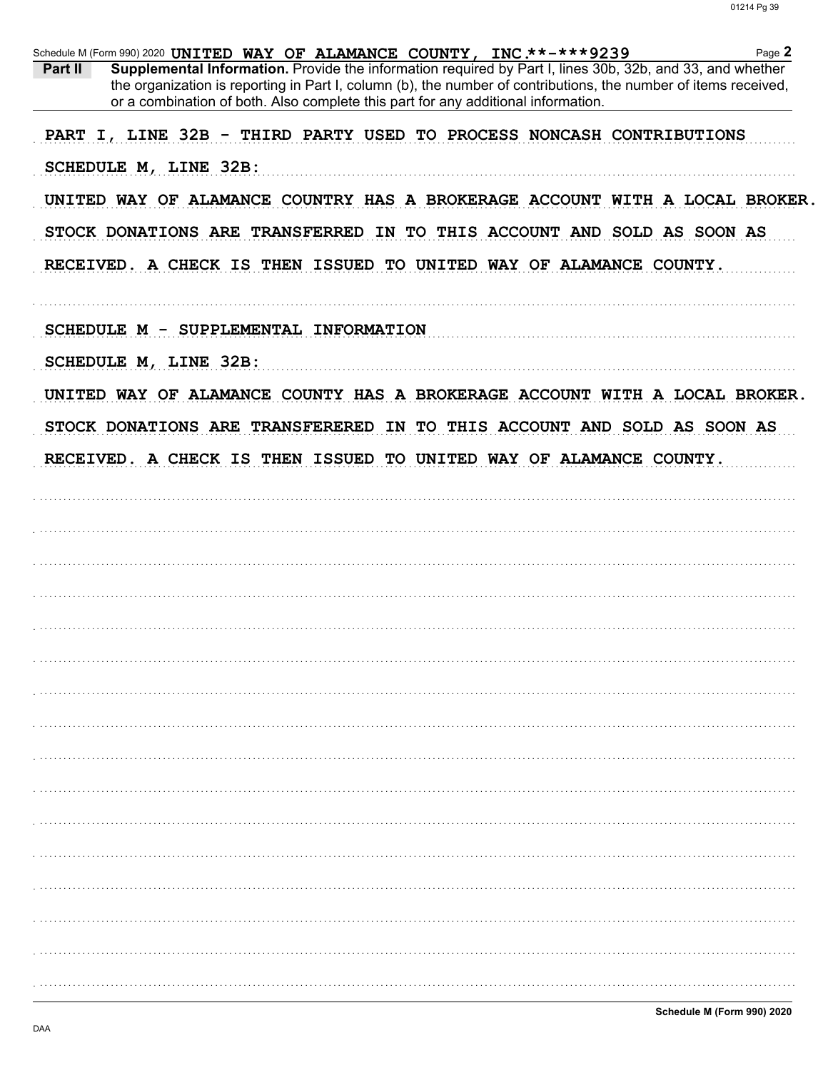Schedule M (Form 990) 2020 **UNITED WAY OF ALAMANCE COUNTY, INC.\*\*-\*\*\*9239** Page **2**

**Part II** **Supplemental Information.** Provide the information required by Part I, lines 30b, 32b, and 33, and whether the organization is reporting in Part I, column (b), the number of contributions, the number of items received, or a combination of both. Also complete this part for any additional information.

PART I, LINE 32B - THIRD PARTY USED TO PROCESS NONCASH CONTRIBUTIONS

SCHEDULE M, LINE 32B:

UNITED WAY OF ALAMANCE COUNTRY HAS A BROKERAGE ACCOUNT WITH A LOCAL BROKER. STOCK DONATIONS ARE TRANSFERRED IN TO THIS ACCOUNT AND SOLD AS SOON AS RECEIVED. A CHECK IS THEN ISSUED TO UNITED WAY OF ALAMANCE COUNTY.

SCHEDULE M - SUPPLEMENTAL INFORMATION

SCHEDULE M, LINE 32B:

UNITED WAY OF ALAMANCE COUNTY HAS A BROKERAGE ACCOUNT WITH A LOCAL BROKER. STOCK DONATIONS ARE TRANSFERERED IN TO THIS ACCOUNT AND SOLD AS SOON AS RECEIVED. A CHECK IS THEN ISSUED TO UNITED WAY OF ALAMANCE COUNTY.

**Schedule M (Form 990) 2020**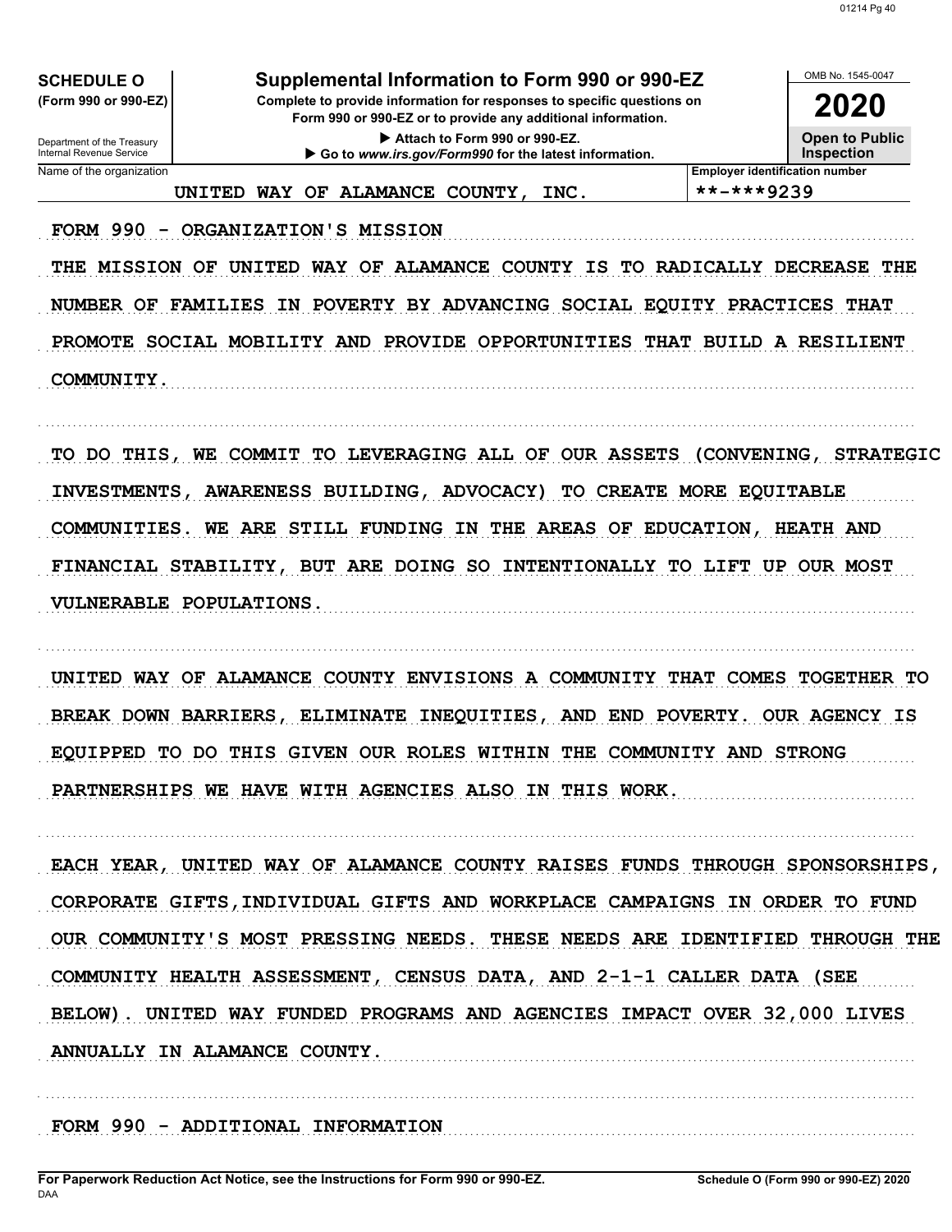**SCHEDULE O (Form 990 or 990-EZ)**

Department of the Treasury
Internal Revenue Service

# Supplemental Information to Form 990 or 990-EZ

**Complete to provide information for responses to specific questions on Form 990 or 990-EZ or to provide any additional information.**

▶ Attach to Form 990 or 990-EZ.
▶ Go to *www.irs.gov/Form990* for the latest information.

OMB No. 1545-0047

**2020**

**Open to Public Inspection**

| Name of the organization | Employer identification number |
|---|---|
| UNITED WAY OF ALAMANCE COUNTY, INC. | **-***9239 |

FORM 990 - ORGANIZATION'S MISSION

THE MISSION OF UNITED WAY OF ALAMANCE COUNTY IS TO RADICALLY DECREASE THE NUMBER OF FAMILIES IN POVERTY BY ADVANCING SOCIAL EQUITY PRACTICES THAT PROMOTE SOCIAL MOBILITY AND PROVIDE OPPORTUNITIES THAT BUILD A RESILIENT COMMUNITY.

TO DO THIS, WE COMMIT TO LEVERAGING ALL OF OUR ASSETS (CONVENING, STRATEGIC INVESTMENTS, AWARENESS BUILDING, ADVOCACY) TO CREATE MORE EQUITABLE COMMUNITIES. WE ARE STILL FUNDING IN THE AREAS OF EDUCATION, HEATH AND FINANCIAL STABILITY, BUT ARE DOING SO INTENTIONALLY TO LIFT UP OUR MOST VULNERABLE POPULATIONS.

UNITED WAY OF ALAMANCE COUNTY ENVISIONS A COMMUNITY THAT COMES TOGETHER TO BREAK DOWN BARRIERS, ELIMINATE INEQUITIES, AND END POVERTY. OUR AGENCY IS EQUIPPED TO DO THIS GIVEN OUR ROLES WITHIN THE COMMUNITY AND STRONG PARTNERSHIPS WE HAVE WITH AGENCIES ALSO IN THIS WORK.

EACH YEAR, UNITED WAY OF ALAMANCE COUNTY RAISES FUNDS THROUGH SPONSORSHIPS, CORPORATE GIFTS,INDIVIDUAL GIFTS AND WORKPLACE CAMPAIGNS IN ORDER TO FUND OUR COMMUNITY'S MOST PRESSING NEEDS. THESE NEEDS ARE IDENTIFIED THROUGH THE COMMUNITY HEALTH ASSESSMENT, CENSUS DATA, AND 2-1-1 CALLER DATA (SEE BELOW). UNITED WAY FUNDED PROGRAMS AND AGENCIES IMPACT OVER 32,000 LIVES ANNUALLY IN ALAMANCE COUNTY.

FORM 990 - ADDITIONAL INFORMATION

**For Paperwork Reduction Act Notice, see the Instructions for Form 990 or 990-EZ.**
DAA
**Schedule O (Form 990 or 990-EZ) 2020**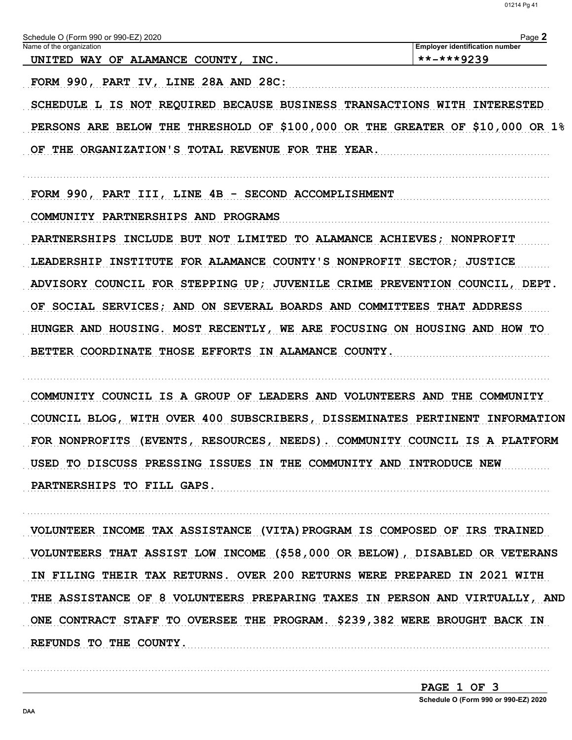Schedule O (Form 990 or 990-EZ) 2020

| Name of the organization | Employer identification number |
| --- | --- |
| UNITED WAY OF ALAMANCE COUNTY, INC. | **-***9239 |

FORM 990, PART IV, LINE 28A AND 28C:

SCHEDULE L IS NOT REQUIRED BECAUSE BUSINESS TRANSACTIONS WITH INTERESTED PERSONS ARE BELOW THE THRESHOLD OF $100,000 OR THE GREATER OF $10,000 OR 1% OF THE ORGANIZATION'S TOTAL REVENUE FOR THE YEAR.

FORM 990, PART III, LINE 4B - SECOND ACCOMPLISHMENT

COMMUNITY PARTNERSHIPS AND PROGRAMS

PARTNERSHIPS INCLUDE BUT NOT LIMITED TO ALAMANCE ACHIEVES; NONPROFIT LEADERSHIP INSTITUTE FOR ALAMANCE COUNTY'S NONPROFIT SECTOR; JUSTICE ADVISORY COUNCIL FOR STEPPING UP; JUVENILE CRIME PREVENTION COUNCIL, DEPT. OF SOCIAL SERVICES; AND ON SEVERAL BOARDS AND COMMITTEES THAT ADDRESS HUNGER AND HOUSING. MOST RECENTLY, WE ARE FOCUSING ON HOUSING AND HOW TO BETTER COORDINATE THOSE EFFORTS IN ALAMANCE COUNTY.

COMMUNITY COUNCIL IS A GROUP OF LEADERS AND VOLUNTEERS AND THE COMMUNITY COUNCIL BLOG, WITH OVER 400 SUBSCRIBERS, DISSEMINATES PERTINENT INFORMATION FOR NONPROFITS (EVENTS, RESOURCES, NEEDS). COMMUNITY COUNCIL IS A PLATFORM USED TO DISCUSS PRESSING ISSUES IN THE COMMUNITY AND INTRODUCE NEW PARTNERSHIPS TO FILL GAPS.

VOLUNTEER INCOME TAX ASSISTANCE (VITA)PROGRAM IS COMPOSED OF IRS TRAINED VOLUNTEERS THAT ASSIST LOW INCOME ($58,000 OR BELOW), DISABLED OR VETERANS IN FILING THEIR TAX RETURNS. OVER 200 RETURNS WERE PREPARED IN 2021 WITH THE ASSISTANCE OF 8 VOLUNTEERS PREPARING TAXES IN PERSON AND VIRTUALLY, AND ONE CONTRACT STAFF TO OVERSEE THE PROGRAM. $239,382 WERE BROUGHT BACK IN REFUNDS TO THE COUNTY.

PAGE 1 OF 3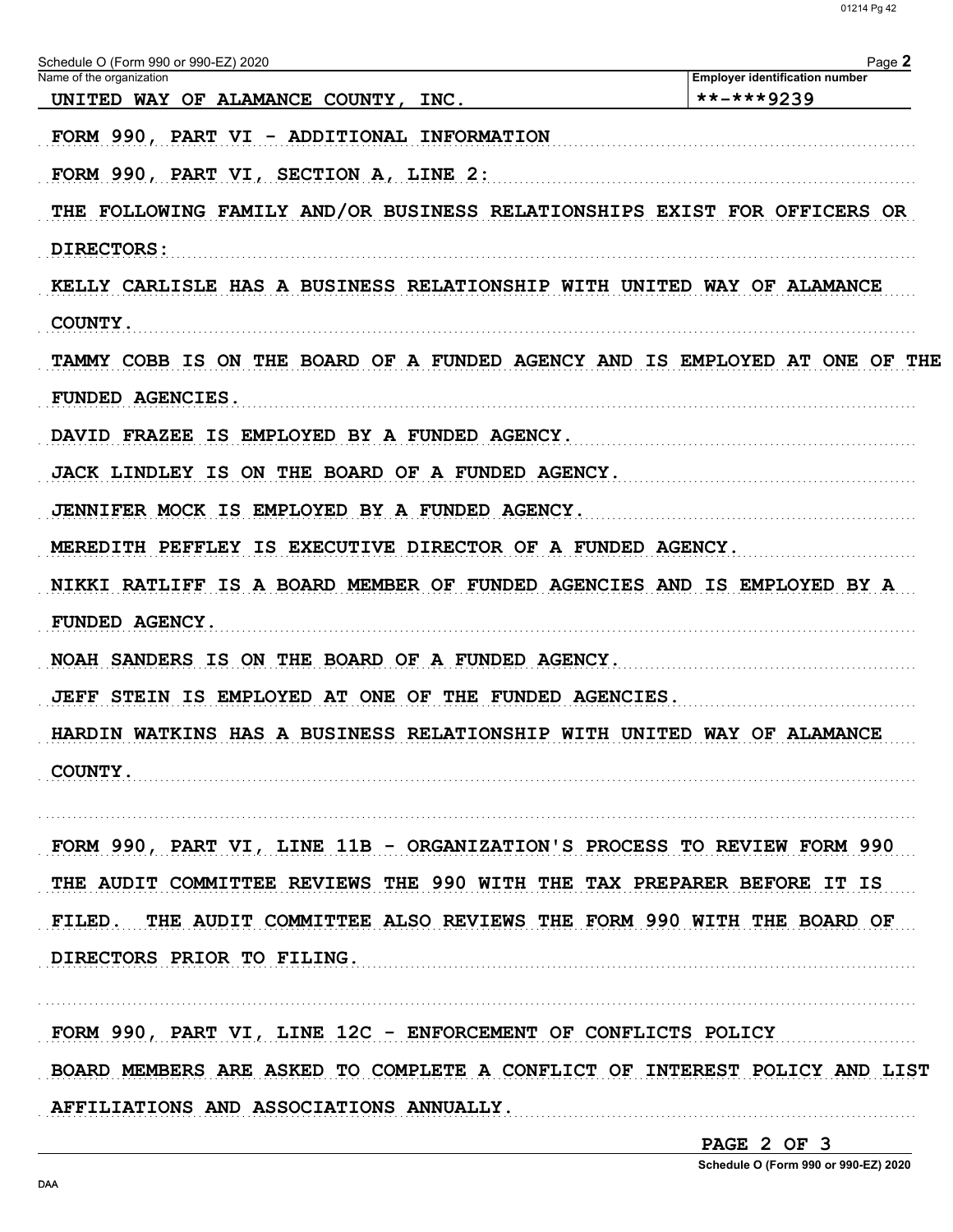Schedule O (Form 990 or 990-EZ) 2020

| Name of the organization | Employer identification number |
|---|---|
| UNITED WAY OF ALAMANCE COUNTY, INC. | **-***9239 |

FORM 990, PART VI - ADDITIONAL INFORMATION

FORM 990, PART VI, SECTION A, LINE 2:

THE FOLLOWING FAMILY AND/OR BUSINESS RELATIONSHIPS EXIST FOR OFFICERS OR DIRECTORS:

KELLY CARLISLE HAS A BUSINESS RELATIONSHIP WITH UNITED WAY OF ALAMANCE COUNTY.

TAMMY COBB IS ON THE BOARD OF A FUNDED AGENCY AND IS EMPLOYED AT ONE OF THE FUNDED AGENCIES.

DAVID FRAZEE IS EMPLOYED BY A FUNDED AGENCY.

JACK LINDLEY IS ON THE BOARD OF A FUNDED AGENCY.

JENNIFER MOCK IS EMPLOYED BY A FUNDED AGENCY.

MEREDITH PEFFLEY IS EXECUTIVE DIRECTOR OF A FUNDED AGENCY.

NIKKI RATLIFF IS A BOARD MEMBER OF FUNDED AGENCIES AND IS EMPLOYED BY A FUNDED AGENCY.

NOAH SANDERS IS ON THE BOARD OF A FUNDED AGENCY.

JEFF STEIN IS EMPLOYED AT ONE OF THE FUNDED AGENCIES.

HARDIN WATKINS HAS A BUSINESS RELATIONSHIP WITH UNITED WAY OF ALAMANCE COUNTY.

FORM 990, PART VI, LINE 11B - ORGANIZATION'S PROCESS TO REVIEW FORM 990

THE AUDIT COMMITTEE REVIEWS THE 990 WITH THE TAX PREPARER BEFORE IT IS FILED. THE AUDIT COMMITTEE ALSO REVIEWS THE FORM 990 WITH THE BOARD OF DIRECTORS PRIOR TO FILING.

FORM 990, PART VI, LINE 12C - ENFORCEMENT OF CONFLICTS POLICY

BOARD MEMBERS ARE ASKED TO COMPLETE A CONFLICT OF INTEREST POLICY AND LIST AFFILIATIONS AND ASSOCIATIONS ANNUALLY.

Schedule O (Form 990 or 990-EZ) 2020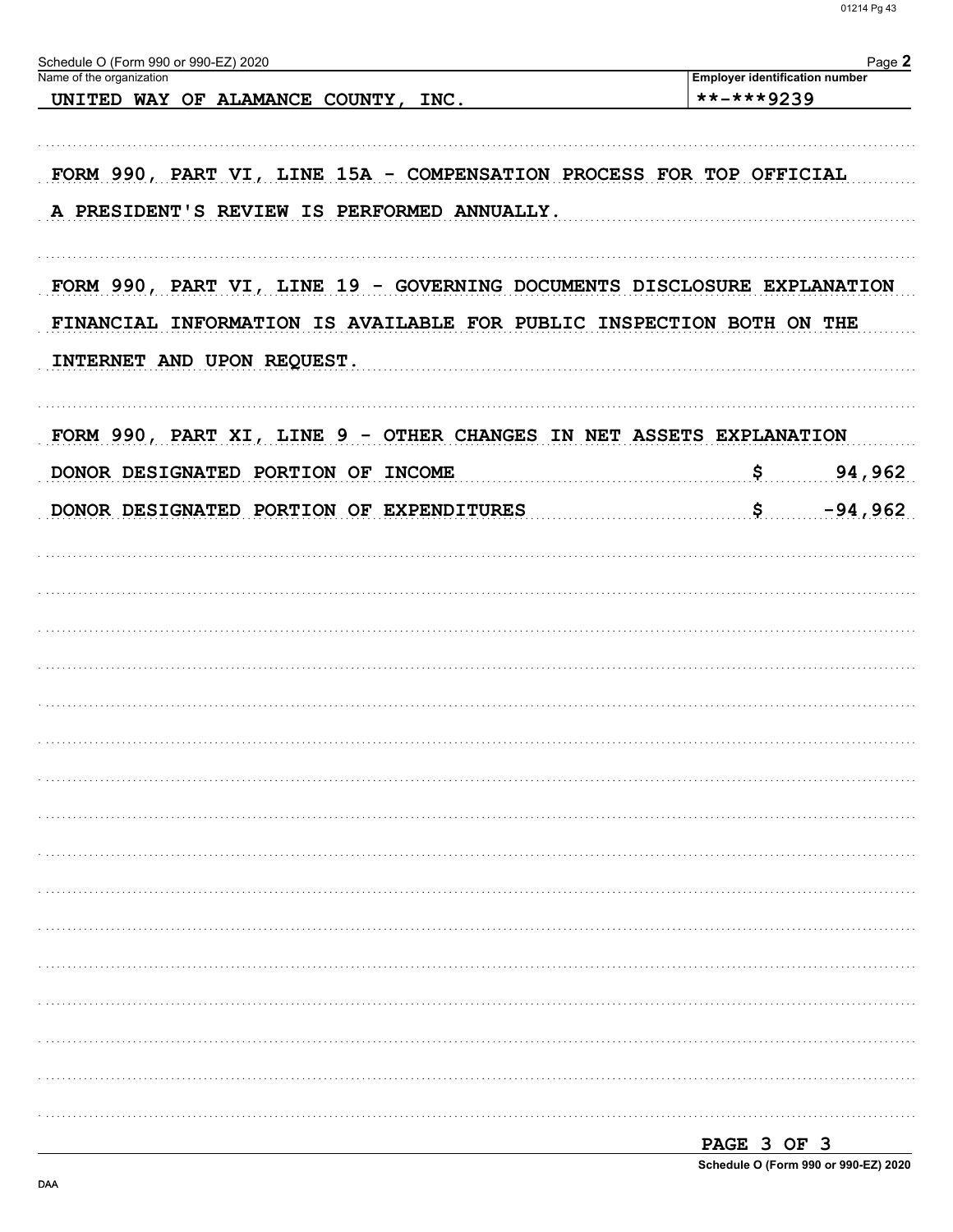Schedule O (Form 990 or 990-EZ) 2020 Page **2**

| Name of the organization | Employer identification number |
| --- | --- |
| UNITED WAY OF ALAMANCE COUNTY, INC. | **-***9239 |

FORM 990, PART VI, LINE 15A - COMPENSATION PROCESS FOR TOP OFFICIAL

A PRESIDENT'S REVIEW IS PERFORMED ANNUALLY.

FORM 990, PART VI, LINE 19 - GOVERNING DOCUMENTS DISCLOSURE EXPLANATION

FINANCIAL INFORMATION IS AVAILABLE FOR PUBLIC INSPECTION BOTH ON THE INTERNET AND UPON REQUEST.

FORM 990, PART XI, LINE 9 - OTHER CHANGES IN NET ASSETS EXPLANATION

| | |
| --- | --- |
| DONOR DESIGNATED PORTION OF INCOME | $ 94,962 |
| DONOR DESIGNATED PORTION OF EXPENDITURES | $ -94,962 |

PAGE 3 OF 3

Schedule O (Form 990 or 990-EZ) 2020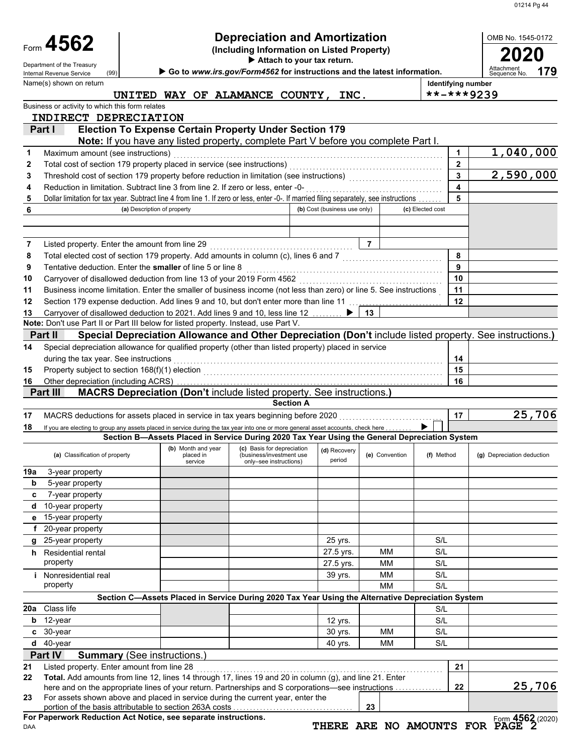Form **4562**

Department of the Treasury
Internal Revenue Service (99)

# Depreciation and Amortization

**(Including Information on Listed Property)**

▶ Attach to your tax return.

▶ Go to *www.irs.gov/Form4562* for instructions and the latest information.

OMB No. 1545-0172

**2020**

Attachment Sequence No. **179**

Name(s) shown on return: UNITED WAY OF ALAMANCE COUNTY, INC.

Identifying number: **-***9239

Business or activity to which this form relates: INDIRECT DEPRECIATION

## Part I — Election To Expense Certain Property Under Section 179

**Note:** If you have any listed property, complete Part V before you complete Part I.

| | | | |
|---|---|---|---|
| 1 | Maximum amount (see instructions) | 1 | 1,040,000 |
| 2 | Total cost of section 179 property placed in service (see instructions) | 2 | |
| 3 | Threshold cost of section 179 property before reduction in limitation (see instructions) | 3 | 2,590,000 |
| 4 | Reduction in limitation. Subtract line 3 from line 2. If zero or less, enter -0- | 4 | |
| 5 | Dollar limitation for tax year. Subtract line 4 from line 1. If zero or less, enter -0-. If married filing separately, see instructions | 5 | |

| 6 | (a) Description of property | (b) Cost (business use only) | (c) Elected cost |
|---|---|---|---|
| | | | |
| | | | |

| | | | |
|---|---|---|---|
| 7 | Listed property. Enter the amount from line 29 | 7 | |
| 8 | Total elected cost of section 179 property. Add amounts in column (c), lines 6 and 7 | 8 | |
| 9 | Tentative deduction. Enter the **smaller** of line 5 or line 8 | 9 | |
| 10 | Carryover of disallowed deduction from line 13 of your 2019 Form 4562 | 10 | |
| 11 | Business income limitation. Enter the smaller of business income (not less than zero) or line 5. See instructions | 11 | |
| 12 | Section 179 expense deduction. Add lines 9 and 10, but don't enter more than line 11 | 12 | |
| 13 | Carryover of disallowed deduction to 2021. Add lines 9 and 10, less line 12 ▶ | 13 | |

**Note:** Don't use Part II or Part III below for listed property. Instead, use Part V.

## Part II — Special Depreciation Allowance and Other Depreciation (Don't include listed property. See instructions.)

| | | | |
|---|---|---|---|
| 14 | Special depreciation allowance for qualified property (other than listed property) placed in service during the tax year. See instructions | 14 | |
| 15 | Property subject to section 168(f)(1) election | 15 | |
| 16 | Other depreciation (including ACRS) | 16 | |

## Part III — MACRS Depreciation (Don't include listed property. See instructions.)

### Section A

| | | | |
|---|---|---|---|
| 17 | MACRS deductions for assets placed in service in tax years beginning before 2020 | 17 | 25,706 |
| 18 | If you are electing to group any assets placed in service during the tax year into one or more general asset accounts, check here ▶ ☐ | | |

### Section B—Assets Placed in Service During 2020 Tax Year Using the General Depreciation System

| (a) Classification of property | (b) Month and year placed in service | (c) Basis for depreciation (business/investment use only–see instructions) | (d) Recovery period | (e) Convention | (f) Method | (g) Depreciation deduction |
|---|---|---|---|---|---|---|
| 19a 3-year property | | | | | | |
| b 5-year property | | | | | | |
| c 7-year property | | | | | | |
| d 10-year property | | | | | | |
| e 15-year property | | | | | | |
| f 20-year property | | | | | | |
| g 25-year property | | | 25 yrs. | | S/L | |
| h Residential rental property | | | 27.5 yrs. | MM | S/L | |
| | | | 27.5 yrs. | MM | S/L | |
| i Nonresidential real property | | | 39 yrs. | MM | S/L | |
| | | | | MM | S/L | |

### Section C—Assets Placed in Service During 2020 Tax Year Using the Alternative Depreciation System

| (a) Classification of property | (b) Month and year placed in service | (c) Basis for depreciation | (d) Recovery period | (e) Convention | (f) Method | (g) Depreciation deduction |
|---|---|---|---|---|---|---|
| 20a Class life | | | | | S/L | |
| b 12-year | | | 12 yrs. | | S/L | |
| c 30-year | | | 30 yrs. | MM | S/L | |
| d 40-year | | | 40 yrs. | MM | S/L | |

## Part IV — Summary (See instructions.)

| | | | |
|---|---|---|---|
| 21 | Listed property. Enter amount from line 28 | 21 | |
| 22 | **Total.** Add amounts from line 12, lines 14 through 17, lines 19 and 20 in column (g), and line 21. Enter here and on the appropriate lines of your return. Partnerships and S corporations—see instructions | 22 | 25,706 |
| 23 | For assets shown above and placed in service during the current year, enter the portion of the basis attributable to section 263A costs | 23 | |

**For Paperwork Reduction Act Notice, see separate instructions.**

DAA

THERE ARE NO AMOUNTS FOR PAGE 2

Form **4562** (2020)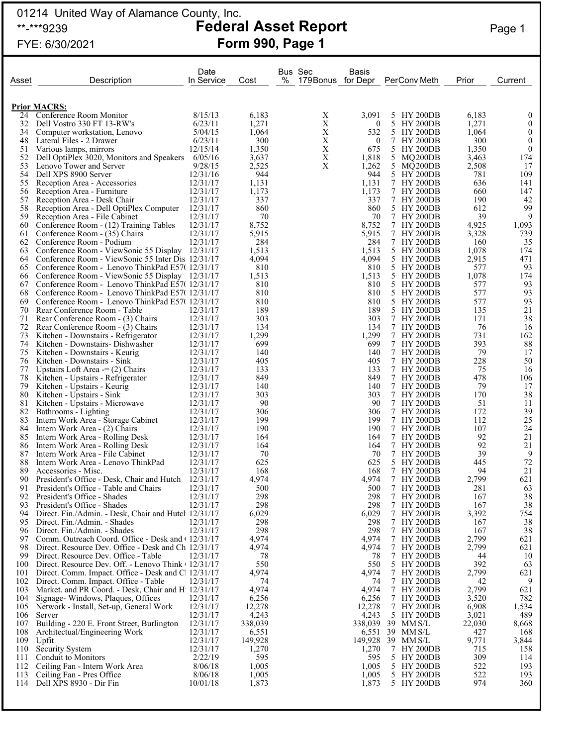01214 United Way of Alamance County, Inc.
**-***9239
FYE: 6/30/2021

# Federal Asset Report
## Form 990, Page 1

| Asset | Description | Date In Service | Cost | Bus % | Sec 179Bonus | Basis for Depr | Per | Conv | Meth | Prior | Current |
|---|---|---|---|---|---|---|---|---|---|---|---|
| **Prior MACRS:** | | | | | | | | | | | |
| 24 | Conference Room Monitor | 8/15/13 | 6,183 | | X | 3,091 | 5 | HY | 200DB | 6,183 | 0 |
| 32 | Dell Vostro 330 FT 13-RW's | 6/23/11 | 1,271 | | X | 0 | 5 | HY | 200DB | 1,271 | 0 |
| 34 | Computer workstation, Lenovo | 5/04/15 | 1,064 | | X | 532 | 5 | HY | 200DB | 1,064 | 0 |
| 48 | Lateral Files - 2 Drawer | 6/23/11 | 300 | | X | 0 | 7 | HY | 200DB | 300 | 0 |
| 51 | Various lamps, mirrors | 12/15/14 | 1,350 | | X | 675 | 5 | HY | 200DB | 1,350 | 0 |
| 52 | Dell OptiPlex 3020, Monitors and Speakers | 6/05/16 | 3,637 | | X | 1,818 | 5 | MQ | 200DB | 3,463 | 174 |
| 53 | Lenovo Tower and Server | 9/28/15 | 2,525 | | X | 1,262 | 5 | MQ | 200DB | 2,508 | 17 |
| 54 | Dell XPS 8900 Server | 12/31/16 | 944 | | | 944 | 5 | HY | 200DB | 781 | 109 |
| 55 | Reception Area - Accessories | 12/31/17 | 1,131 | | | 1,131 | 7 | HY | 200DB | 636 | 141 |
| 56 | Reception Area - Furniture | 12/31/17 | 1,173 | | | 1,173 | 7 | HY | 200DB | 660 | 147 |
| 57 | Reception Area - Desk Chair | 12/31/17 | 337 | | | 337 | 7 | HY | 200DB | 190 | 42 |
| 58 | Reception Area - Dell OptiPlex Computer | 12/31/17 | 860 | | | 860 | 5 | HY | 200DB | 612 | 99 |
| 59 | Reception Area - File Cabinet | 12/31/17 | 70 | | | 70 | 7 | HY | 200DB | 39 | 9 |
| 60 | Conference Room - (12) Training Tables | 12/31/17 | 8,752 | | | 8,752 | 7 | HY | 200DB | 4,925 | 1,093 |
| 61 | Conference Room - (35) Chairs | 12/31/17 | 5,915 | | | 5,915 | 7 | HY | 200DB | 3,328 | 739 |
| 62 | Conference Room - Podium | 12/31/17 | 284 | | | 284 | 7 | HY | 200DB | 160 | 35 |
| 63 | Conference Room - ViewSonic 55 Display | 12/31/17 | 1,513 | | | 1,513 | 5 | HY | 200DB | 1,078 | 174 |
| 64 | Conference Room - ViewSonic 55 Inter Dis | 12/31/17 | 4,094 | | | 4,094 | 5 | HY | 200DB | 2,915 | 471 |
| 65 | Conference Room - Lenovo ThinkPad E57( | 12/31/17 | 810 | | | 810 | 5 | HY | 200DB | 577 | 93 |
| 66 | Conference Room - ViewSonic 55 Display | 12/31/17 | 1,513 | | | 1,513 | 5 | HY | 200DB | 1,078 | 174 |
| 67 | Conference Room - Lenovo ThinkPad E57( | 12/31/17 | 810 | | | 810 | 5 | HY | 200DB | 577 | 93 |
| 68 | Conference Room - Lenovo ThinkPad E57( | 12/31/17 | 810 | | | 810 | 5 | HY | 200DB | 577 | 93 |
| 69 | Conference Room - Lenovo ThinkPad E57( | 12/31/17 | 810 | | | 810 | 5 | HY | 200DB | 577 | 93 |
| 70 | Rear Conference Room - Table | 12/31/17 | 189 | | | 189 | 5 | HY | 200DB | 135 | 21 |
| 71 | Rear Conference Room - (3) Chairs | 12/31/17 | 303 | | | 303 | 7 | HY | 200DB | 171 | 38 |
| 72 | Rear Conference Room - (3) Chairs | 12/31/17 | 134 | | | 134 | 7 | HY | 200DB | 76 | 16 |
| 73 | Kitchen - Downstairs - Refrigerator | 12/31/17 | 1,299 | | | 1,299 | 7 | HY | 200DB | 731 | 162 |
| 74 | Kitchen - Downstairs- Dishwasher | 12/31/17 | 699 | | | 699 | 7 | HY | 200DB | 393 | 88 |
| 75 | Kitchen - Downstairs - Keurig | 12/31/17 | 140 | | | 140 | 7 | HY | 200DB | 79 | 17 |
| 76 | Kitchen - Downstairs - Sink | 12/31/17 | 405 | | | 405 | 7 | HY | 200DB | 228 | 50 |
| 77 | Upstairs Loft Area -= (2) Chairs | 12/31/17 | 133 | | | 133 | 7 | HY | 200DB | 75 | 16 |
| 78 | Kitchen - Upstairs - Refrigerator | 12/31/17 | 849 | | | 849 | 7 | HY | 200DB | 478 | 106 |
| 79 | Kitchen - Upstairs - Keurig | 12/31/17 | 140 | | | 140 | 7 | HY | 200DB | 79 | 17 |
| 80 | Kitchen - Upstairs - Sink | 12/31/17 | 303 | | | 303 | 7 | HY | 200DB | 170 | 38 |
| 81 | Kitchen - Upstairs - Microwave | 12/31/17 | 90 | | | 90 | 7 | HY | 200DB | 51 | 11 |
| 82 | Bathrooms - Lighting | 12/31/17 | 306 | | | 306 | 7 | HY | 200DB | 172 | 39 |
| 83 | Intern Work Area - Storage Cabinet | 12/31/17 | 199 | | | 199 | 7 | HY | 200DB | 112 | 25 |
| 84 | Intern Work Area - (2) Chairs | 12/31/17 | 190 | | | 190 | 7 | HY | 200DB | 107 | 24 |
| 85 | Intern Work Area - Rolling Desk | 12/31/17 | 164 | | | 164 | 7 | HY | 200DB | 92 | 21 |
| 86 | Intern Work Area - Rolling Desk | 12/31/17 | 164 | | | 164 | 7 | HY | 200DB | 92 | 21 |
| 87 | Intern Work Area - File Cabinet | 12/31/17 | 70 | | | 70 | 7 | HY | 200DB | 39 | 9 |
| 88 | Intern Work Area - Lenovo ThinkPad | 12/31/17 | 625 | | | 625 | 5 | HY | 200DB | 445 | 72 |
| 89 | Accessories - Misc. | 12/31/17 | 168 | | | 168 | 7 | HY | 200DB | 94 | 21 |
| 90 | President's Office - Desk, Chair and Hutch | 12/31/17 | 4,974 | | | 4,974 | 7 | HY | 200DB | 2,799 | 621 |
| 91 | President's Office - Table and Chairs | 12/31/17 | 500 | | | 500 | 7 | HY | 200DB | 281 | 63 |
| 92 | President's Office - Shades | 12/31/17 | 298 | | | 298 | 7 | HY | 200DB | 167 | 38 |
| 93 | President's Office - Shades | 12/31/17 | 298 | | | 298 | 7 | HY | 200DB | 167 | 38 |
| 94 | Direct. Fin./Admin. - Desk, Chair and Hutcl | 12/31/17 | 6,029 | | | 6,029 | 7 | HY | 200DB | 3,392 | 754 |
| 95 | Direct. Fin./Admin. - Shades | 12/31/17 | 298 | | | 298 | 7 | HY | 200DB | 167 | 38 |
| 96 | Direct. Fin./Admin. - Shades | 12/31/17 | 298 | | | 298 | 7 | HY | 200DB | 167 | 38 |
| 97 | Comm. Outreach Coord. Office - Desk and ( | 12/31/17 | 4,974 | | | 4,974 | 7 | HY | 200DB | 2,799 | 621 |
| 98 | Direct. Resource Dev. Office - Desk and Ch | 12/31/17 | 4,974 | | | 4,974 | 7 | HY | 200DB | 2,799 | 621 |
| 99 | Direct. Resource Dev. Office - Table | 12/31/17 | 78 | | | 78 | 7 | HY | 200DB | 44 | 10 |
| 100 | Direct. Resource Dev. Off. - Lenovo Think ( | 12/31/17 | 550 | | | 550 | 5 | HY | 200DB | 392 | 63 |
| 101 | Direct. Comm. Impact. Office - Desk and Cl | 12/31/17 | 4,974 | | | 4,974 | 7 | HY | 200DB | 2,799 | 621 |
| 102 | Direct. Comm. Impact. Office - Table | 12/31/17 | 74 | | | 74 | 7 | HY | 200DB | 42 | 9 |
| 103 | Market. and PR Coord. - Desk, Chair and H | 12/31/17 | 4,974 | | | 4,974 | 7 | HY | 200DB | 2,799 | 621 |
| 104 | Signage- Windows, Plaques, Offices | 12/31/17 | 6,256 | | | 6,256 | 7 | HY | 200DB | 3,520 | 782 |
| 105 | Network - Install, Set-up, General Work | 12/31/17 | 12,278 | | | 12,278 | 7 | HY | 200DB | 6,908 | 1,534 |
| 106 | Server | 12/31/17 | 4,243 | | | 4,243 | 5 | HY | 200DB | 3,021 | 489 |
| 107 | Building - 220 E. Front Street, Burlington | 12/31/17 | 338,039 | | | 338,039 | 39 | MM | S/L | 22,030 | 8,668 |
| 108 | Architectual/Engineering Work | 12/31/17 | 6,551 | | | 6,551 | 39 | MM | S/L | 427 | 168 |
| 109 | Upfit | 12/31/17 | 149,928 | | | 149,928 | 39 | MM | S/L | 9,771 | 3,844 |
| 110 | Security System | 12/31/17 | 1,270 | | | 1,270 | 7 | HY | 200DB | 715 | 158 |
| 111 | Conduit to Monitors | 2/22/19 | 595 | | | 595 | 5 | HY | 200DB | 309 | 114 |
| 112 | Ceiling Fan - Intern Work Area | 8/06/18 | 1,005 | | | 1,005 | 5 | HY | 200DB | 522 | 193 |
| 113 | Ceiling Fan - Pres Office | 8/06/18 | 1,005 | | | 1,005 | 5 | HY | 200DB | 522 | 193 |
| 114 | Dell XPS 8930 - Dir Fin | 10/01/18 | 1,873 | | | 1,873 | 5 | HY | 200DB | 974 | 360 |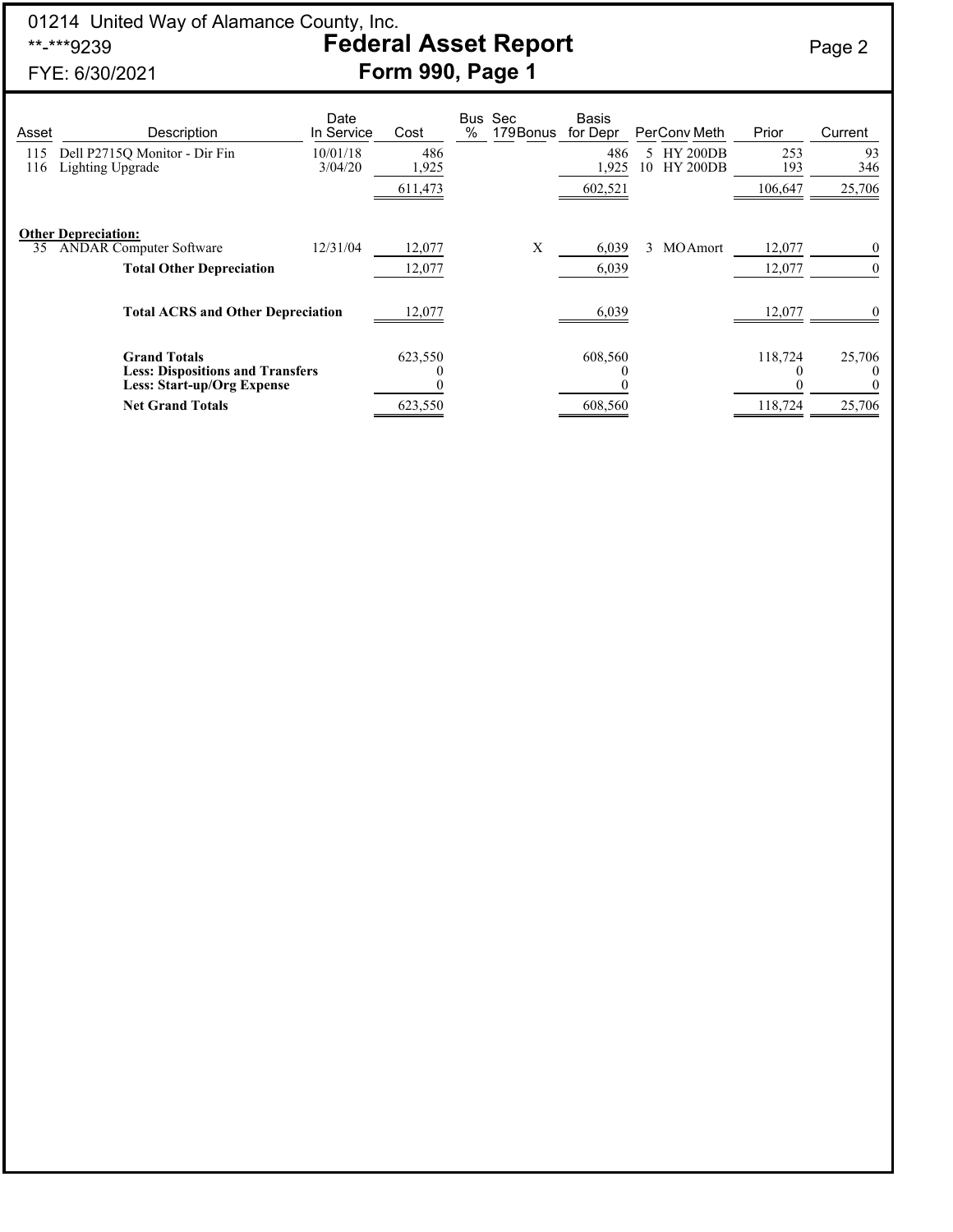01214 United Way of Alamance County, Inc.
**-***9239
FYE: 6/30/2021

# Federal Asset Report
## Form 990, Page 1

| Asset | Description | Date In Service | Cost | Bus % | Sec 179 | Bonus | Basis for Depr | Per | Conv | Meth | Prior | Current |
|---|---|---|---|---|---|---|---|---|---|---|---|---|
| 115 | Dell P2715Q Monitor - Dir Fin | 10/01/18 | 486 | | | | 486 | 5 | HY | 200DB | 253 | 93 |
| 116 | Lighting Upgrade | 3/04/20 | 1,925 | | | | 1,925 | 10 | HY | 200DB | 193 | 346 |
| | | | 611,473 | | | | 602,521 | | | | 106,647 | 25,706 |
| | **Other Depreciation:** | | | | | | | | | | | |
| 35 | ANDAR Computer Software | 12/31/04 | 12,077 | | | X | 6,039 | 3 | MO | Amort | 12,077 | 0 |
| | **Total Other Depreciation** | | 12,077 | | | | 6,039 | | | | 12,077 | 0 |
| | **Total ACRS and Other Depreciation** | | 12,077 | | | | 6,039 | | | | 12,077 | 0 |
| | **Grand Totals** | | 623,550 | | | | 608,560 | | | | 118,724 | 25,706 |
| | **Less: Dispositions and Transfers** | | 0 | | | | 0 | | | | 0 | 0 |
| | **Less: Start-up/Org Expense** | | 0 | | | | 0 | | | | 0 | 0 |
| | **Net Grand Totals** | | 623,550 | | | | 608,560 | | | | 118,724 | 25,706 |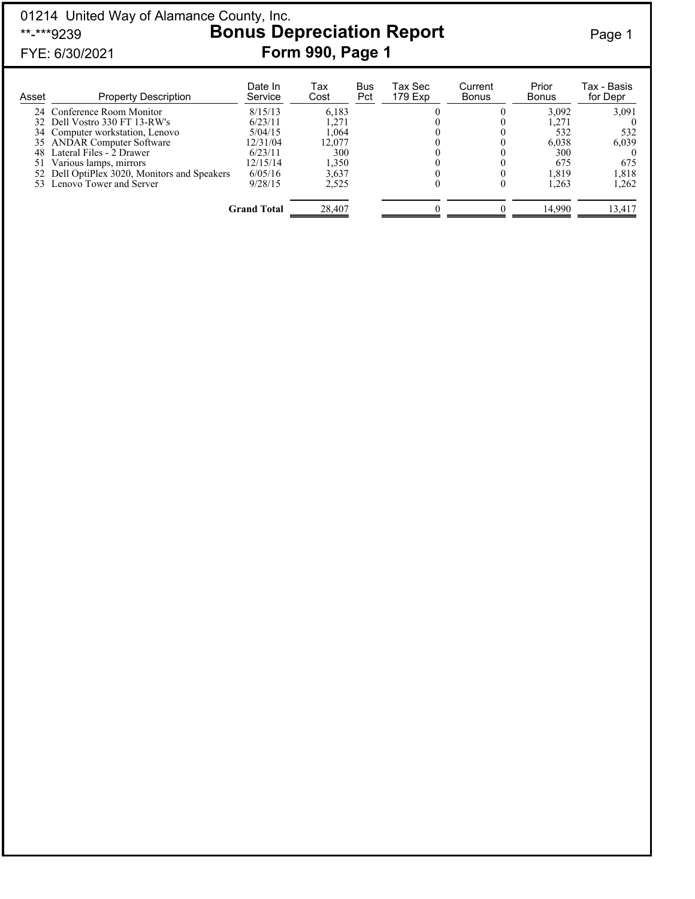01214 United Way of Alamance County, Inc.
**-***9239
FYE: 6/30/2021

# Bonus Depreciation Report

## Form 990, Page 1

| Asset | Property Description | Date In Service | Tax Cost | Bus Pct | Tax Sec 179 Exp | Current Bonus | Prior Bonus | Tax - Basis for Depr |
|---|---|---|---|---|---|---|---|---|
| 24 | Conference Room Monitor | 8/15/13 | 6,183 | | 0 | 0 | 3,092 | 3,091 |
| 32 | Dell Vostro 330 FT 13-RW's | 6/23/11 | 1,271 | | 0 | 0 | 1,271 | 0 |
| 34 | Computer workstation, Lenovo | 5/04/15 | 1,064 | | 0 | 0 | 532 | 532 |
| 35 | ANDAR Computer Software | 12/31/04 | 12,077 | | 0 | 0 | 6,038 | 6,039 |
| 48 | Lateral Files - 2 Drawer | 6/23/11 | 300 | | 0 | 0 | 300 | 0 |
| 51 | Various lamps, mirrors | 12/15/14 | 1,350 | | 0 | 0 | 675 | 675 |
| 52 | Dell OptiPlex 3020, Monitors and Speakers | 6/05/16 | 3,637 | | 0 | 0 | 1,819 | 1,818 |
| 53 | Lenovo Tower and Server | 9/28/15 | 2,525 | | 0 | 0 | 1,263 | 1,262 |
| | | **Grand Total** | 28,407 | | 0 | 0 | 14,990 | 13,417 |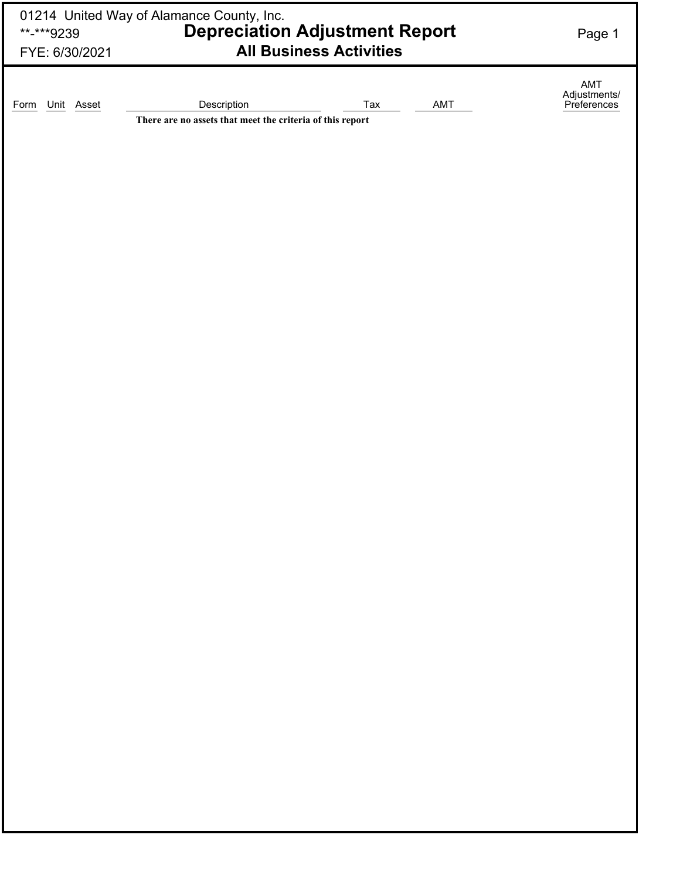01214 United Way of Alamance County, Inc.
**-***9239
FYE: 6/30/2021

# Depreciation Adjustment Report
## All Business Activities

| Form | Unit | Asset | Description | Tax | AMT | AMT Adjustments/ Preferences |
|---|---|---|---|---|---|---|

**There are no assets that meet the criteria of this report**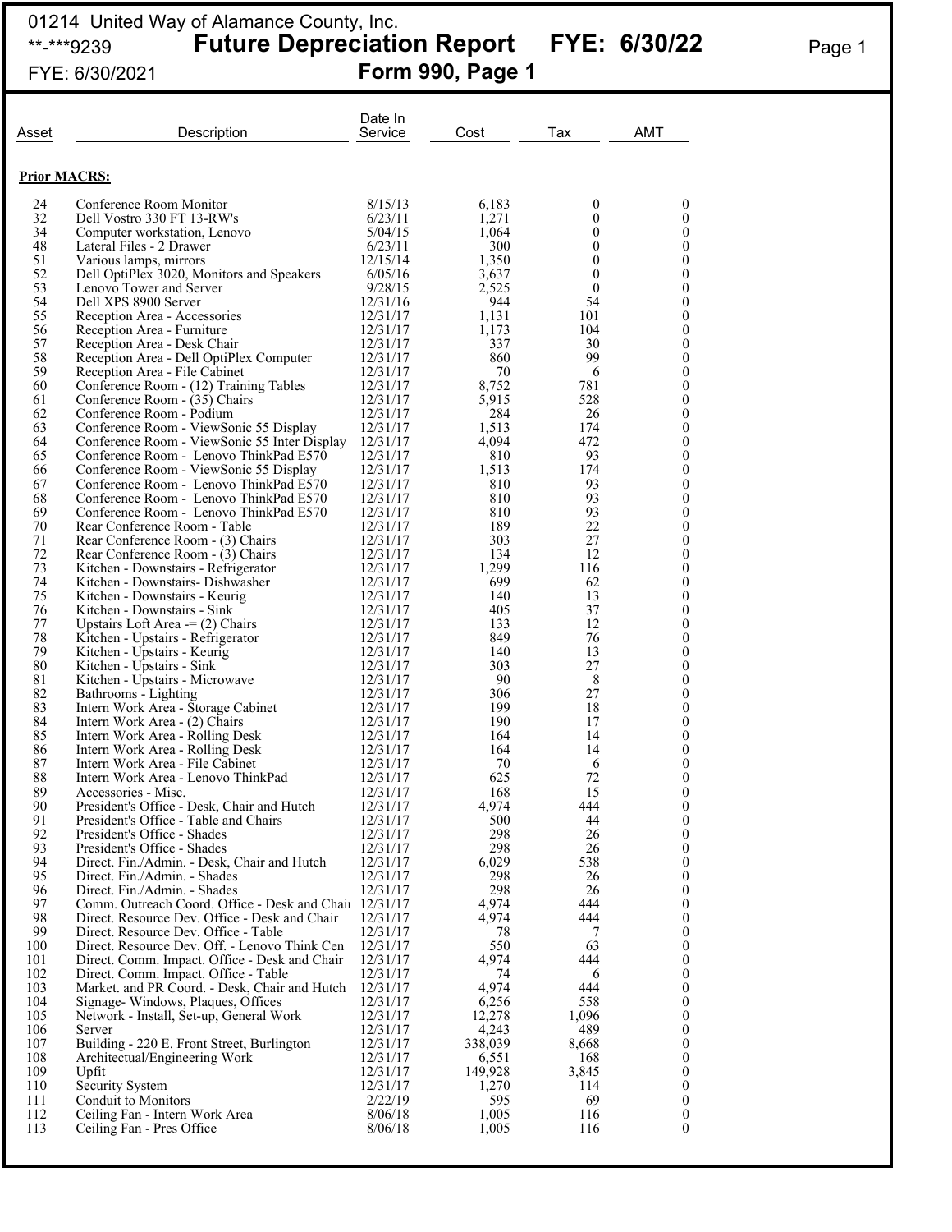01214 United Way of Alamance County, Inc.
**-***9239

# Future Depreciation Report FYE: 6/30/22

FYE: 6/30/2021

## Form 990, Page 1

| Asset | Description | Date In Service | Cost | Tax | AMT |
|---|---|---|---|---|---|
| **Prior MACRS:** | | | | | |
| 24 | Conference Room Monitor | 8/15/13 | 6,183 | 0 | 0 |
| 32 | Dell Vostro 330 FT 13-RW's | 6/23/11 | 1,271 | 0 | 0 |
| 34 | Computer workstation, Lenovo | 5/04/15 | 1,064 | 0 | 0 |
| 48 | Lateral Files - 2 Drawer | 6/23/11 | 300 | 0 | 0 |
| 51 | Various lamps, mirrors | 12/15/14 | 1,350 | 0 | 0 |
| 52 | Dell OptiPlex 3020, Monitors and Speakers | 6/05/16 | 3,637 | 0 | 0 |
| 53 | Lenovo Tower and Server | 9/28/15 | 2,525 | 0 | 0 |
| 54 | Dell XPS 8900 Server | 12/31/16 | 944 | 54 | 0 |
| 55 | Reception Area - Accessories | 12/31/17 | 1,131 | 101 | 0 |
| 56 | Reception Area - Furniture | 12/31/17 | 1,173 | 104 | 0 |
| 57 | Reception Area - Desk Chair | 12/31/17 | 337 | 30 | 0 |
| 58 | Reception Area - Dell OptiPlex Computer | 12/31/17 | 860 | 99 | 0 |
| 59 | Reception Area - File Cabinet | 12/31/17 | 70 | 6 | 0 |
| 60 | Conference Room - (12) Training Tables | 12/31/17 | 8,752 | 781 | 0 |
| 61 | Conference Room - (35) Chairs | 12/31/17 | 5,915 | 528 | 0 |
| 62 | Conference Room - Podium | 12/31/17 | 284 | 26 | 0 |
| 63 | Conference Room - ViewSonic 55 Display | 12/31/17 | 1,513 | 174 | 0 |
| 64 | Conference Room - ViewSonic 55 Inter Display | 12/31/17 | 4,094 | 472 | 0 |
| 65 | Conference Room - Lenovo ThinkPad E570 | 12/31/17 | 810 | 93 | 0 |
| 66 | Conference Room - ViewSonic 55 Display | 12/31/17 | 1,513 | 174 | 0 |
| 67 | Conference Room - Lenovo ThinkPad E570 | 12/31/17 | 810 | 93 | 0 |
| 68 | Conference Room - Lenovo ThinkPad E570 | 12/31/17 | 810 | 93 | 0 |
| 69 | Conference Room - Lenovo ThinkPad E570 | 12/31/17 | 810 | 93 | 0 |
| 70 | Rear Conference Room - Table | 12/31/17 | 189 | 22 | 0 |
| 71 | Rear Conference Room - (3) Chairs | 12/31/17 | 303 | 27 | 0 |
| 72 | Rear Conference Room - (3) Chairs | 12/31/17 | 134 | 12 | 0 |
| 73 | Kitchen - Downstairs - Refrigerator | 12/31/17 | 1,299 | 116 | 0 |
| 74 | Kitchen - Downstairs- Dishwasher | 12/31/17 | 699 | 62 | 0 |
| 75 | Kitchen - Downstairs - Keurig | 12/31/17 | 140 | 13 | 0 |
| 76 | Kitchen - Downstairs - Sink | 12/31/17 | 405 | 37 | 0 |
| 77 | Upstairs Loft Area -= (2) Chairs | 12/31/17 | 133 | 12 | 0 |
| 78 | Kitchen - Upstairs - Refrigerator | 12/31/17 | 849 | 76 | 0 |
| 79 | Kitchen - Upstairs - Keurig | 12/31/17 | 140 | 13 | 0 |
| 80 | Kitchen - Upstairs - Sink | 12/31/17 | 303 | 27 | 0 |
| 81 | Kitchen - Upstairs - Microwave | 12/31/17 | 90 | 8 | 0 |
| 82 | Bathrooms - Lighting | 12/31/17 | 306 | 27 | 0 |
| 83 | Intern Work Area - Storage Cabinet | 12/31/17 | 199 | 18 | 0 |
| 84 | Intern Work Area - (2) Chairs | 12/31/17 | 190 | 17 | 0 |
| 85 | Intern Work Area - Rolling Desk | 12/31/17 | 164 | 14 | 0 |
| 86 | Intern Work Area - Rolling Desk | 12/31/17 | 164 | 14 | 0 |
| 87 | Intern Work Area - File Cabinet | 12/31/17 | 70 | 6 | 0 |
| 88 | Intern Work Area - Lenovo ThinkPad | 12/31/17 | 625 | 72 | 0 |
| 89 | Accessories - Misc. | 12/31/17 | 168 | 15 | 0 |
| 90 | President's Office - Desk, Chair and Hutch | 12/31/17 | 4,974 | 444 | 0 |
| 91 | President's Office - Table and Chairs | 12/31/17 | 500 | 44 | 0 |
| 92 | President's Office - Shades | 12/31/17 | 298 | 26 | 0 |
| 93 | President's Office - Shades | 12/31/17 | 298 | 26 | 0 |
| 94 | Direct. Fin./Admin. - Desk, Chair and Hutch | 12/31/17 | 6,029 | 538 | 0 |
| 95 | Direct. Fin./Admin. - Shades | 12/31/17 | 298 | 26 | 0 |
| 96 | Direct. Fin./Admin. - Shades | 12/31/17 | 298 | 26 | 0 |
| 97 | Comm. Outreach Coord. Office - Desk and Chair | 12/31/17 | 4,974 | 444 | 0 |
| 98 | Direct. Resource Dev. Office - Desk and Chair | 12/31/17 | 4,974 | 444 | 0 |
| 99 | Direct. Resource Dev. Office - Table | 12/31/17 | 78 | 7 | 0 |
| 100 | Direct. Resource Dev. Off. - Lenovo Think Cen | 12/31/17 | 550 | 63 | 0 |
| 101 | Direct. Comm. Impact. Office - Desk and Chair | 12/31/17 | 4,974 | 444 | 0 |
| 102 | Direct. Comm. Impact. Office - Table | 12/31/17 | 74 | 6 | 0 |
| 103 | Market. and PR Coord. - Desk, Chair and Hutch | 12/31/17 | 4,974 | 444 | 0 |
| 104 | Signage- Windows, Plaques, Offices | 12/31/17 | 6,256 | 558 | 0 |
| 105 | Network - Install, Set-up, General Work | 12/31/17 | 12,278 | 1,096 | 0 |
| 106 | Server | 12/31/17 | 4,243 | 489 | 0 |
| 107 | Building - 220 E. Front Street, Burlington | 12/31/17 | 338,039 | 8,668 | 0 |
| 108 | Architectual/Engineering Work | 12/31/17 | 6,551 | 168 | 0 |
| 109 | Upfit | 12/31/17 | 149,928 | 3,845 | 0 |
| 110 | Security System | 12/31/17 | 1,270 | 114 | 0 |
| 111 | Conduit to Monitors | 2/22/19 | 595 | 69 | 0 |
| 112 | Ceiling Fan - Intern Work Area | 8/06/18 | 1,005 | 116 | 0 |
| 113 | Ceiling Fan - Pres Office | 8/06/18 | 1,005 | 116 | 0 |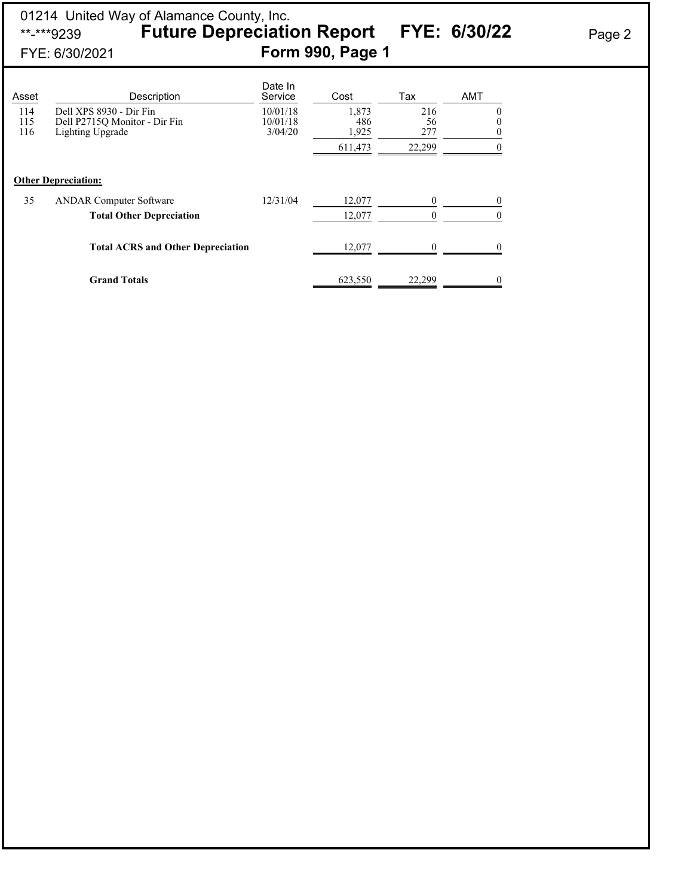01214 United Way of Alamance County, Inc.
**-***9239

# Future Depreciation Report FYE: 6/30/22

FYE: 6/30/2021

## Form 990, Page 1

| Asset | Description | Date In Service | Cost | Tax | AMT |
|---|---|---|---|---|---|
| 114 | Dell XPS 8930 - Dir Fin | 10/01/18 | 1,873 | 216 | 0 |
| 115 | Dell P2715Q Monitor - Dir Fin | 10/01/18 | 486 | 56 | 0 |
| 116 | Lighting Upgrade | 3/04/20 | 1,925 | 277 | 0 |
| | | | 611,473 | 22,299 | 0 |

**Other Depreciation:**

| Asset | Description | Date In Service | Cost | Tax | AMT |
|---|---|---|---|---|---|
| 35 | ANDAR Computer Software | 12/31/04 | 12,077 | 0 | 0 |
| | **Total Other Depreciation** | | 12,077 | 0 | 0 |
| | **Total ACRS and Other Depreciation** | | 12,077 | 0 | 0 |
| | **Grand Totals** | | 623,550 | 22,299 | 0 |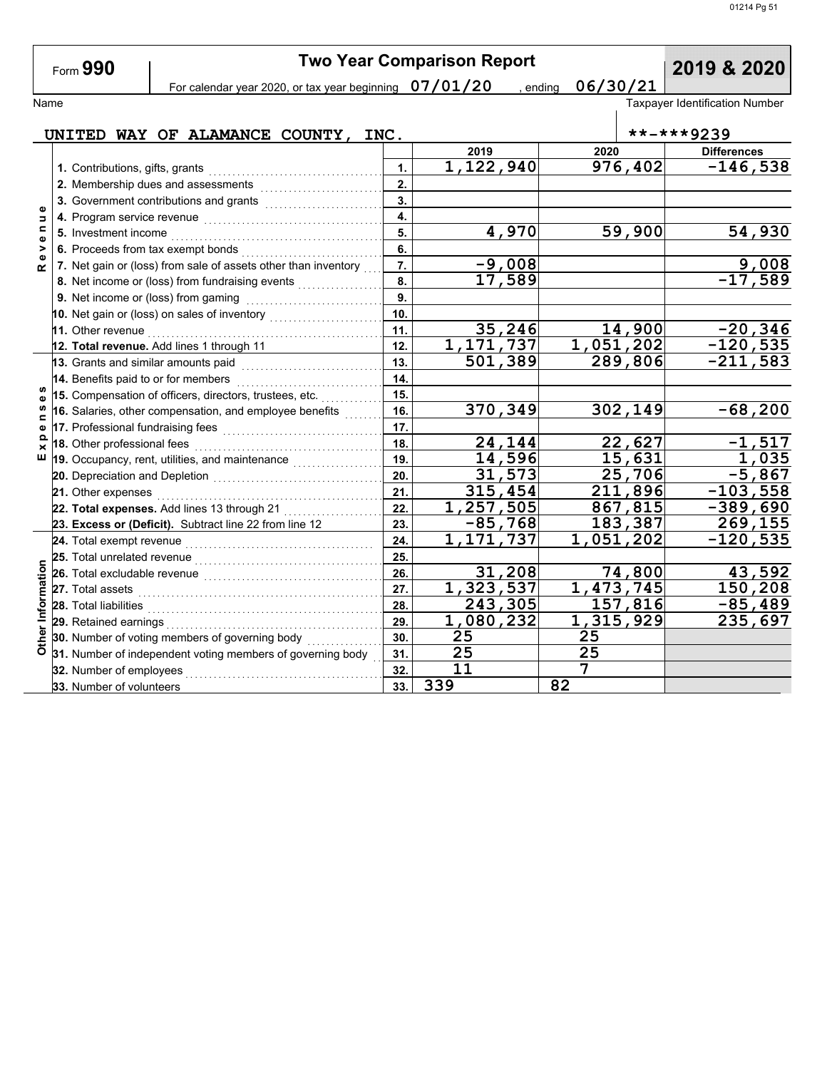Form **990**

# Two Year Comparison Report

**2019 & 2020**

For calendar year 2020, or tax year beginning 07/01/20 , ending 06/30/21

Name: UNITED WAY OF ALAMANCE COUNTY, INC.

Taxpayer Identification Number: **-***9239

| | | | 2019 | 2020 | Differences |
|---|---|---|---|---|---|
| Revenue | 1. Contributions, gifts, grants | 1. | 1,122,940 | 976,402 | -146,538 |
| | 2. Membership dues and assessments | 2. | | | |
| | 3. Government contributions and grants | 3. | | | |
| | 4. Program service revenue | 4. | | | |
| | 5. Investment income | 5. | 4,970 | 59,900 | 54,930 |
| | 6. Proceeds from tax exempt bonds | 6. | | | |
| | 7. Net gain or (loss) from sale of assets other than inventory | 7. | -9,008 | | 9,008 |
| | 8. Net income or (loss) from fundraising events | 8. | 17,589 | | -17,589 |
| | 9. Net income or (loss) from gaming | 9. | | | |
| | 10. Net gain or (loss) on sales of inventory | 10. | | | |
| | 11. Other revenue | 11. | 35,246 | 14,900 | -20,346 |
| | 12. **Total revenue.** Add lines 1 through 11 | 12. | 1,171,737 | 1,051,202 | -120,535 |
| Expenses | 13. Grants and similar amounts paid | 13. | 501,389 | 289,806 | -211,583 |
| | 14. Benefits paid to or for members | 14. | | | |
| | 15. Compensation of officers, directors, trustees, etc. | 15. | | | |
| | 16. Salaries, other compensation, and employee benefits | 16. | 370,349 | 302,149 | -68,200 |
| | 17. Professional fundraising fees | 17. | | | |
| | 18. Other professional fees | 18. | 24,144 | 22,627 | -1,517 |
| | 19. Occupancy, rent, utilities, and maintenance | 19. | 14,596 | 15,631 | 1,035 |
| | 20. Depreciation and Depletion | 20. | 31,573 | 25,706 | -5,867 |
| | 21. Other expenses | 21. | 315,454 | 211,896 | -103,558 |
| | 22. **Total expenses.** Add lines 13 through 21 | 22. | 1,257,505 | 867,815 | -389,690 |
| | 23. **Excess or (Deficit).** Subtract line 22 from line 12 | 23. | -85,768 | 183,387 | 269,155 |
| Other Information | 24. Total exempt revenue | 24. | 1,171,737 | 1,051,202 | -120,535 |
| | 25. Total unrelated revenue | 25. | | | |
| | 26. Total excludable revenue | 26. | 31,208 | 74,800 | 43,592 |
| | 27. Total assets | 27. | 1,323,537 | 1,473,745 | 150,208 |
| | 28. Total liabilities | 28. | 243,305 | 157,816 | -85,489 |
| | 29. Retained earnings | 29. | 1,080,232 | 1,315,929 | 235,697 |
| | 30. Number of voting members of governing body | 30. | 25 | 25 | |
| | 31. Number of independent voting members of governing body | 31. | 25 | 25 | |
| | 32. Number of employees | 32. | 11 | 7 | |
| | 33. Number of volunteers | 33. | 339 | 82 | |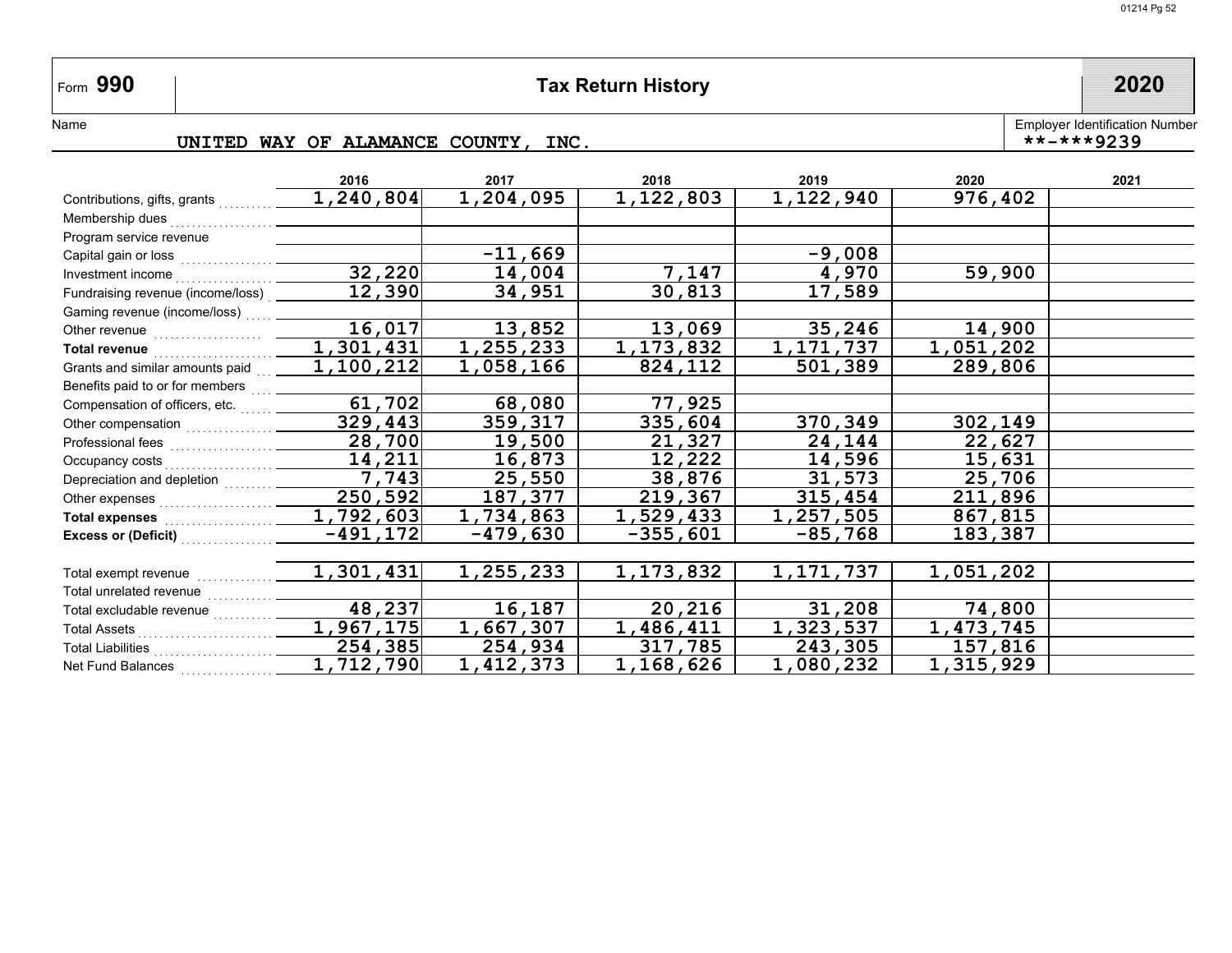Form **990** — **Tax Return History** — **2020**

Name: UNITED WAY OF ALAMANCE COUNTY, INC.

Employer Identification Number: **-***9239

| | 2016 | 2017 | 2018 | 2019 | 2020 | 2021 |
|---|---|---|---|---|---|---|
| Contributions, gifts, grants | 1,240,804 | 1,204,095 | 1,122,803 | 1,122,940 | 976,402 | |
| Membership dues | | | | | | |
| Program service revenue | | | | | | |
| Capital gain or loss | | -11,669 | | -9,008 | | |
| Investment income | 32,220 | 14,004 | 7,147 | 4,970 | 59,900 | |
| Fundraising revenue (income/loss) | 12,390 | 34,951 | 30,813 | 17,589 | | |
| Gaming revenue (income/loss) | | | | | | |
| Other revenue | 16,017 | 13,852 | 13,069 | 35,246 | 14,900 | |
| **Total revenue** | 1,301,431 | 1,255,233 | 1,173,832 | 1,171,737 | 1,051,202 | |
| Grants and similar amounts paid | 1,100,212 | 1,058,166 | 824,112 | 501,389 | 289,806 | |
| Benefits paid to or for members | | | | | | |
| Compensation of officers, etc. | 61,702 | 68,080 | 77,925 | | | |
| Other compensation | 329,443 | 359,317 | 335,604 | 370,349 | 302,149 | |
| Professional fees | 28,700 | 19,500 | 21,327 | 24,144 | 22,627 | |
| Occupancy costs | 14,211 | 16,873 | 12,222 | 14,596 | 15,631 | |
| Depreciation and depletion | 7,743 | 25,550 | 38,876 | 31,573 | 25,706 | |
| Other expenses | 250,592 | 187,377 | 219,367 | 315,454 | 211,896 | |
| **Total expenses** | 1,792,603 | 1,734,863 | 1,529,433 | 1,257,505 | 867,815 | |
| **Excess or (Deficit)** | -491,172 | -479,630 | -355,601 | -85,768 | 183,387 | |
| | | | | | | |
| Total exempt revenue | 1,301,431 | 1,255,233 | 1,173,832 | 1,171,737 | 1,051,202 | |
| Total unrelated revenue | | | | | | |
| Total excludable revenue | 48,237 | 16,187 | 20,216 | 31,208 | 74,800 | |
| Total Assets | 1,967,175 | 1,667,307 | 1,486,411 | 1,323,537 | 1,473,745 | |
| Total Liabilities | 254,385 | 254,934 | 317,785 | 243,305 | 157,816 | |
| Net Fund Balances | 1,712,790 | 1,412,373 | 1,168,626 | 1,080,232 | 1,315,929 | |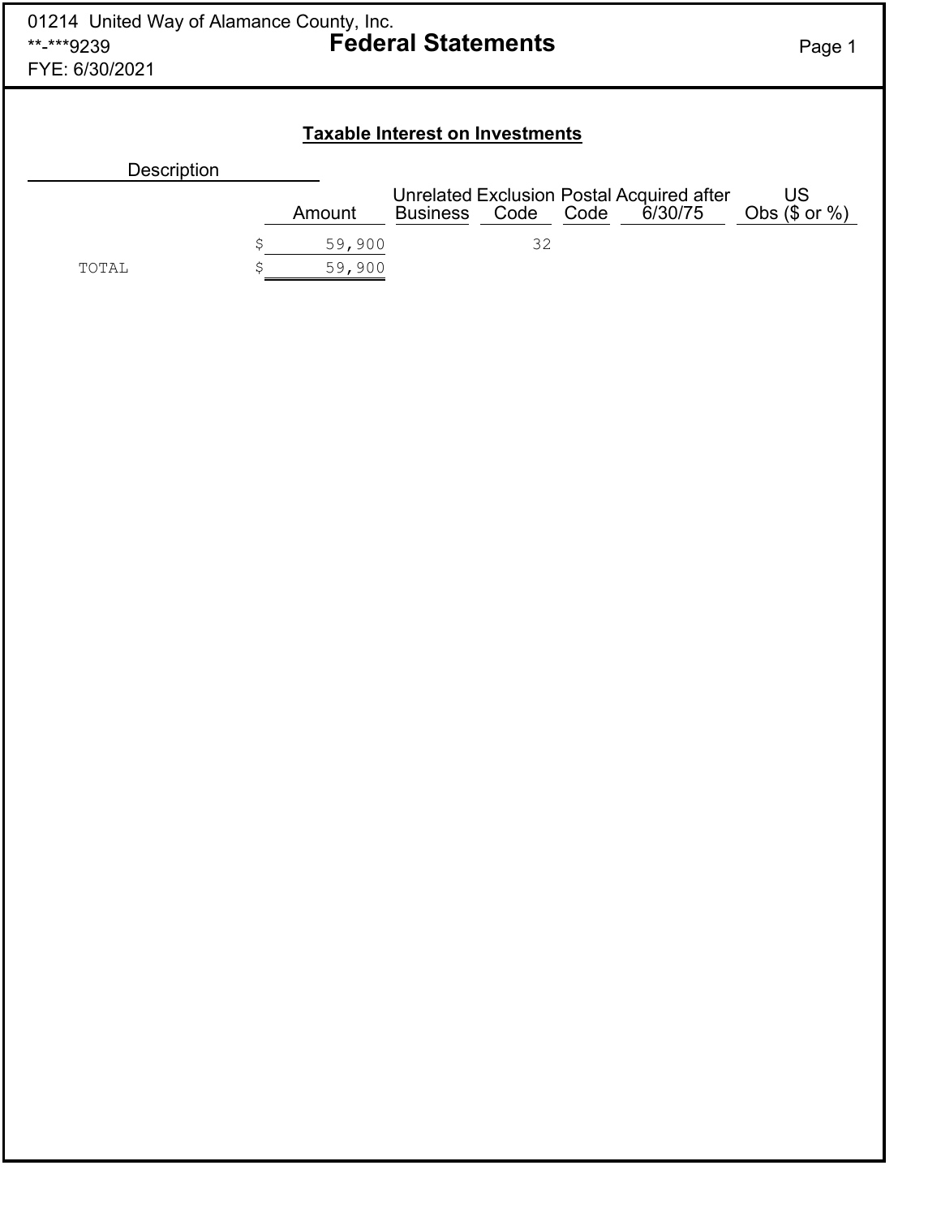01214 United Way of Alamance County, Inc.
**-***9239
FYE: 6/30/2021

# Federal Statements

## Taxable Interest on Investments

| Description | Amount | Unrelated Business | Exclusion Code | Postal Code | Acquired after 6/30/75 | US Obs ($ or %) |
|---|---|---|---|---|---|---|
| | $ 59,900 | | 32 | | | |
| TOTAL | $ 59,900 | | | | | |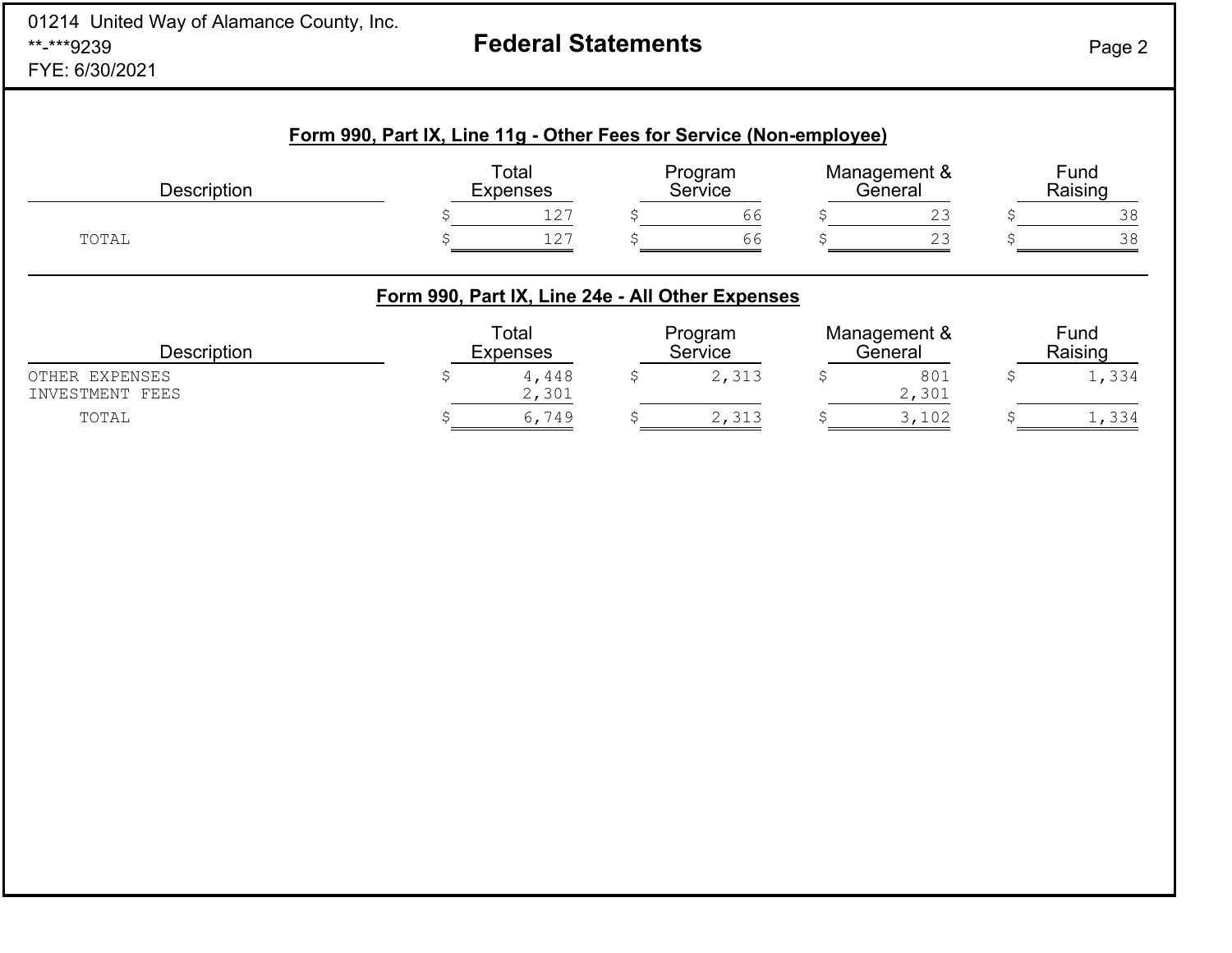01214 United Way of Alamance County, Inc.
**-***9239
FYE: 6/30/2021

# Federal Statements

## Form 990, Part IX, Line 11g - Other Fees for Service (Non-employee)

| Description | Total Expenses | Program Service | Management & General | Fund Raising |
|---|---|---|---|---|
| | $ 127 | $ 66 | $ 23 | $ 38 |
| TOTAL | $ 127 | $ 66 | $ 23 | $ 38 |

## Form 990, Part IX, Line 24e - All Other Expenses

| Description | Total Expenses | Program Service | Management & General | Fund Raising |
|---|---|---|---|---|
| OTHER EXPENSES | $ 4,448 | $ 2,313 | $ 801 | $ 1,334 |
| INVESTMENT FEES | 2,301 | | 2,301 | |
| TOTAL | $ 6,749 | $ 2,313 | $ 3,102 | $ 1,334 |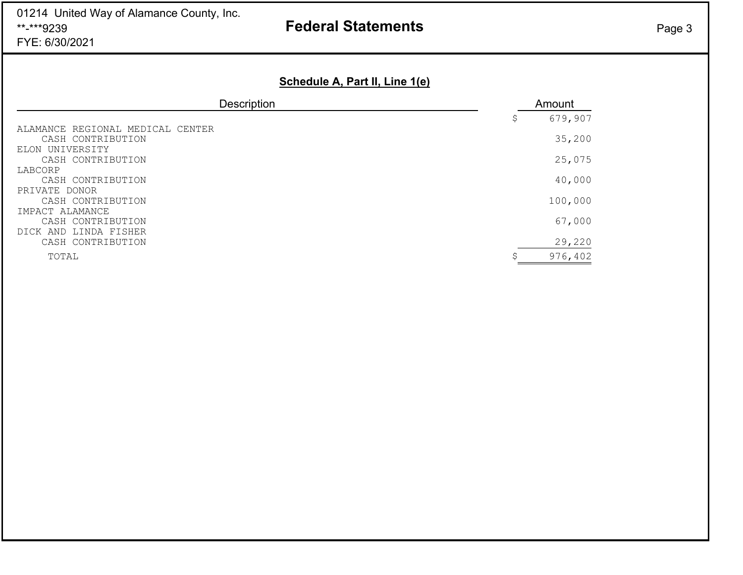01214 United Way of Alamance County, Inc.
**-***9239
FYE: 6/30/2021

# Federal Statements

## Schedule A, Part II, Line 1(e)

| Description | Amount |
| --- | --- |
| | $ 679,907 |
| ALAMANCE REGIONAL MEDICAL CENTER | |
| CASH CONTRIBUTION | 35,200 |
| ELON UNIVERSITY | |
| CASH CONTRIBUTION | 25,075 |
| LABCORP | |
| CASH CONTRIBUTION | 40,000 |
| PRIVATE DONOR | |
| CASH CONTRIBUTION | 100,000 |
| IMPACT ALAMANCE | |
| CASH CONTRIBUTION | 67,000 |
| DICK AND LINDA FISHER | |
| CASH CONTRIBUTION | 29,220 |
| TOTAL | $ 976,402 |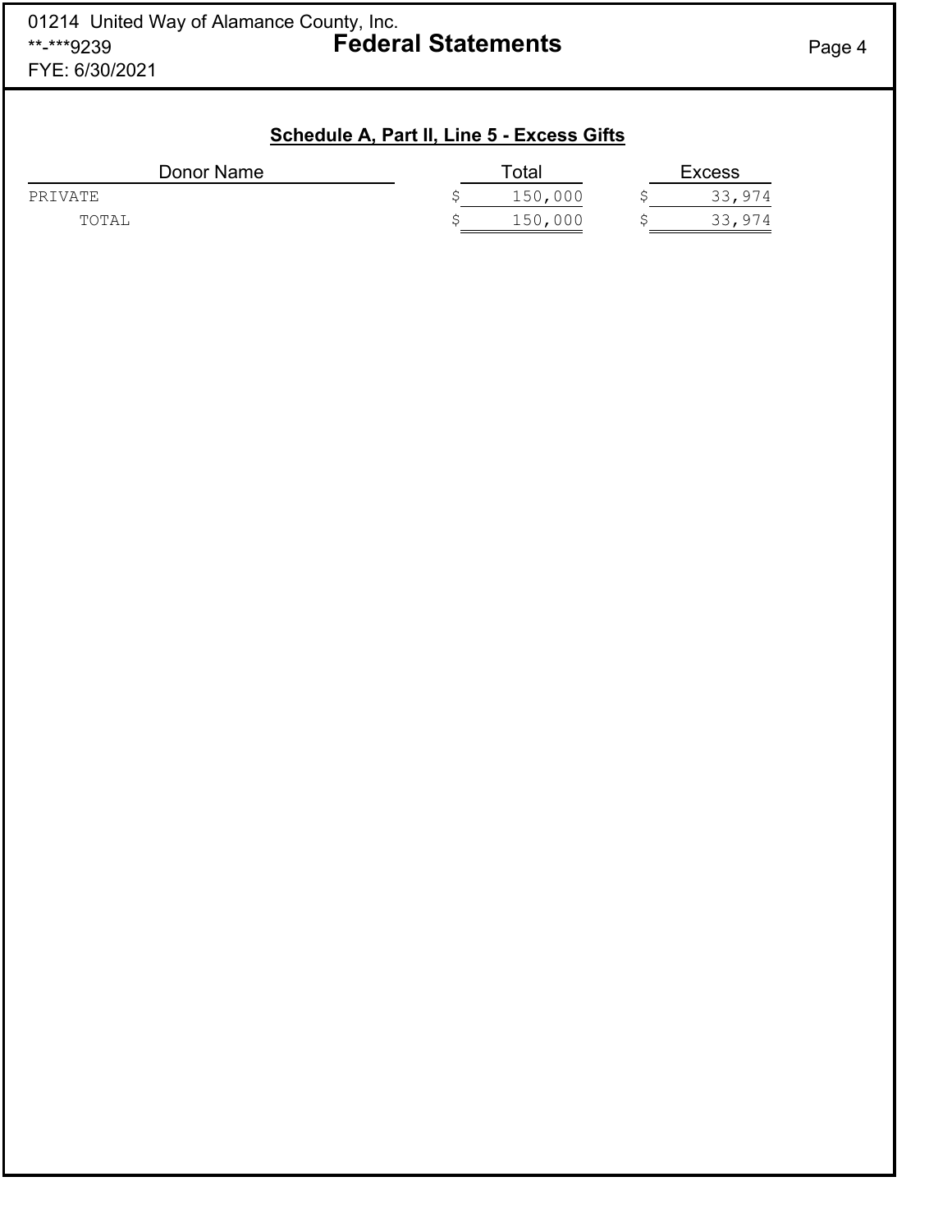## Schedule A, Part II, Line 5 - Excess Gifts

| Donor Name | Total | Excess |
|---|---|---|
| PRIVATE | $ 150,000 | $ 33,974 |
| TOTAL | $ 150,000 | $ 33,974 |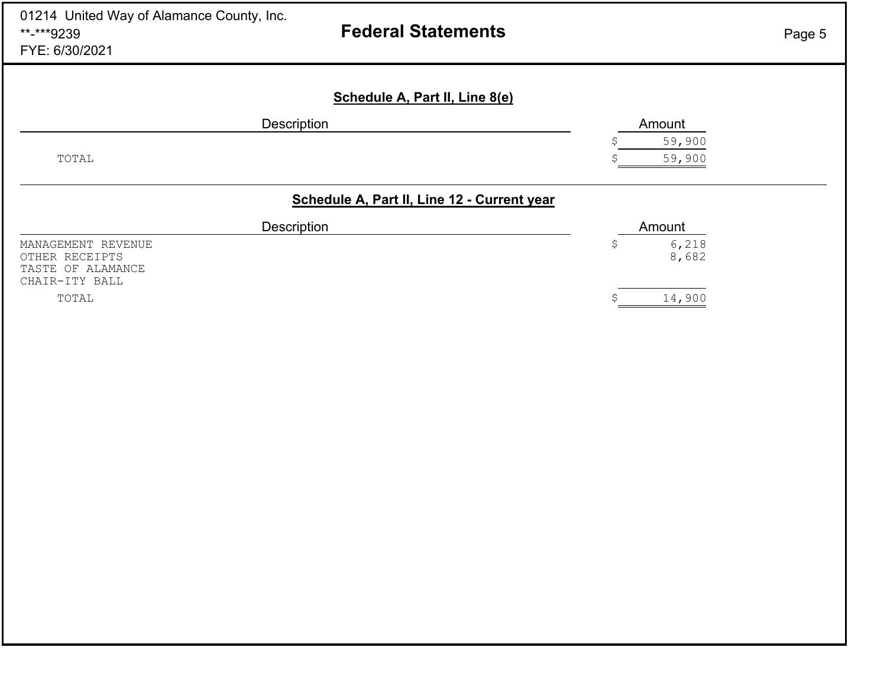01214 United Way of Alamance County, Inc.
**-***9239
FYE: 6/30/2021

# Federal Statements

## Schedule A, Part II, Line 8(e)

| Description | Amount |
|---|---|
| | $ 59,900 |
| TOTAL | $ 59,900 |

## Schedule A, Part II, Line 12 - Current year

| Description | Amount |
|---|---|
| MANAGEMENT REVENUE | $ 6,218 |
| OTHER RECEIPTS | 8,682 |
| TASTE OF ALAMANCE | |
| CHAIR-ITY BALL | |
| TOTAL | $ 14,900 |